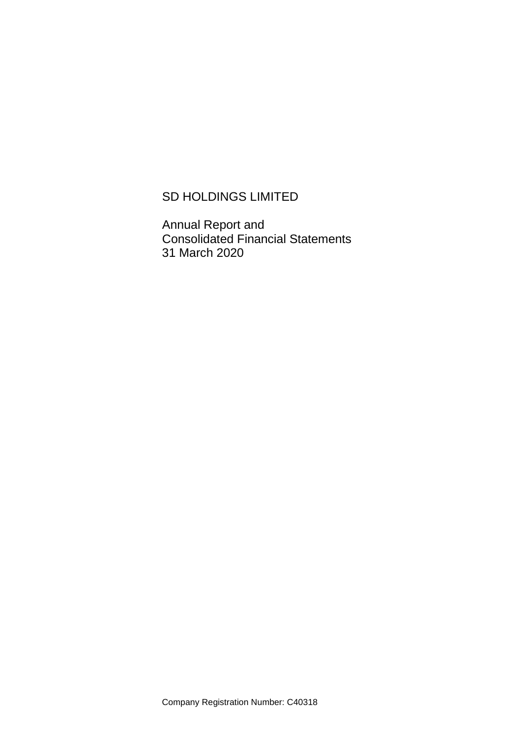# SD HOLDINGS LIMITED

Annual Report and
Consolidated Financial Statements
31 March 2020

Company Registration Number: C40318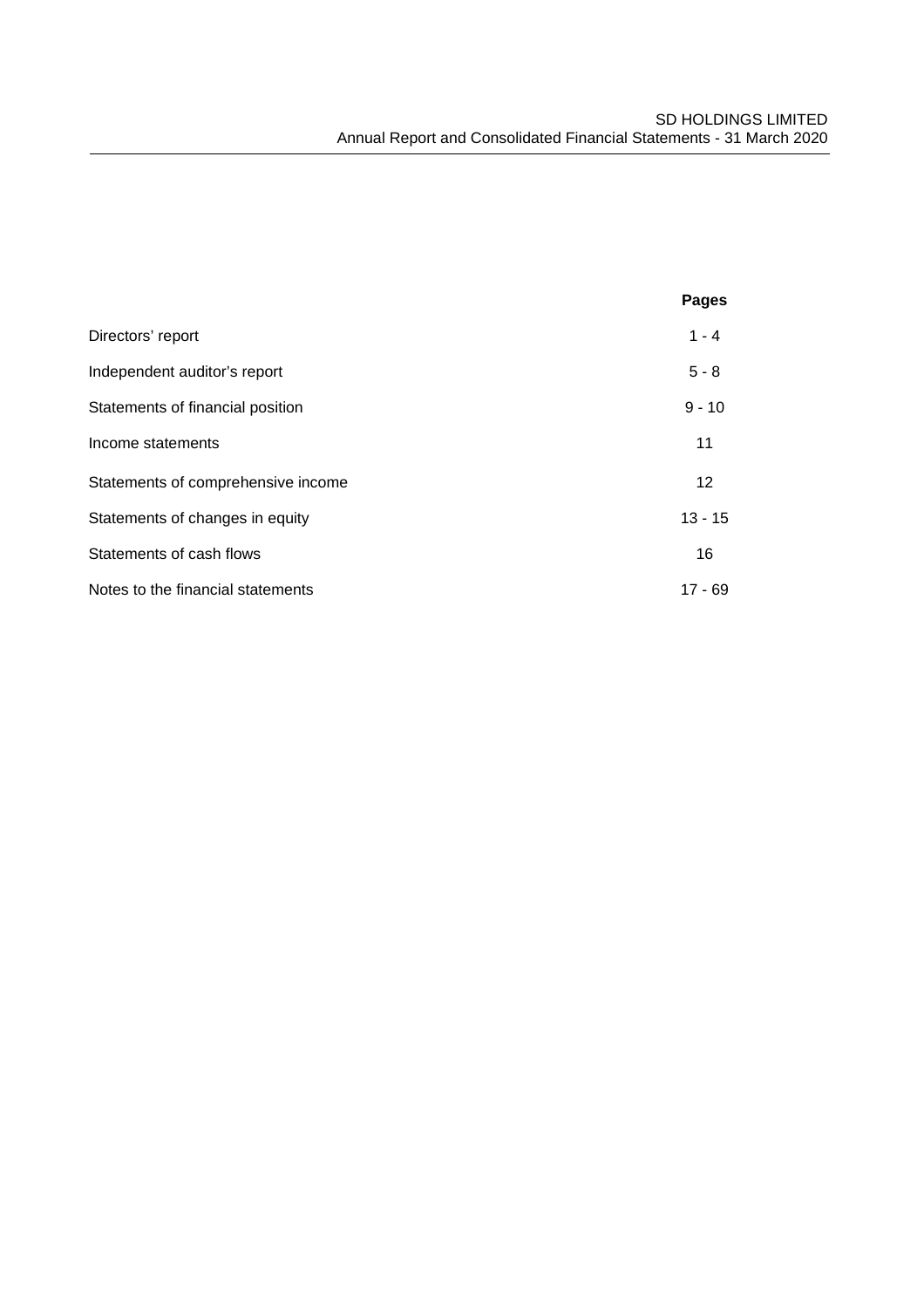| | Pages |
|---|---|
| Directors' report | 1 - 4 |
| Independent auditor's report | 5 - 8 |
| Statements of financial position | 9 - 10 |
| Income statements | 11 |
| Statements of comprehensive income | 12 |
| Statements of changes in equity | 13 - 15 |
| Statements of cash flows | 16 |
| Notes to the financial statements | 17 - 69 |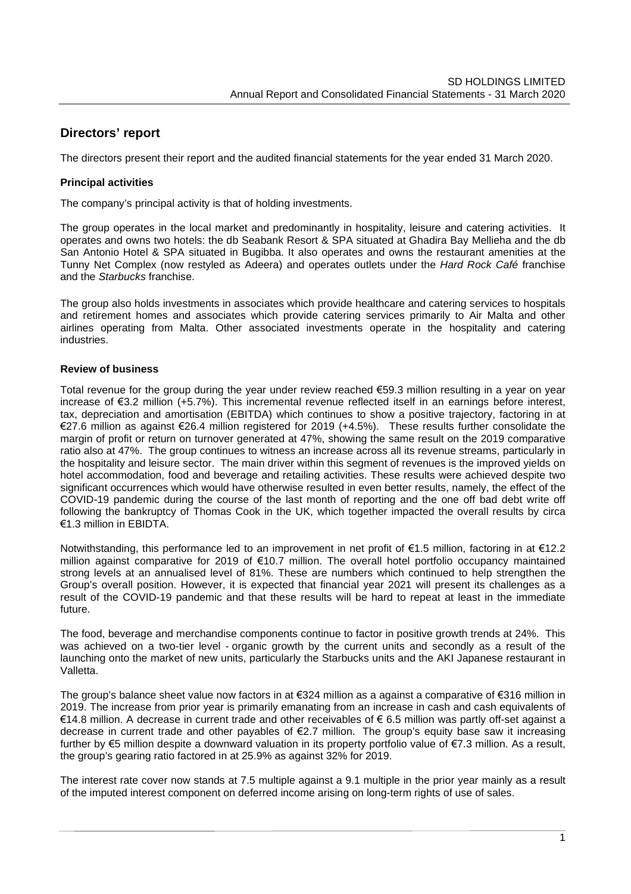## Directors' report

The directors present their report and the audited financial statements for the year ended 31 March 2020.

### Principal activities

The company's principal activity is that of holding investments.

The group operates in the local market and predominantly in hospitality, leisure and catering activities. It operates and owns two hotels: the db Seabank Resort & SPA situated at Ghadira Bay Mellieha and the db San Antonio Hotel & SPA situated in Bugibba. It also operates and owns the restaurant amenities at the Tunny Net Complex (now restyled as Adeera) and operates outlets under the *Hard Rock Café* franchise and the *Starbucks* franchise.

The group also holds investments in associates which provide healthcare and catering services to hospitals and retirement homes and associates which provide catering services primarily to Air Malta and other airlines operating from Malta. Other associated investments operate in the hospitality and catering industries.

### Review of business

Total revenue for the group during the year under review reached €59.3 million resulting in a year on year increase of €3.2 million (+5.7%). This incremental revenue reflected itself in an earnings before interest, tax, depreciation and amortisation (EBITDA) which continues to show a positive trajectory, factoring in at €27.6 million as against €26.4 million registered for 2019 (+4.5%). These results further consolidate the margin of profit or return on turnover generated at 47%, showing the same result on the 2019 comparative ratio also at 47%. The group continues to witness an increase across all its revenue streams, particularly in the hospitality and leisure sector. The main driver within this segment of revenues is the improved yields on hotel accommodation, food and beverage and retailing activities. These results were achieved despite two significant occurrences which would have otherwise resulted in even better results, namely, the effect of the COVID-19 pandemic during the course of the last month of reporting and the one off bad debt write off following the bankruptcy of Thomas Cook in the UK, which together impacted the overall results by circa €1.3 million in EBIDTA.

Notwithstanding, this performance led to an improvement in net profit of €1.5 million, factoring in at €12.2 million against comparative for 2019 of €10.7 million. The overall hotel portfolio occupancy maintained strong levels at an annualised level of 81%. These are numbers which continued to help strengthen the Group's overall position. However, it is expected that financial year 2021 will present its challenges as a result of the COVID-19 pandemic and that these results will be hard to repeat at least in the immediate future.

The food, beverage and merchandise components continue to factor in positive growth trends at 24%. This was achieved on a two-tier level - organic growth by the current units and secondly as a result of the launching onto the market of new units, particularly the Starbucks units and the AKI Japanese restaurant in Valletta.

The group's balance sheet value now factors in at €324 million as a against a comparative of €316 million in 2019. The increase from prior year is primarily emanating from an increase in cash and cash equivalents of €14.8 million. A decrease in current trade and other receivables of € 6.5 million was partly off-set against a decrease in current trade and other payables of €2.7 million. The group's equity base saw it increasing further by €5 million despite a downward valuation in its property portfolio value of €7.3 million. As a result, the group's gearing ratio factored in at 25.9% as against 32% for 2019.

The interest rate cover now stands at 7.5 multiple against a 9.1 multiple in the prior year mainly as a result of the imputed interest component on deferred income arising on long-term rights of use of sales.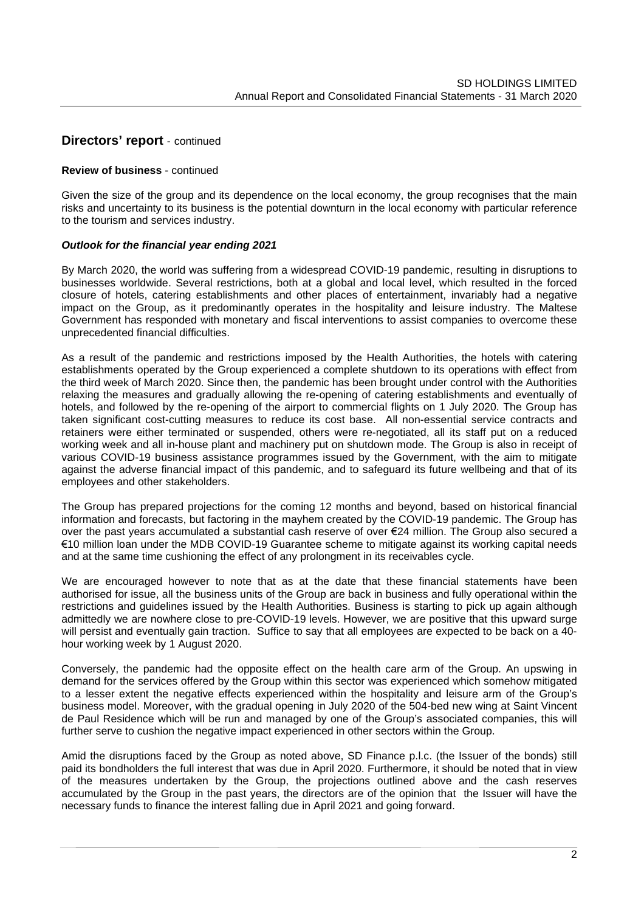## Directors' report - continued

**Review of business** - continued

Given the size of the group and its dependence on the local economy, the group recognises that the main risks and uncertainty to its business is the potential downturn in the local economy with particular reference to the tourism and services industry.

***Outlook for the financial year ending 2021***

By March 2020, the world was suffering from a widespread COVID-19 pandemic, resulting in disruptions to businesses worldwide. Several restrictions, both at a global and local level, which resulted in the forced closure of hotels, catering establishments and other places of entertainment, invariably had a negative impact on the Group, as it predominantly operates in the hospitality and leisure industry. The Maltese Government has responded with monetary and fiscal interventions to assist companies to overcome these unprecedented financial difficulties.

As a result of the pandemic and restrictions imposed by the Health Authorities, the hotels with catering establishments operated by the Group experienced a complete shutdown to its operations with effect from the third week of March 2020. Since then, the pandemic has been brought under control with the Authorities relaxing the measures and gradually allowing the re-opening of catering establishments and eventually of hotels, and followed by the re-opening of the airport to commercial flights on 1 July 2020. The Group has taken significant cost-cutting measures to reduce its cost base. All non-essential service contracts and retainers were either terminated or suspended, others were re-negotiated, all its staff put on a reduced working week and all in-house plant and machinery put on shutdown mode. The Group is also in receipt of various COVID-19 business assistance programmes issued by the Government, with the aim to mitigate against the adverse financial impact of this pandemic, and to safeguard its future wellbeing and that of its employees and other stakeholders.

The Group has prepared projections for the coming 12 months and beyond, based on historical financial information and forecasts, but factoring in the mayhem created by the COVID-19 pandemic. The Group has over the past years accumulated a substantial cash reserve of over €24 million. The Group also secured a €10 million loan under the MDB COVID-19 Guarantee scheme to mitigate against its working capital needs and at the same time cushioning the effect of any prolongment in its receivables cycle.

We are encouraged however to note that as at the date that these financial statements have been authorised for issue, all the business units of the Group are back in business and fully operational within the restrictions and guidelines issued by the Health Authorities. Business is starting to pick up again although admittedly we are nowhere close to pre-COVID-19 levels. However, we are positive that this upward surge will persist and eventually gain traction. Suffice to say that all employees are expected to be back on a 40-hour working week by 1 August 2020.

Conversely, the pandemic had the opposite effect on the health care arm of the Group. An upswing in demand for the services offered by the Group within this sector was experienced which somehow mitigated to a lesser extent the negative effects experienced within the hospitality and leisure arm of the Group's business model. Moreover, with the gradual opening in July 2020 of the 504-bed new wing at Saint Vincent de Paul Residence which will be run and managed by one of the Group's associated companies, this will further serve to cushion the negative impact experienced in other sectors within the Group.

Amid the disruptions faced by the Group as noted above, SD Finance p.l.c. (the Issuer of the bonds) still paid its bondholders the full interest that was due in April 2020. Furthermore, it should be noted that in view of the measures undertaken by the Group, the projections outlined above and the cash reserves accumulated by the Group in the past years, the directors are of the opinion that the Issuer will have the necessary funds to finance the interest falling due in April 2021 and going forward.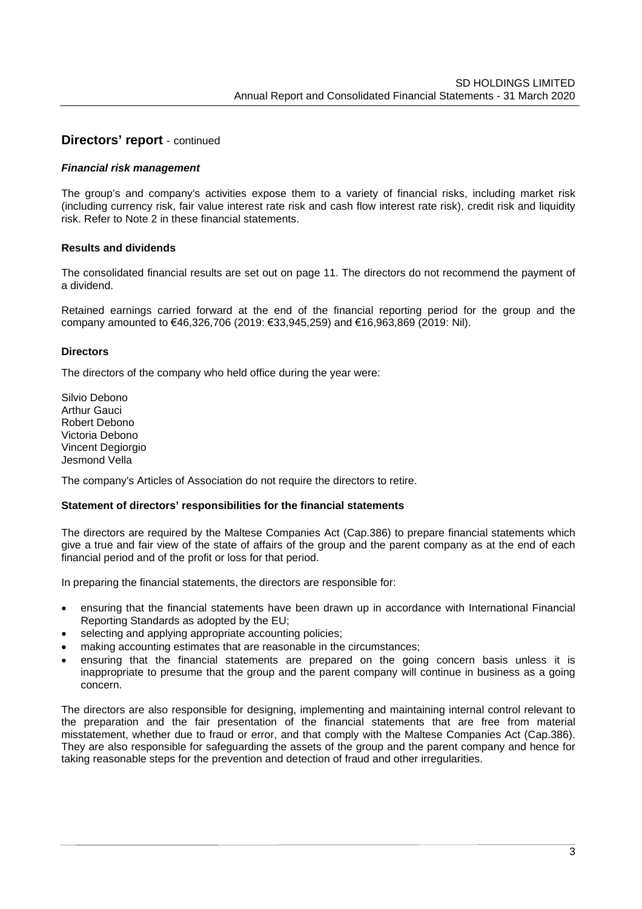## Directors' report - continued

### *Financial risk management*

The group's and company's activities expose them to a variety of financial risks, including market risk (including currency risk, fair value interest rate risk and cash flow interest rate risk), credit risk and liquidity risk. Refer to Note 2 in these financial statements.

### Results and dividends

The consolidated financial results are set out on page 11. The directors do not recommend the payment of a dividend.

Retained earnings carried forward at the end of the financial reporting period for the group and the company amounted to €46,326,706 (2019: €33,945,259) and €16,963,869 (2019: Nil).

### Directors

The directors of the company who held office during the year were:

Silvio Debono
Arthur Gauci
Robert Debono
Victoria Debono
Vincent Degiorgio
Jesmond Vella

The company's Articles of Association do not require the directors to retire.

### Statement of directors' responsibilities for the financial statements

The directors are required by the Maltese Companies Act (Cap.386) to prepare financial statements which give a true and fair view of the state of affairs of the group and the parent company as at the end of each financial period and of the profit or loss for that period.

In preparing the financial statements, the directors are responsible for:

- ensuring that the financial statements have been drawn up in accordance with International Financial Reporting Standards as adopted by the EU;
- selecting and applying appropriate accounting policies;
- making accounting estimates that are reasonable in the circumstances;
- ensuring that the financial statements are prepared on the going concern basis unless it is inappropriate to presume that the group and the parent company will continue in business as a going concern.

The directors are also responsible for designing, implementing and maintaining internal control relevant to the preparation and the fair presentation of the financial statements that are free from material misstatement, whether due to fraud or error, and that comply with the Maltese Companies Act (Cap.386). They are also responsible for safeguarding the assets of the group and the parent company and hence for taking reasonable steps for the prevention and detection of fraud and other irregularities.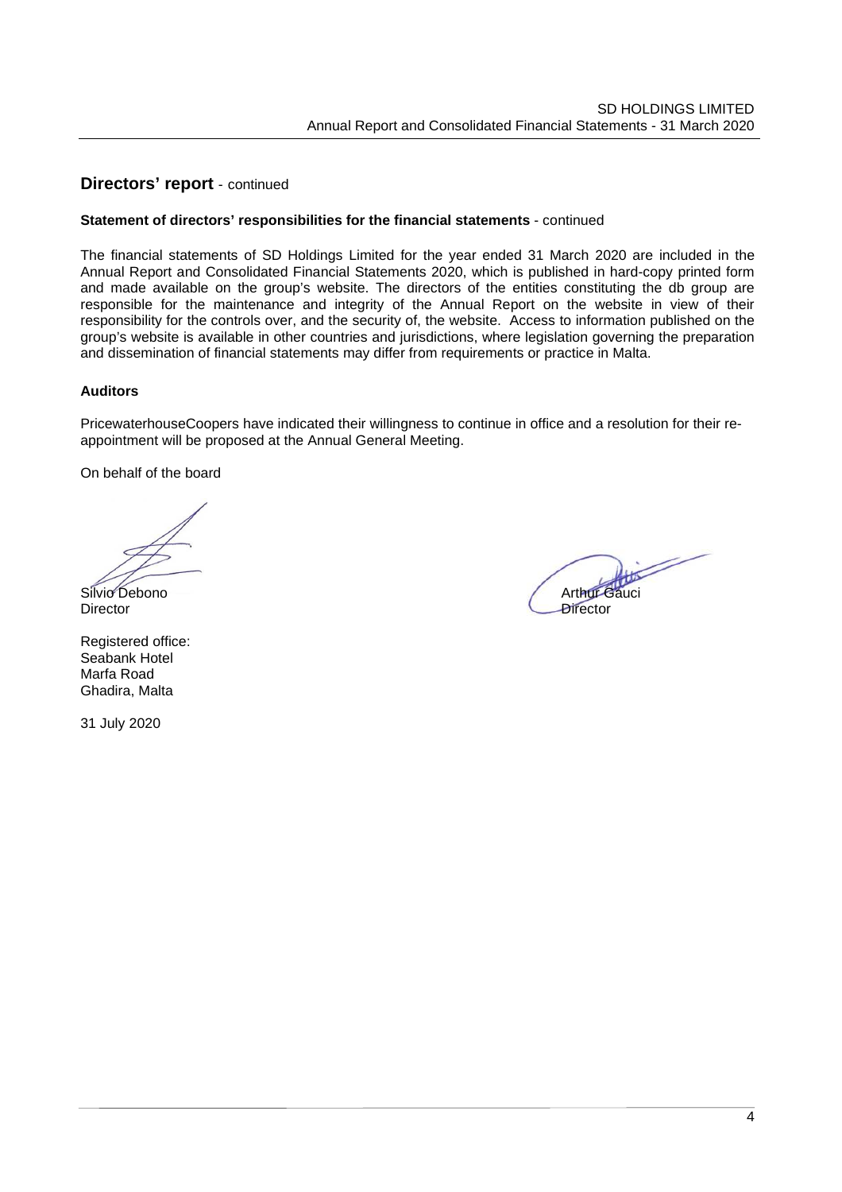## Directors' report - continued

**Statement of directors' responsibilities for the financial statements** - continued

The financial statements of SD Holdings Limited for the year ended 31 March 2020 are included in the Annual Report and Consolidated Financial Statements 2020, which is published in hard-copy printed form and made available on the group's website. The directors of the entities constituting the db group are responsible for the maintenance and integrity of the Annual Report on the website in view of their responsibility for the controls over, and the security of, the website. Access to information published on the group's website is available in other countries and jurisdictions, where legislation governing the preparation and dissemination of financial statements may differ from requirements or practice in Malta.

**Auditors**

PricewaterhouseCoopers have indicated their willingness to continue in office and a resolution for their re-appointment will be proposed at the Annual General Meeting.

On behalf of the board

Silvio Debono
Director

Arthur Gauci
Director

Registered office:
Seabank Hotel
Marfa Road
Ghadira, Malta

31 July 2020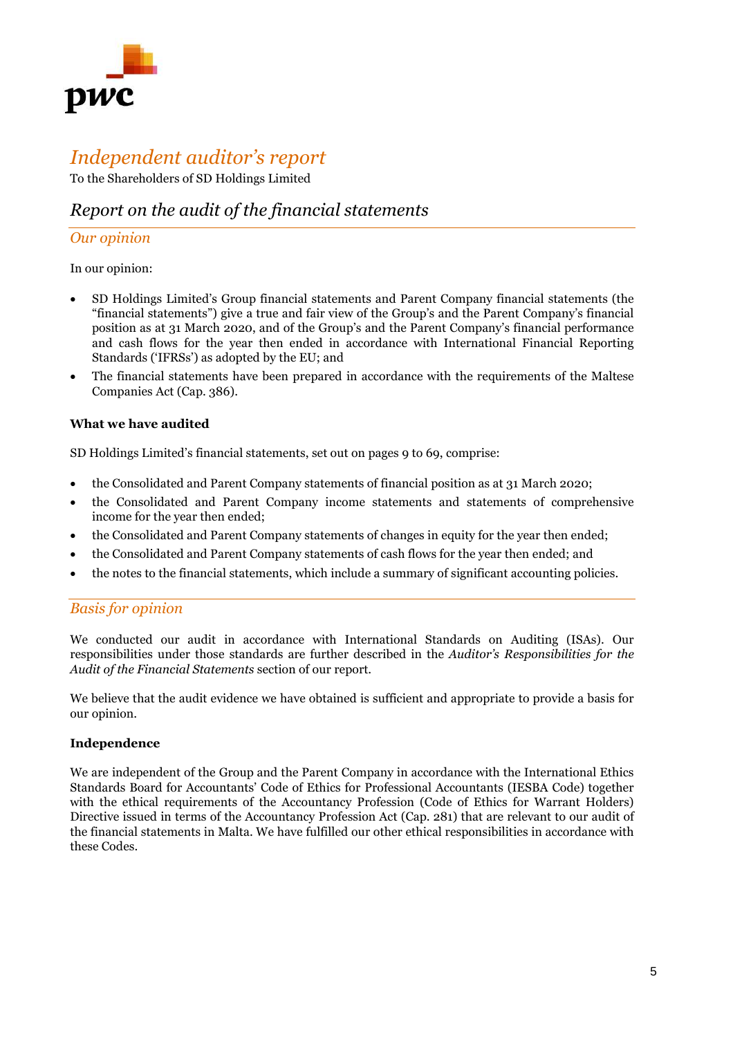# *Independent auditor's report*

To the Shareholders of SD Holdings Limited

## *Report on the audit of the financial statements*

### *Our opinion*

In our opinion:

- SD Holdings Limited's Group financial statements and Parent Company financial statements (the "financial statements") give a true and fair view of the Group's and the Parent Company's financial position as at 31 March 2020, and of the Group's and the Parent Company's financial performance and cash flows for the year then ended in accordance with International Financial Reporting Standards ('IFRSs') as adopted by the EU; and
- The financial statements have been prepared in accordance with the requirements of the Maltese Companies Act (Cap. 386).

**What we have audited**

SD Holdings Limited's financial statements, set out on pages 9 to 69, comprise:

- the Consolidated and Parent Company statements of financial position as at 31 March 2020;
- the Consolidated and Parent Company income statements and statements of comprehensive income for the year then ended;
- the Consolidated and Parent Company statements of changes in equity for the year then ended;
- the Consolidated and Parent Company statements of cash flows for the year then ended; and
- the notes to the financial statements, which include a summary of significant accounting policies.

### *Basis for opinion*

We conducted our audit in accordance with International Standards on Auditing (ISAs). Our responsibilities under those standards are further described in the *Auditor's Responsibilities for the Audit of the Financial Statements* section of our report.

We believe that the audit evidence we have obtained is sufficient and appropriate to provide a basis for our opinion.

**Independence**

We are independent of the Group and the Parent Company in accordance with the International Ethics Standards Board for Accountants' Code of Ethics for Professional Accountants (IESBA Code) together with the ethical requirements of the Accountancy Profession (Code of Ethics for Warrant Holders) Directive issued in terms of the Accountancy Profession Act (Cap. 281) that are relevant to our audit of the financial statements in Malta. We have fulfilled our other ethical responsibilities in accordance with these Codes.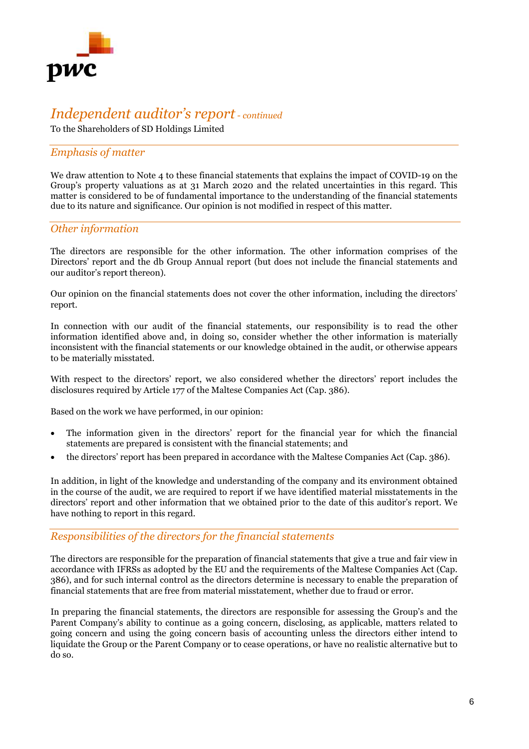# *Independent auditor's report - continued*

To the Shareholders of SD Holdings Limited

## *Emphasis of matter*

We draw attention to Note 4 to these financial statements that explains the impact of COVID-19 on the Group's property valuations as at 31 March 2020 and the related uncertainties in this regard. This matter is considered to be of fundamental importance to the understanding of the financial statements due to its nature and significance. Our opinion is not modified in respect of this matter.

## *Other information*

The directors are responsible for the other information. The other information comprises of the Directors' report and the db Group Annual report (but does not include the financial statements and our auditor's report thereon).

Our opinion on the financial statements does not cover the other information, including the directors' report.

In connection with our audit of the financial statements, our responsibility is to read the other information identified above and, in doing so, consider whether the other information is materially inconsistent with the financial statements or our knowledge obtained in the audit, or otherwise appears to be materially misstated.

With respect to the directors' report, we also considered whether the directors' report includes the disclosures required by Article 177 of the Maltese Companies Act (Cap. 386).

Based on the work we have performed, in our opinion:

- The information given in the directors' report for the financial year for which the financial statements are prepared is consistent with the financial statements; and
- the directors' report has been prepared in accordance with the Maltese Companies Act (Cap. 386).

In addition, in light of the knowledge and understanding of the company and its environment obtained in the course of the audit, we are required to report if we have identified material misstatements in the directors' report and other information that we obtained prior to the date of this auditor's report. We have nothing to report in this regard.

## *Responsibilities of the directors for the financial statements*

The directors are responsible for the preparation of financial statements that give a true and fair view in accordance with IFRSs as adopted by the EU and the requirements of the Maltese Companies Act (Cap. 386), and for such internal control as the directors determine is necessary to enable the preparation of financial statements that are free from material misstatement, whether due to fraud or error.

In preparing the financial statements, the directors are responsible for assessing the Group's and the Parent Company's ability to continue as a going concern, disclosing, as applicable, matters related to going concern and using the going concern basis of accounting unless the directors either intend to liquidate the Group or the Parent Company or to cease operations, or have no realistic alternative but to do so.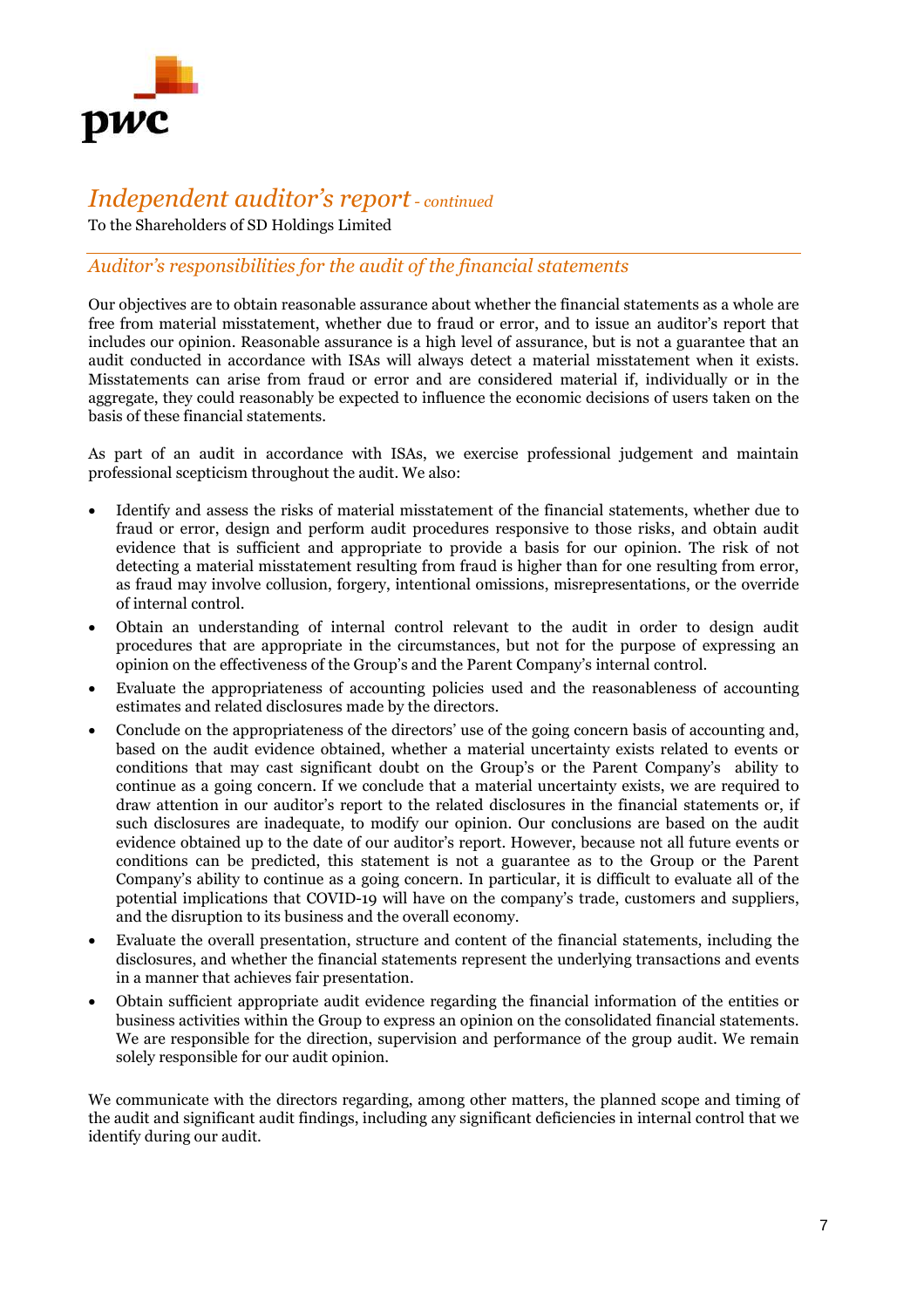# *Independent auditor's report - continued*

To the Shareholders of SD Holdings Limited

## *Auditor's responsibilities for the audit of the financial statements*

Our objectives are to obtain reasonable assurance about whether the financial statements as a whole are free from material misstatement, whether due to fraud or error, and to issue an auditor's report that includes our opinion. Reasonable assurance is a high level of assurance, but is not a guarantee that an audit conducted in accordance with ISAs will always detect a material misstatement when it exists. Misstatements can arise from fraud or error and are considered material if, individually or in the aggregate, they could reasonably be expected to influence the economic decisions of users taken on the basis of these financial statements.

As part of an audit in accordance with ISAs, we exercise professional judgement and maintain professional scepticism throughout the audit. We also:

- Identify and assess the risks of material misstatement of the financial statements, whether due to fraud or error, design and perform audit procedures responsive to those risks, and obtain audit evidence that is sufficient and appropriate to provide a basis for our opinion. The risk of not detecting a material misstatement resulting from fraud is higher than for one resulting from error, as fraud may involve collusion, forgery, intentional omissions, misrepresentations, or the override of internal control.
- Obtain an understanding of internal control relevant to the audit in order to design audit procedures that are appropriate in the circumstances, but not for the purpose of expressing an opinion on the effectiveness of the Group's and the Parent Company's internal control.
- Evaluate the appropriateness of accounting policies used and the reasonableness of accounting estimates and related disclosures made by the directors.
- Conclude on the appropriateness of the directors' use of the going concern basis of accounting and, based on the audit evidence obtained, whether a material uncertainty exists related to events or conditions that may cast significant doubt on the Group's or the Parent Company's ability to continue as a going concern. If we conclude that a material uncertainty exists, we are required to draw attention in our auditor's report to the related disclosures in the financial statements or, if such disclosures are inadequate, to modify our opinion. Our conclusions are based on the audit evidence obtained up to the date of our auditor's report. However, because not all future events or conditions can be predicted, this statement is not a guarantee as to the Group or the Parent Company's ability to continue as a going concern. In particular, it is difficult to evaluate all of the potential implications that COVID-19 will have on the company's trade, customers and suppliers, and the disruption to its business and the overall economy.
- Evaluate the overall presentation, structure and content of the financial statements, including the disclosures, and whether the financial statements represent the underlying transactions and events in a manner that achieves fair presentation.
- Obtain sufficient appropriate audit evidence regarding the financial information of the entities or business activities within the Group to express an opinion on the consolidated financial statements. We are responsible for the direction, supervision and performance of the group audit. We remain solely responsible for our audit opinion.

We communicate with the directors regarding, among other matters, the planned scope and timing of the audit and significant audit findings, including any significant deficiencies in internal control that we identify during our audit.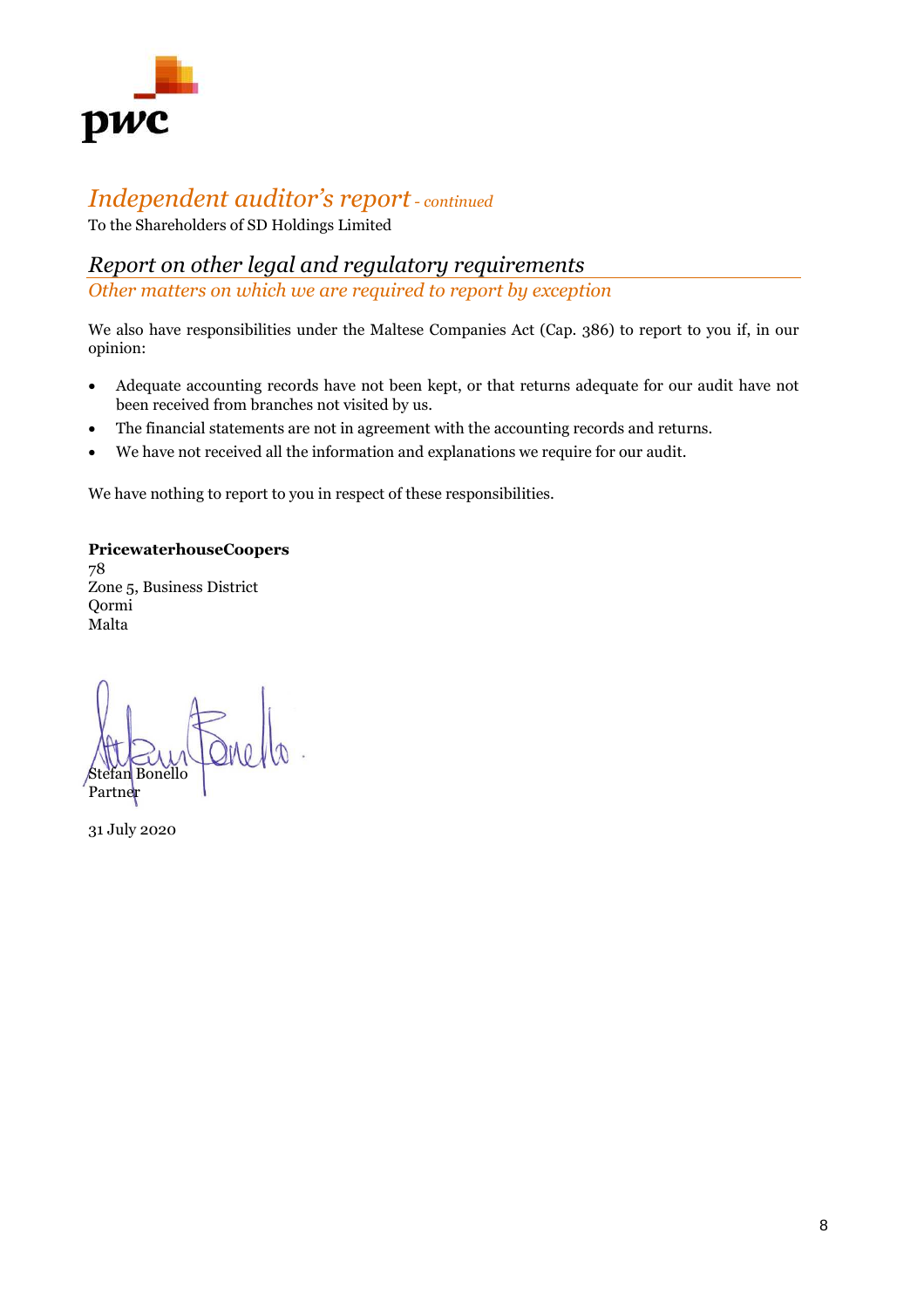# *Independent auditor's report - continued*

To the Shareholders of SD Holdings Limited

## *Report on other legal and regulatory requirements*

### *Other matters on which we are required to report by exception*

We also have responsibilities under the Maltese Companies Act (Cap. 386) to report to you if, in our opinion:

- Adequate accounting records have not been kept, or that returns adequate for our audit have not been received from branches not visited by us.
- The financial statements are not in agreement with the accounting records and returns.
- We have not received all the information and explanations we require for our audit.

We have nothing to report to you in respect of these responsibilities.

**PricewaterhouseCoopers**
78
Zone 5, Business District
Qormi
Malta

Stefan Bonello
Partner

31 July 2020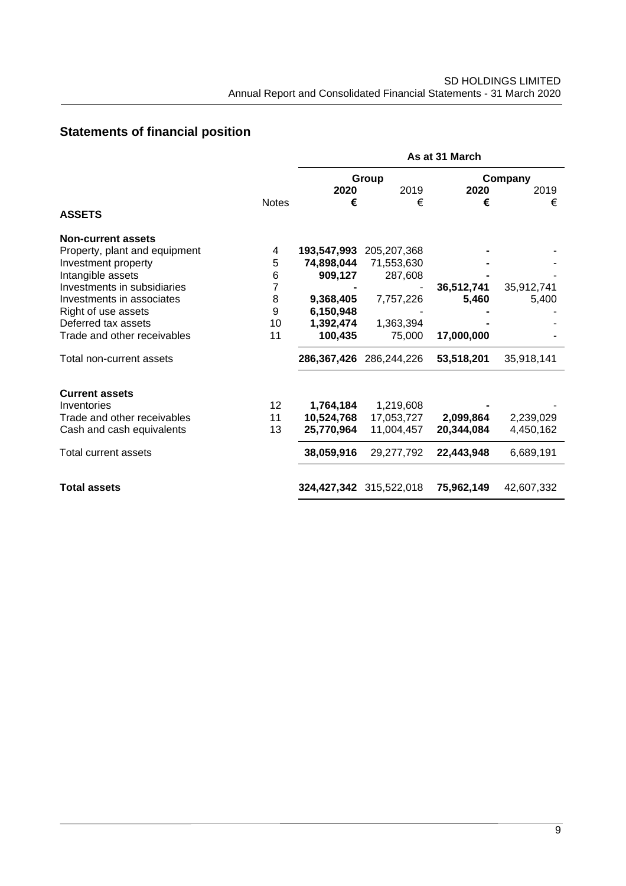## Statements of financial position

| | | As at 31 March | | | |
|---|---|---|---|---|---|
| | | Group | | Company | |
| | | **2020** | 2019 | **2020** | 2019 |
| | Notes | **€** | € | **€** | € |
| **ASSETS** | | | | | |
| **Non-current assets** | | | | | |
| Property, plant and equipment | 4 | **193,547,993** | 205,207,368 | **-** | - |
| Investment property | 5 | **74,898,044** | 71,553,630 | **-** | - |
| Intangible assets | 6 | **909,127** | 287,608 | **-** | - |
| Investments in subsidiaries | 7 | **-** | - | **36,512,741** | 35,912,741 |
| Investments in associates | 8 | **9,368,405** | 7,757,226 | **5,460** | 5,400 |
| Right of use assets | 9 | **6,150,948** | - | **-** | - |
| Deferred tax assets | 10 | **1,392,474** | 1,363,394 | **-** | - |
| Trade and other receivables | 11 | **100,435** | 75,000 | **17,000,000** | - |
| Total non-current assets | | **286,367,426** | 286,244,226 | **53,518,201** | 35,918,141 |
| **Current assets** | | | | | |
| Inventories | 12 | **1,764,184** | 1,219,608 | **-** | - |
| Trade and other receivables | 11 | **10,524,768** | 17,053,727 | **2,099,864** | 2,239,029 |
| Cash and cash equivalents | 13 | **25,770,964** | 11,004,457 | **20,344,084** | 4,450,162 |
| Total current assets | | **38,059,916** | 29,277,792 | **22,443,948** | 6,689,191 |
| **Total assets** | | **324,427,342** | 315,522,018 | **75,962,149** | 42,607,332 |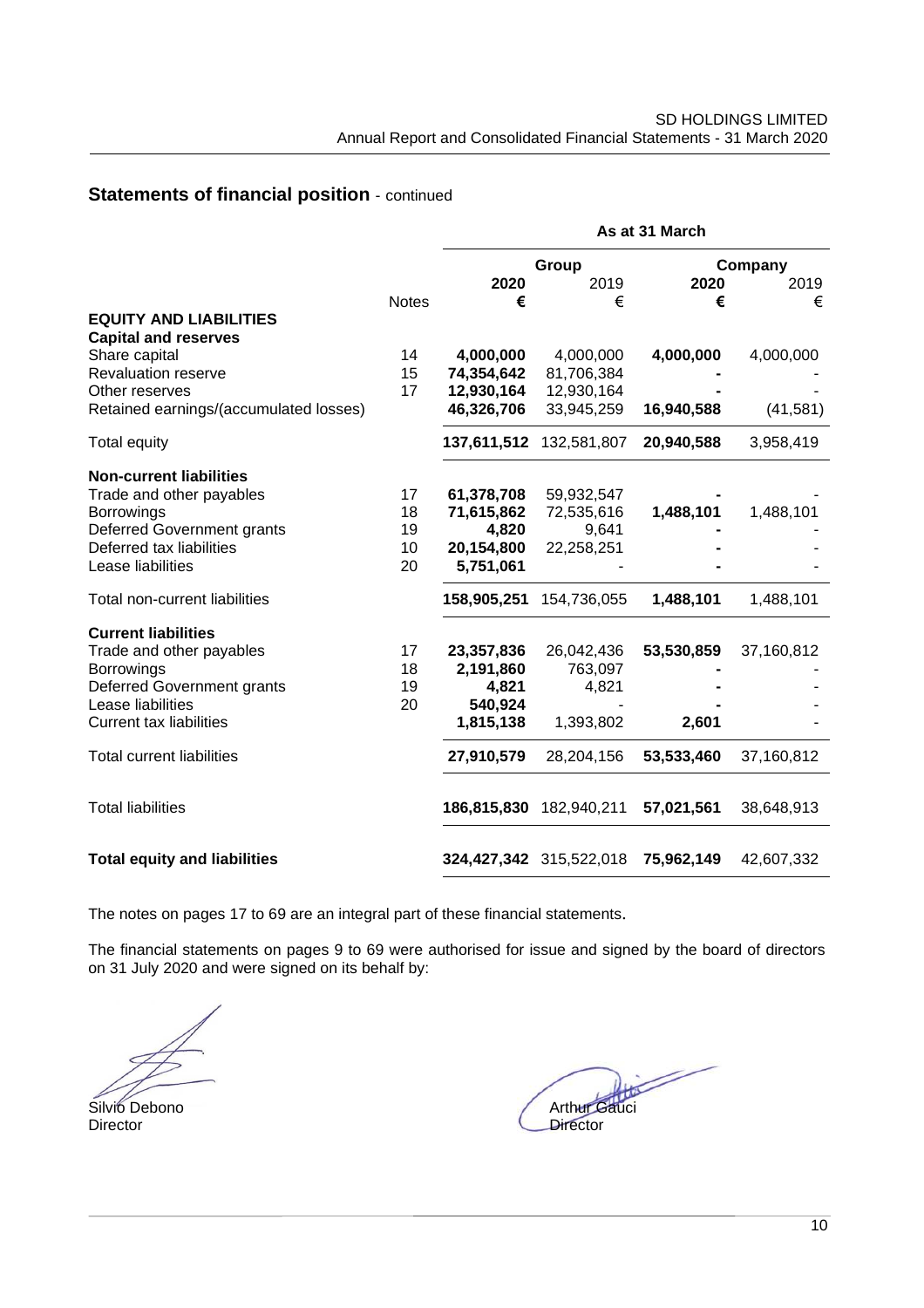## Statements of financial position - continued

| | Notes | Group 2020 € | Group 2019 € | Company 2020 € | Company 2019 € |
|---|---|---|---|---|---|
| | | **As at 31 March** | | | |
| **EQUITY AND LIABILITIES** | | | | | |
| **Capital and reserves** | | | | | |
| Share capital | 14 | **4,000,000** | 4,000,000 | **4,000,000** | 4,000,000 |
| Revaluation reserve | 15 | **74,354,642** | 81,706,384 | **-** | - |
| Other reserves | 17 | **12,930,164** | 12,930,164 | **-** | - |
| Retained earnings/(accumulated losses) | | **46,326,706** | 33,945,259 | **16,940,588** | (41,581) |
| Total equity | | **137,611,512** | 132,581,807 | **20,940,588** | 3,958,419 |
| **Non-current liabilities** | | | | | |
| Trade and other payables | 17 | **61,378,708** | 59,932,547 | **-** | - |
| Borrowings | 18 | **71,615,862** | 72,535,616 | **1,488,101** | 1,488,101 |
| Deferred Government grants | 19 | **4,820** | 9,641 | **-** | - |
| Deferred tax liabilities | 10 | **20,154,800** | 22,258,251 | **-** | - |
| Lease liabilities | 20 | **5,751,061** | - | **-** | - |
| Total non-current liabilities | | **158,905,251** | 154,736,055 | **1,488,101** | 1,488,101 |
| **Current liabilities** | | | | | |
| Trade and other payables | 17 | **23,357,836** | 26,042,436 | **53,530,859** | 37,160,812 |
| Borrowings | 18 | **2,191,860** | 763,097 | **-** | - |
| Deferred Government grants | 19 | **4,821** | 4,821 | **-** | - |
| Lease liabilities | 20 | **540,924** | - | **-** | - |
| Current tax liabilities | | **1,815,138** | 1,393,802 | **2,601** | - |
| Total current liabilities | | **27,910,579** | 28,204,156 | **53,533,460** | 37,160,812 |
| Total liabilities | | **186,815,830** | 182,940,211 | **57,021,561** | 38,648,913 |
| **Total equity and liabilities** | | **324,427,342** | 315,522,018 | **75,962,149** | 42,607,332 |

The notes on pages 17 to 69 are an integral part of these financial statements.

The financial statements on pages 9 to 69 were authorised for issue and signed by the board of directors on 31 July 2020 and were signed on its behalf by:

Silvio Debono
Director

Arthur Gauci
Director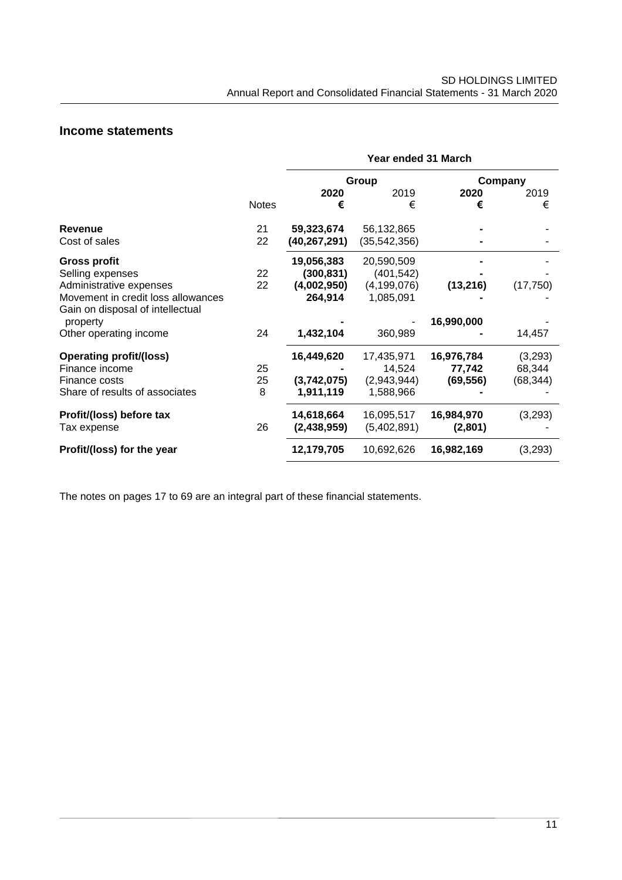## Income statements

| | | Year ended 31 March | | | |
|---|---|---|---|---|---|
| | | Group | | Company | |
| | Notes | **2020 €** | 2019 € | **2020 €** | 2019 € |
| **Revenue** | 21 | **59,323,674** | 56,132,865 | **-** | - |
| Cost of sales | 22 | **(40,267,291)** | (35,542,356) | **-** | - |
| **Gross profit** | | **19,056,383** | 20,590,509 | **-** | - |
| Selling expenses | 22 | **(300,831)** | (401,542) | **-** | - |
| Administrative expenses | 22 | **(4,002,950)** | (4,199,076) | **(13,216)** | (17,750) |
| Movement in credit loss allowances | | **264,914** | 1,085,091 | **-** | - |
| Gain on disposal of intellectual property | | **-** | - | **16,990,000** | - |
| Other operating income | 24 | **1,432,104** | 360,989 | **-** | 14,457 |
| **Operating profit/(loss)** | | **16,449,620** | 17,435,971 | **16,976,784** | (3,293) |
| Finance income | 25 | **-** | 14,524 | **77,742** | 68,344 |
| Finance costs | 25 | **(3,742,075)** | (2,943,944) | **(69,556)** | (68,344) |
| Share of results of associates | 8 | **1,911,119** | 1,588,966 | **-** | - |
| **Profit/(loss) before tax** | | **14,618,664** | 16,095,517 | **16,984,970** | (3,293) |
| Tax expense | 26 | **(2,438,959)** | (5,402,891) | **(2,801)** | - |
| **Profit/(loss) for the year** | | **12,179,705** | 10,692,626 | **16,982,169** | (3,293) |

The notes on pages 17 to 69 are an integral part of these financial statements.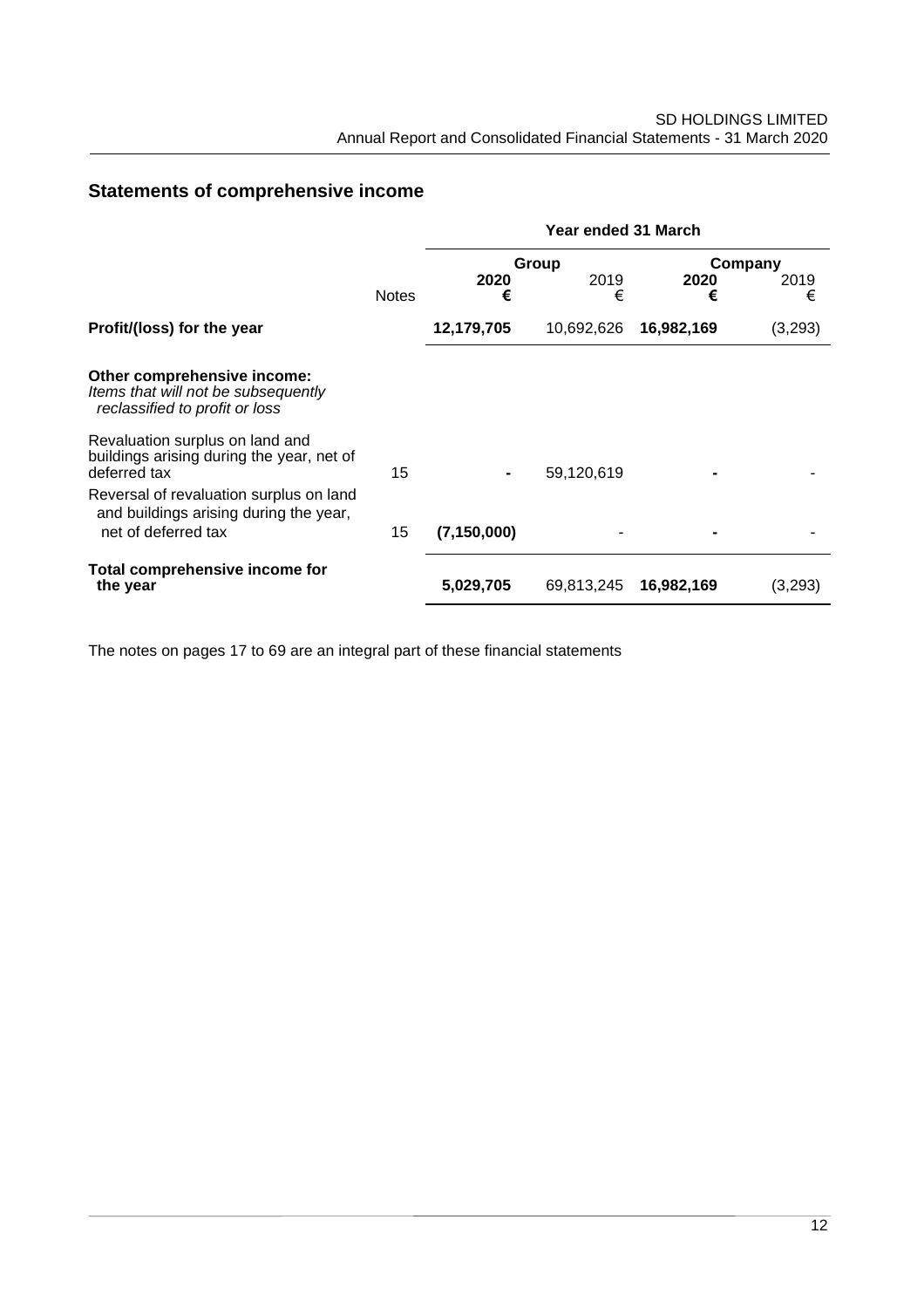## Statements of comprehensive income

| | | Year ended 31 March | | | |
|---|---|---|---|---|---|
| | | Group | | Company | |
| | Notes | **2020 €** | 2019 € | **2020 €** | 2019 € |
| **Profit/(loss) for the year** | | **12,179,705** | 10,692,626 | **16,982,169** | (3,293) |
| **Other comprehensive income:** *Items that will not be subsequently reclassified to profit or loss* | | | | | |
| Revaluation surplus on land and buildings arising during the year, net of deferred tax | 15 | **-** | 59,120,619 | **-** | - |
| Reversal of revaluation surplus on land and buildings arising during the year, net of deferred tax | 15 | **(7,150,000)** | - | **-** | - |
| **Total comprehensive income for the year** | | **5,029,705** | 69,813,245 | **16,982,169** | (3,293) |

The notes on pages 17 to 69 are an integral part of these financial statements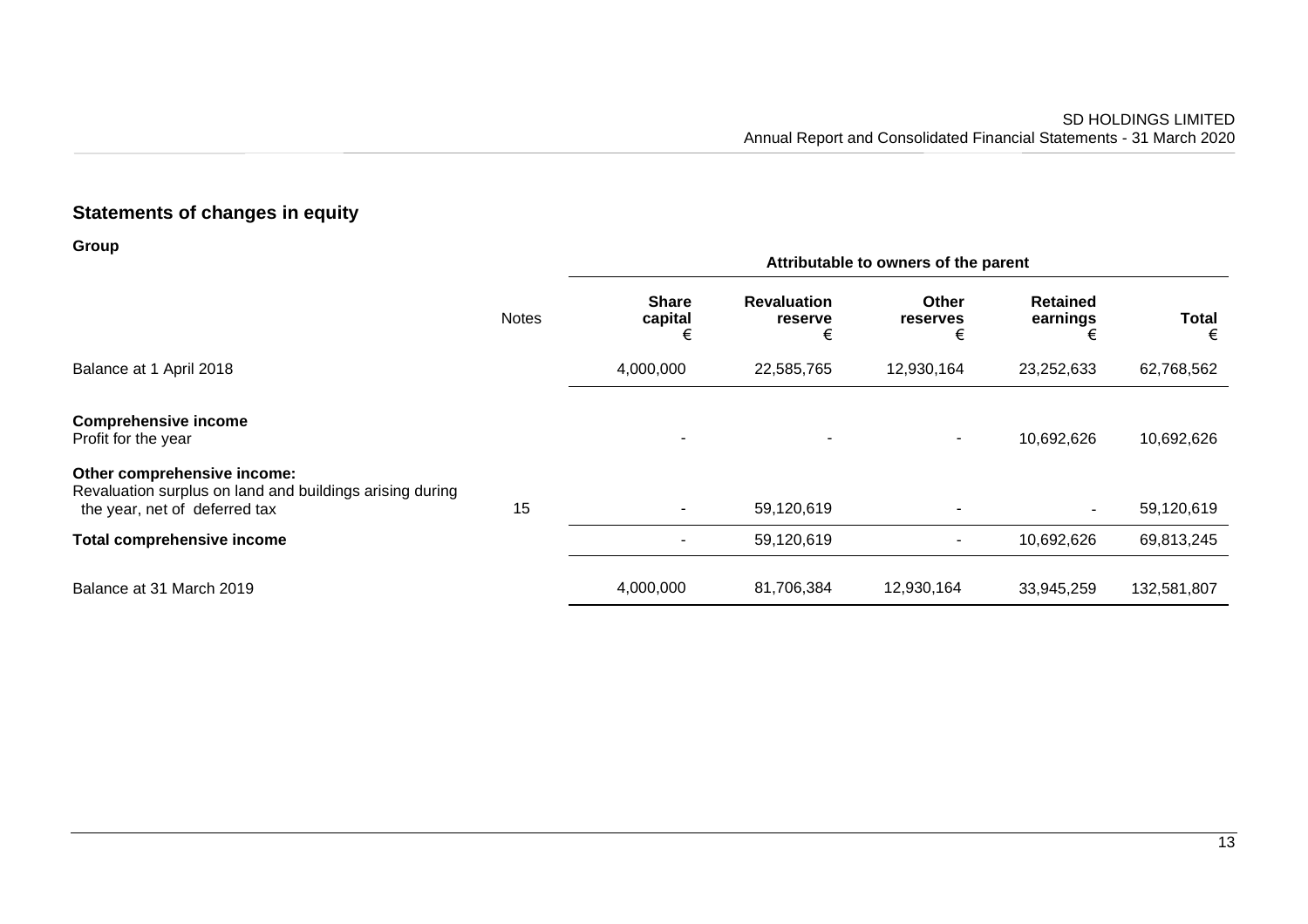## Statements of changes in equity

**Group**

| | Notes | Attributable to owners of the parent | | | | |
|---|---|---|---|---|---|---|
| | | **Share capital** € | **Revaluation reserve** € | **Other reserves** € | **Retained earnings** € | **Total** € |
| Balance at 1 April 2018 | | 4,000,000 | 22,585,765 | 12,930,164 | 23,252,633 | 62,768,562 |
| **Comprehensive income** | | | | | | |
| Profit for the year | | - | - | - | 10,692,626 | 10,692,626 |
| **Other comprehensive income:** | | | | | | |
| Revaluation surplus on land and buildings arising during the year, net of deferred tax | 15 | - | 59,120,619 | - | - | 59,120,619 |
| **Total comprehensive income** | | - | 59,120,619 | - | 10,692,626 | 69,813,245 |
| Balance at 31 March 2019 | | 4,000,000 | 81,706,384 | 12,930,164 | 33,945,259 | 132,581,807 |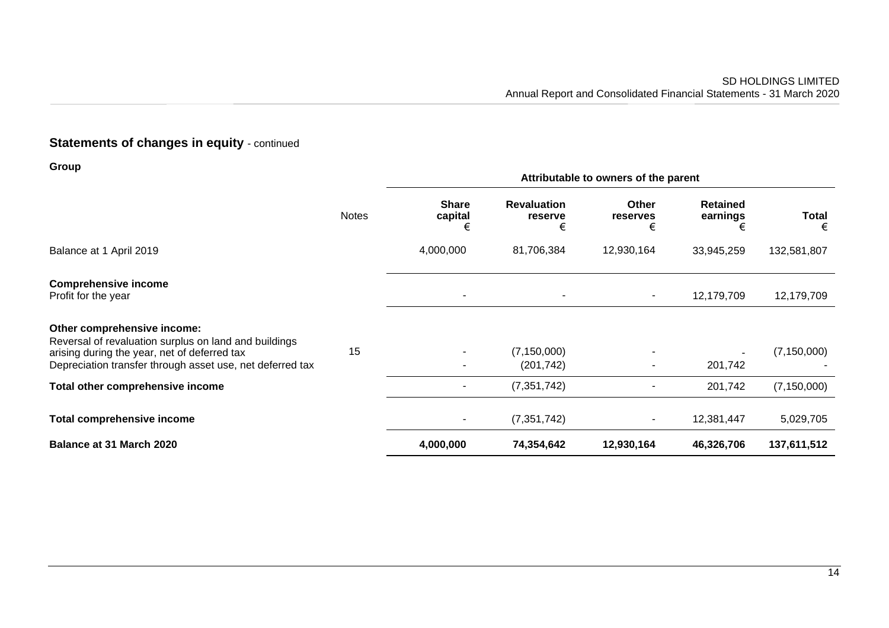## Statements of changes in equity - continued

**Group**

| | Notes | Attributable to owners of the parent | | | | |
|---|---|---|---|---|---|---|
| | | **Share capital** € | **Revaluation reserve** € | **Other reserves** € | **Retained earnings** € | **Total** € |
| Balance at 1 April 2019 | | 4,000,000 | 81,706,384 | 12,930,164 | 33,945,259 | 132,581,807 |
| **Comprehensive income** | | | | | | |
| Profit for the year | | - | - | - | 12,179,709 | 12,179,709 |
| **Other comprehensive income:** | | | | | | |
| Reversal of revaluation surplus on land and buildings arising during the year, net of deferred tax | 15 | - | (7,150,000) | - | - | (7,150,000) |
| Depreciation transfer through asset use, net deferred tax | | - | (201,742) | - | 201,742 | - |
| **Total other comprehensive income** | | - | (7,351,742) | - | 201,742 | (7,150,000) |
| **Total comprehensive income** | | - | (7,351,742) | - | 12,381,447 | 5,029,705 |
| **Balance at 31 March 2020** | | **4,000,000** | **74,354,642** | **12,930,164** | **46,326,706** | **137,611,512** |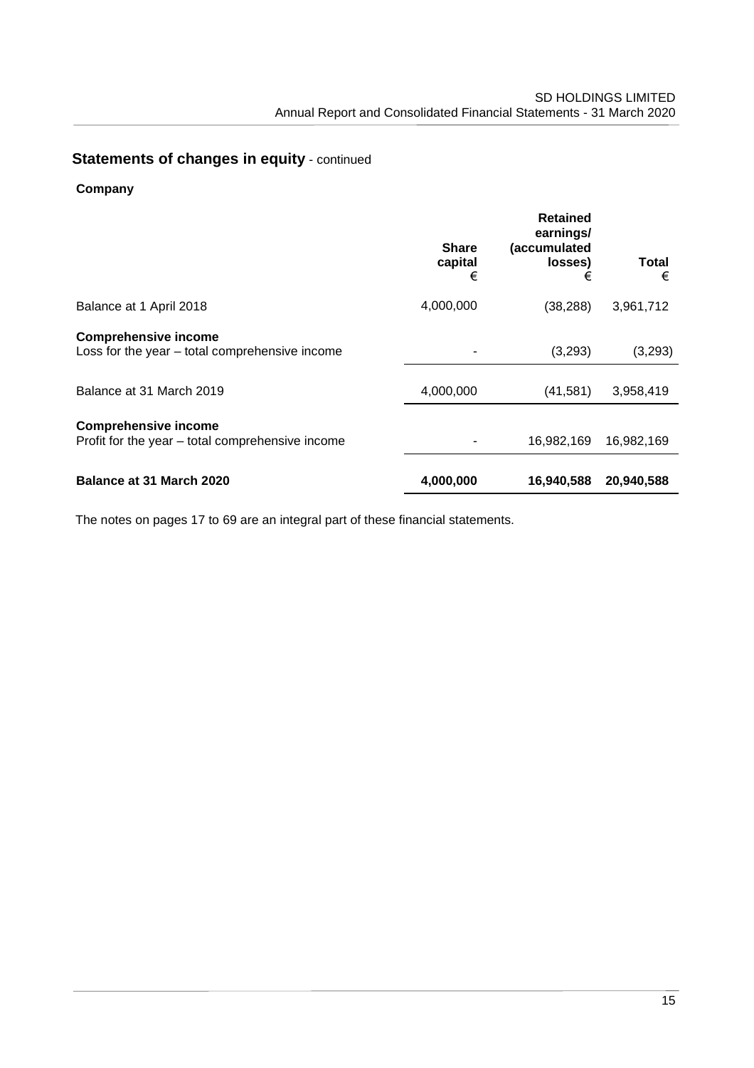## Statements of changes in equity - continued

### Company

| | Share capital € | Retained earnings/ (accumulated losses) € | Total € |
|---|---|---|---|
| Balance at 1 April 2018 | 4,000,000 | (38,288) | 3,961,712 |
| **Comprehensive income** | | | |
| Loss for the year – total comprehensive income | - | (3,293) | (3,293) |
| Balance at 31 March 2019 | 4,000,000 | (41,581) | 3,958,419 |
| **Comprehensive income** | | | |
| Profit for the year – total comprehensive income | - | 16,982,169 | 16,982,169 |
| **Balance at 31 March 2020** | **4,000,000** | **16,940,588** | **20,940,588** |

The notes on pages 17 to 69 are an integral part of these financial statements.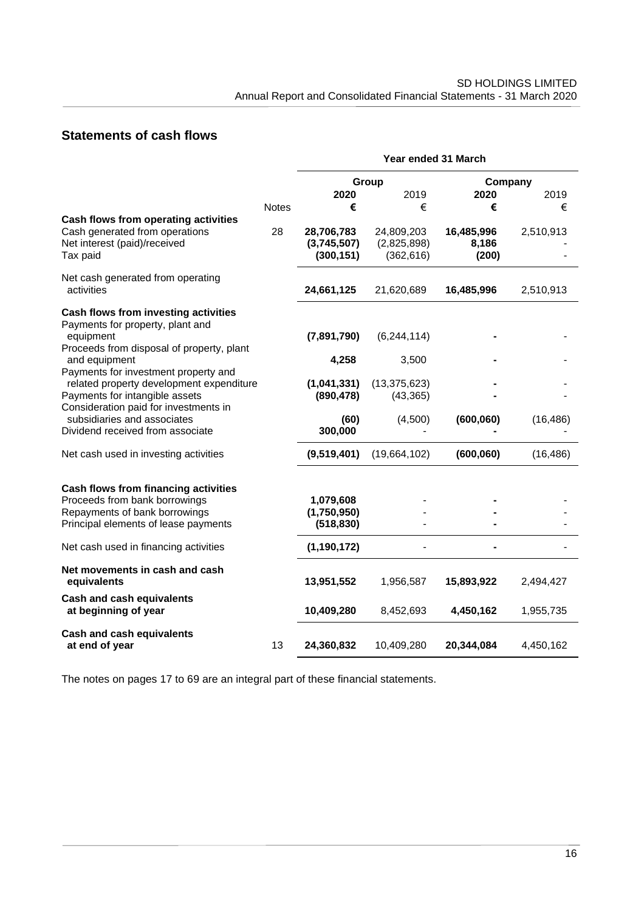## Statements of cash flows

| | Notes | Year ended 31 March | | | |
|---|---|---|---|---|---|
| | | Group | | Company | |
| | | **2020** | 2019 | **2020** | 2019 |
| | | **€** | € | **€** | € |
| **Cash flows from operating activities** | | | | | |
| Cash generated from operations | 28 | **28,706,783** | 24,809,203 | **16,485,996** | 2,510,913 |
| Net interest (paid)/received | | **(3,745,507)** | (2,825,898) | **8,186** | - |
| Tax paid | | **(300,151)** | (362,616) | **(200)** | - |
| Net cash generated from operating activities | | **24,661,125** | 21,620,689 | **16,485,996** | 2,510,913 |
| **Cash flows from investing activities** | | | | | |
| Payments for property, plant and equipment | | **(7,891,790)** | (6,244,114) | **-** | - |
| Proceeds from disposal of property, plant and equipment | | **4,258** | 3,500 | **-** | - |
| Payments for investment property and related property development expenditure | | **(1,041,331)** | (13,375,623) | **-** | - |
| Payments for intangible assets | | **(890,478)** | (43,365) | **-** | - |
| Consideration paid for investments in subsidiaries and associates | | **(60)** | (4,500) | **(600,060)** | (16,486) |
| Dividend received from associate | | **300,000** | - | **-** | - |
| Net cash used in investing activities | | **(9,519,401)** | (19,664,102) | **(600,060)** | (16,486) |
| **Cash flows from financing activities** | | | | | |
| Proceeds from bank borrowings | | **1,079,608** | - | **-** | - |
| Repayments of bank borrowings | | **(1,750,950)** | - | **-** | - |
| Principal elements of lease payments | | **(518,830)** | - | **-** | - |
| Net cash used in financing activities | | **(1,190,172)** | - | **-** | - |
| **Net movements in cash and cash equivalents** | | **13,951,552** | 1,956,587 | **15,893,922** | 2,494,427 |
| **Cash and cash equivalents at beginning of year** | | **10,409,280** | 8,452,693 | **4,450,162** | 1,955,735 |
| **Cash and cash equivalents at end of year** | 13 | **24,360,832** | 10,409,280 | **20,344,084** | 4,450,162 |

The notes on pages 17 to 69 are an integral part of these financial statements.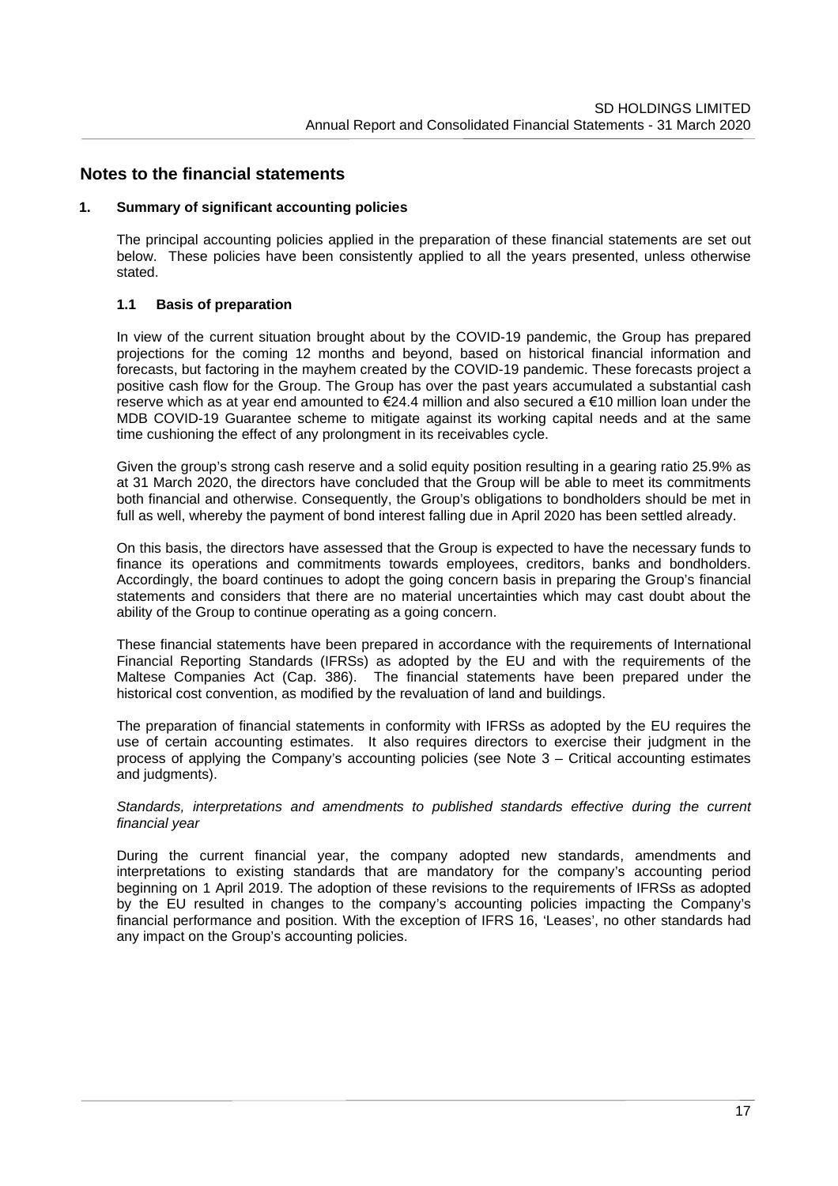# Notes to the financial statements

## 1. Summary of significant accounting policies

The principal accounting policies applied in the preparation of these financial statements are set out below. These policies have been consistently applied to all the years presented, unless otherwise stated.

### 1.1 Basis of preparation

In view of the current situation brought about by the COVID-19 pandemic, the Group has prepared projections for the coming 12 months and beyond, based on historical financial information and forecasts, but factoring in the mayhem created by the COVID-19 pandemic. These forecasts project a positive cash flow for the Group. The Group has over the past years accumulated a substantial cash reserve which as at year end amounted to €24.4 million and also secured a €10 million loan under the MDB COVID-19 Guarantee scheme to mitigate against its working capital needs and at the same time cushioning the effect of any prolongment in its receivables cycle.

Given the group's strong cash reserve and a solid equity position resulting in a gearing ratio 25.9% as at 31 March 2020, the directors have concluded that the Group will be able to meet its commitments both financial and otherwise. Consequently, the Group's obligations to bondholders should be met in full as well, whereby the payment of bond interest falling due in April 2020 has been settled already.

On this basis, the directors have assessed that the Group is expected to have the necessary funds to finance its operations and commitments towards employees, creditors, banks and bondholders. Accordingly, the board continues to adopt the going concern basis in preparing the Group's financial statements and considers that there are no material uncertainties which may cast doubt about the ability of the Group to continue operating as a going concern.

These financial statements have been prepared in accordance with the requirements of International Financial Reporting Standards (IFRSs) as adopted by the EU and with the requirements of the Maltese Companies Act (Cap. 386). The financial statements have been prepared under the historical cost convention, as modified by the revaluation of land and buildings.

The preparation of financial statements in conformity with IFRSs as adopted by the EU requires the use of certain accounting estimates. It also requires directors to exercise their judgment in the process of applying the Company's accounting policies (see Note 3 – Critical accounting estimates and judgments).

*Standards, interpretations and amendments to published standards effective during the current financial year*

During the current financial year, the company adopted new standards, amendments and interpretations to existing standards that are mandatory for the company's accounting period beginning on 1 April 2019. The adoption of these revisions to the requirements of IFRSs as adopted by the EU resulted in changes to the company's accounting policies impacting the Company's financial performance and position. With the exception of IFRS 16, 'Leases', no other standards had any impact on the Group's accounting policies.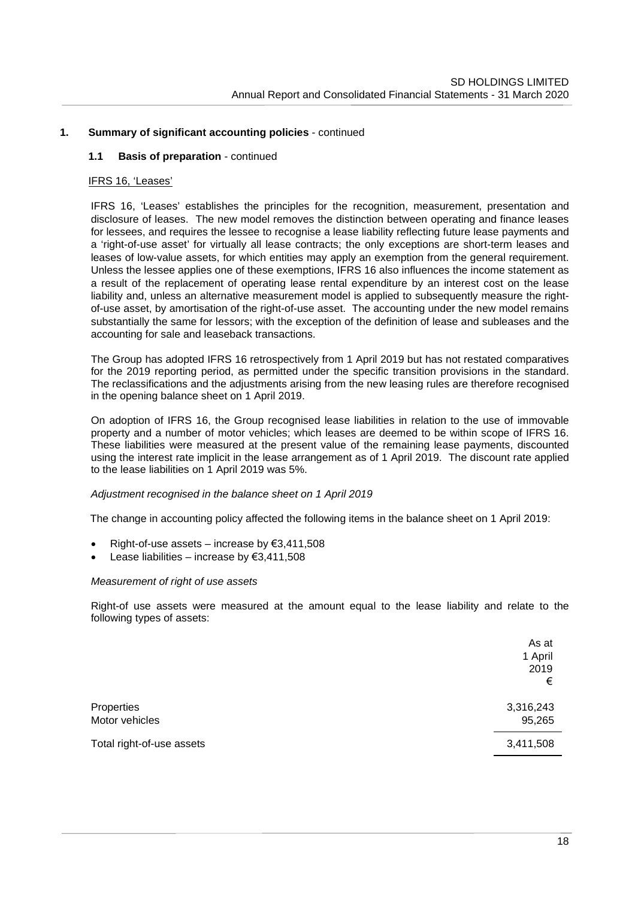## 1. Summary of significant accounting policies - continued

### 1.1 Basis of preparation - continued

IFRS 16, 'Leases'

IFRS 16, 'Leases' establishes the principles for the recognition, measurement, presentation and disclosure of leases. The new model removes the distinction between operating and finance leases for lessees, and requires the lessee to recognise a lease liability reflecting future lease payments and a 'right-of-use asset' for virtually all lease contracts; the only exceptions are short-term leases and leases of low-value assets, for which entities may apply an exemption from the general requirement. Unless the lessee applies one of these exemptions, IFRS 16 also influences the income statement as a result of the replacement of operating lease rental expenditure by an interest cost on the lease liability and, unless an alternative measurement model is applied to subsequently measure the right-of-use asset, by amortisation of the right-of-use asset. The accounting under the new model remains substantially the same for lessors; with the exception of the definition of lease and subleases and the accounting for sale and leaseback transactions.

The Group has adopted IFRS 16 retrospectively from 1 April 2019 but has not restated comparatives for the 2019 reporting period, as permitted under the specific transition provisions in the standard. The reclassifications and the adjustments arising from the new leasing rules are therefore recognised in the opening balance sheet on 1 April 2019.

On adoption of IFRS 16, the Group recognised lease liabilities in relation to the use of immovable property and a number of motor vehicles; which leases are deemed to be within scope of IFRS 16. These liabilities were measured at the present value of the remaining lease payments, discounted using the interest rate implicit in the lease arrangement as of 1 April 2019. The discount rate applied to the lease liabilities on 1 April 2019 was 5%.

*Adjustment recognised in the balance sheet on 1 April 2019*

The change in accounting policy affected the following items in the balance sheet on 1 April 2019:

- Right-of-use assets – increase by €3,411,508
- Lease liabilities – increase by €3,411,508

*Measurement of right of use assets*

Right-of use assets were measured at the amount equal to the lease liability and relate to the following types of assets:

| | As at 1 April 2019 € |
|---|---|
| Properties | 3,316,243 |
| Motor vehicles | 95,265 |
| Total right-of-use assets | 3,411,508 |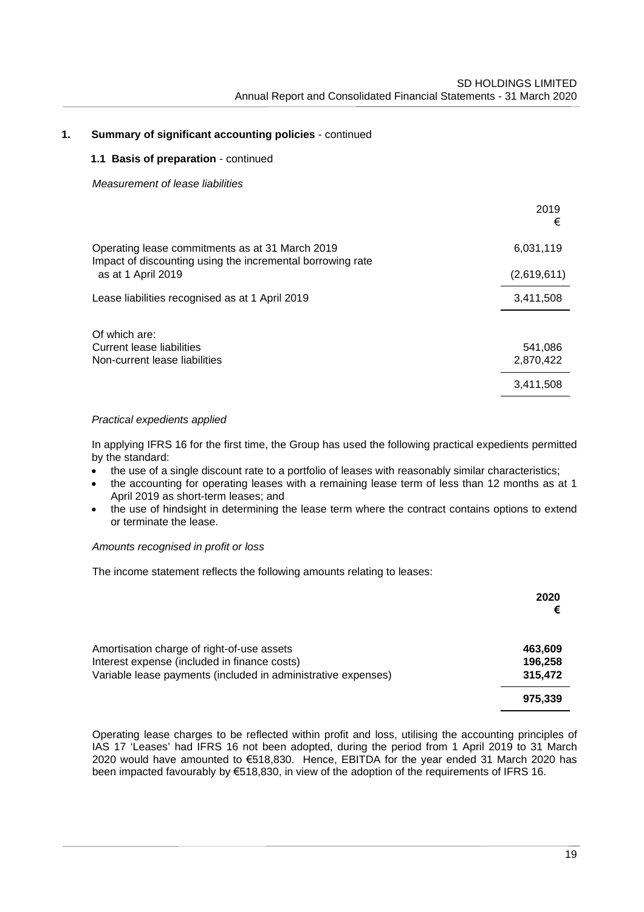## 1. Summary of significant accounting policies - continued

### 1.1 Basis of preparation - continued

*Measurement of lease liabilities*

| | 2019 € |
|---|---|
| Operating lease commitments as at 31 March 2019 | 6,031,119 |
| Impact of discounting using the incremental borrowing rate as at 1 April 2019 | (2,619,611) |
| Lease liabilities recognised as at 1 April 2019 | 3,411,508 |
| | |
| Of which are: | |
| Current lease liabilities | 541,086 |
| Non-current lease liabilities | 2,870,422 |
| | 3,411,508 |

*Practical expedients applied*

In applying IFRS 16 for the first time, the Group has used the following practical expedients permitted by the standard:

- the use of a single discount rate to a portfolio of leases with reasonably similar characteristics;
- the accounting for operating leases with a remaining lease term of less than 12 months as at 1 April 2019 as short-term leases; and
- the use of hindsight in determining the lease term where the contract contains options to extend or terminate the lease.

*Amounts recognised in profit or loss*

The income statement reflects the following amounts relating to leases:

| | **2020 €** |
|---|---|
| Amortisation charge of right-of-use assets | **463,609** |
| Interest expense (included in finance costs) | **196,258** |
| Variable lease payments (included in administrative expenses) | **315,472** |
| | **975,339** |

Operating lease charges to be reflected within profit and loss, utilising the accounting principles of IAS 17 'Leases' had IFRS 16 not been adopted, during the period from 1 April 2019 to 31 March 2020 would have amounted to €518,830. Hence, EBITDA for the year ended 31 March 2020 has been impacted favourably by €518,830, in view of the adoption of the requirements of IFRS 16.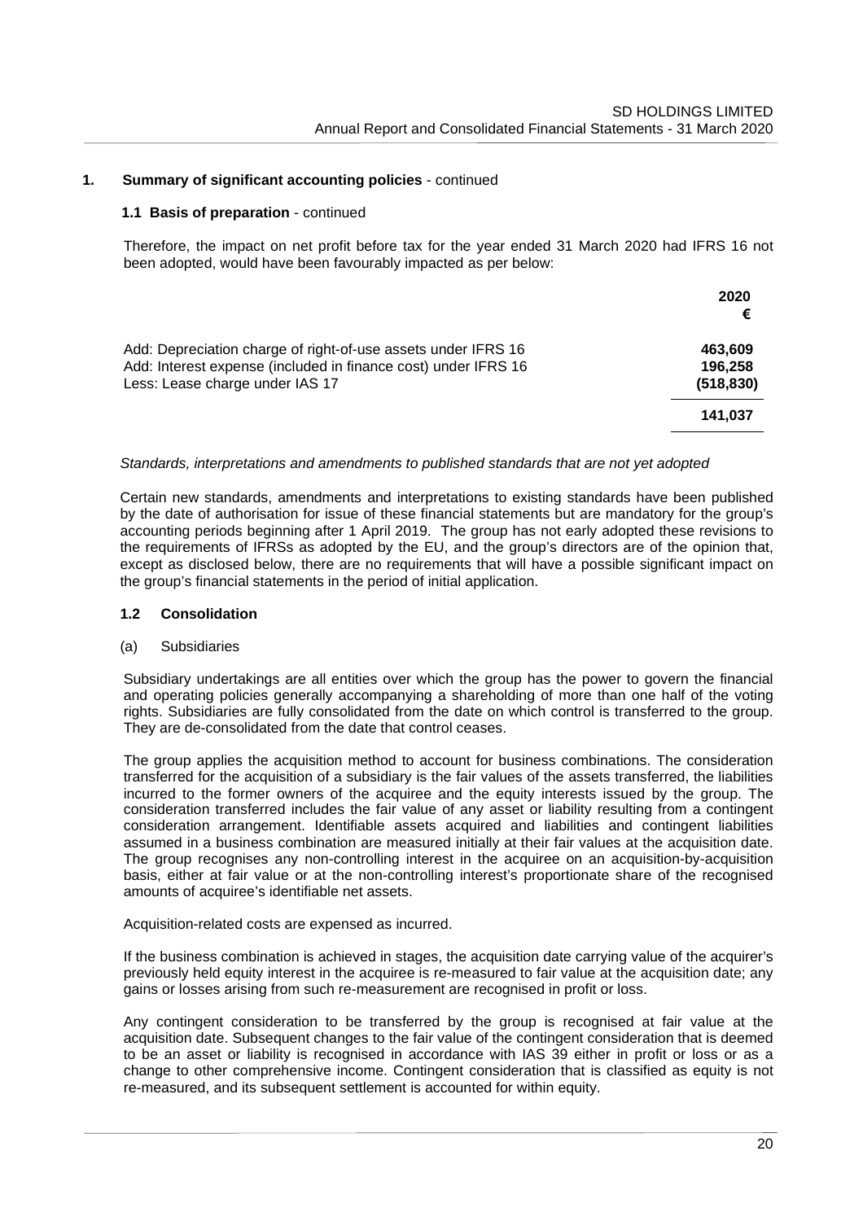## 1. Summary of significant accounting policies - continued

### 1.1 Basis of preparation - continued

Therefore, the impact on net profit before tax for the year ended 31 March 2020 had IFRS 16 not been adopted, would have been favourably impacted as per below:

| | 2020 € |
|---|---|
| Add: Depreciation charge of right-of-use assets under IFRS 16 | **463,609** |
| Add: Interest expense (included in finance cost) under IFRS 16 | **196,258** |
| Less: Lease charge under IAS 17 | **(518,830)** |
| | **141,037** |

*Standards, interpretations and amendments to published standards that are not yet adopted*

Certain new standards, amendments and interpretations to existing standards have been published by the date of authorisation for issue of these financial statements but are mandatory for the group's accounting periods beginning after 1 April 2019. The group has not early adopted these revisions to the requirements of IFRSs as adopted by the EU, and the group's directors are of the opinion that, except as disclosed below, there are no requirements that will have a possible significant impact on the group's financial statements in the period of initial application.

### 1.2 Consolidation

(a) Subsidiaries

Subsidiary undertakings are all entities over which the group has the power to govern the financial and operating policies generally accompanying a shareholding of more than one half of the voting rights. Subsidiaries are fully consolidated from the date on which control is transferred to the group. They are de-consolidated from the date that control ceases.

The group applies the acquisition method to account for business combinations. The consideration transferred for the acquisition of a subsidiary is the fair values of the assets transferred, the liabilities incurred to the former owners of the acquiree and the equity interests issued by the group. The consideration transferred includes the fair value of any asset or liability resulting from a contingent consideration arrangement. Identifiable assets acquired and liabilities and contingent liabilities assumed in a business combination are measured initially at their fair values at the acquisition date. The group recognises any non-controlling interest in the acquiree on an acquisition-by-acquisition basis, either at fair value or at the non-controlling interest's proportionate share of the recognised amounts of acquiree's identifiable net assets.

Acquisition-related costs are expensed as incurred.

If the business combination is achieved in stages, the acquisition date carrying value of the acquirer's previously held equity interest in the acquiree is re-measured to fair value at the acquisition date; any gains or losses arising from such re-measurement are recognised in profit or loss.

Any contingent consideration to be transferred by the group is recognised at fair value at the acquisition date. Subsequent changes to the fair value of the contingent consideration that is deemed to be an asset or liability is recognised in accordance with IAS 39 either in profit or loss or as a change to other comprehensive income. Contingent consideration that is classified as equity is not re-measured, and its subsequent settlement is accounted for within equity.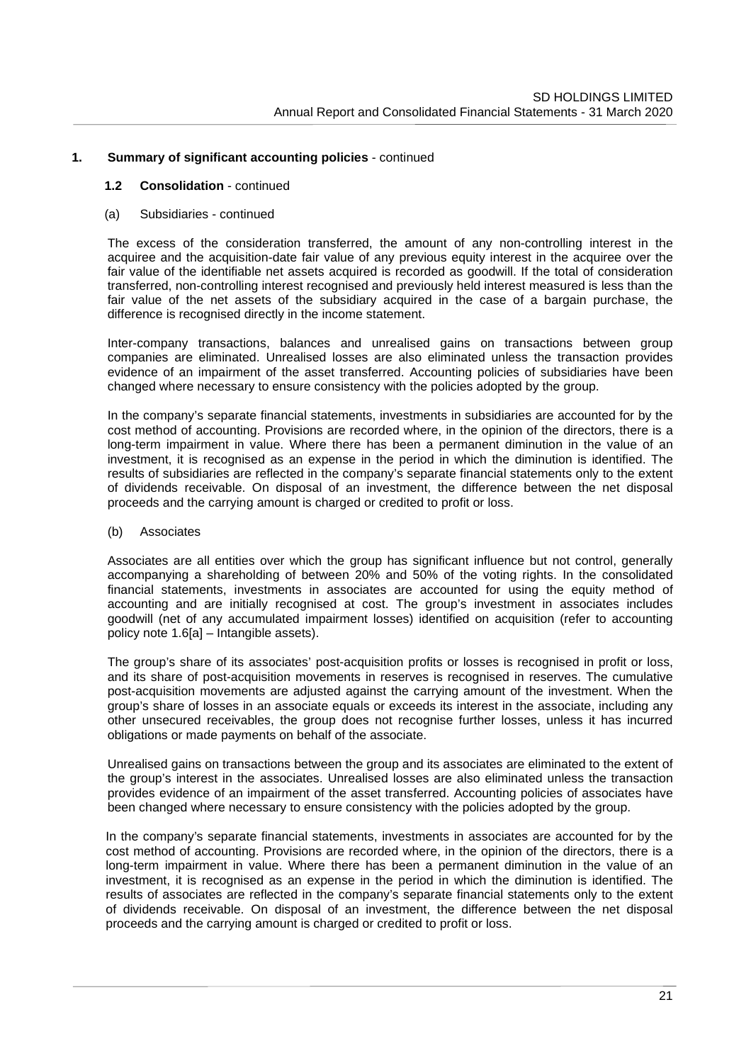## 1. Summary of significant accounting policies - continued

### 1.2 Consolidation - continued

(a) Subsidiaries - continued

The excess of the consideration transferred, the amount of any non-controlling interest in the acquiree and the acquisition-date fair value of any previous equity interest in the acquiree over the fair value of the identifiable net assets acquired is recorded as goodwill. If the total of consideration transferred, non-controlling interest recognised and previously held interest measured is less than the fair value of the net assets of the subsidiary acquired in the case of a bargain purchase, the difference is recognised directly in the income statement.

Inter-company transactions, balances and unrealised gains on transactions between group companies are eliminated. Unrealised losses are also eliminated unless the transaction provides evidence of an impairment of the asset transferred. Accounting policies of subsidiaries have been changed where necessary to ensure consistency with the policies adopted by the group.

In the company's separate financial statements, investments in subsidiaries are accounted for by the cost method of accounting. Provisions are recorded where, in the opinion of the directors, there is a long-term impairment in value. Where there has been a permanent diminution in the value of an investment, it is recognised as an expense in the period in which the diminution is identified. The results of subsidiaries are reflected in the company's separate financial statements only to the extent of dividends receivable. On disposal of an investment, the difference between the net disposal proceeds and the carrying amount is charged or credited to profit or loss.

(b) Associates

Associates are all entities over which the group has significant influence but not control, generally accompanying a shareholding of between 20% and 50% of the voting rights. In the consolidated financial statements, investments in associates are accounted for using the equity method of accounting and are initially recognised at cost. The group's investment in associates includes goodwill (net of any accumulated impairment losses) identified on acquisition (refer to accounting policy note 1.6[a] – Intangible assets).

The group's share of its associates' post-acquisition profits or losses is recognised in profit or loss, and its share of post-acquisition movements in reserves is recognised in reserves. The cumulative post-acquisition movements are adjusted against the carrying amount of the investment. When the group's share of losses in an associate equals or exceeds its interest in the associate, including any other unsecured receivables, the group does not recognise further losses, unless it has incurred obligations or made payments on behalf of the associate.

Unrealised gains on transactions between the group and its associates are eliminated to the extent of the group's interest in the associates. Unrealised losses are also eliminated unless the transaction provides evidence of an impairment of the asset transferred. Accounting policies of associates have been changed where necessary to ensure consistency with the policies adopted by the group.

In the company's separate financial statements, investments in associates are accounted for by the cost method of accounting. Provisions are recorded where, in the opinion of the directors, there is a long-term impairment in value. Where there has been a permanent diminution in the value of an investment, it is recognised as an expense in the period in which the diminution is identified. The results of associates are reflected in the company's separate financial statements only to the extent of dividends receivable. On disposal of an investment, the difference between the net disposal proceeds and the carrying amount is charged or credited to profit or loss.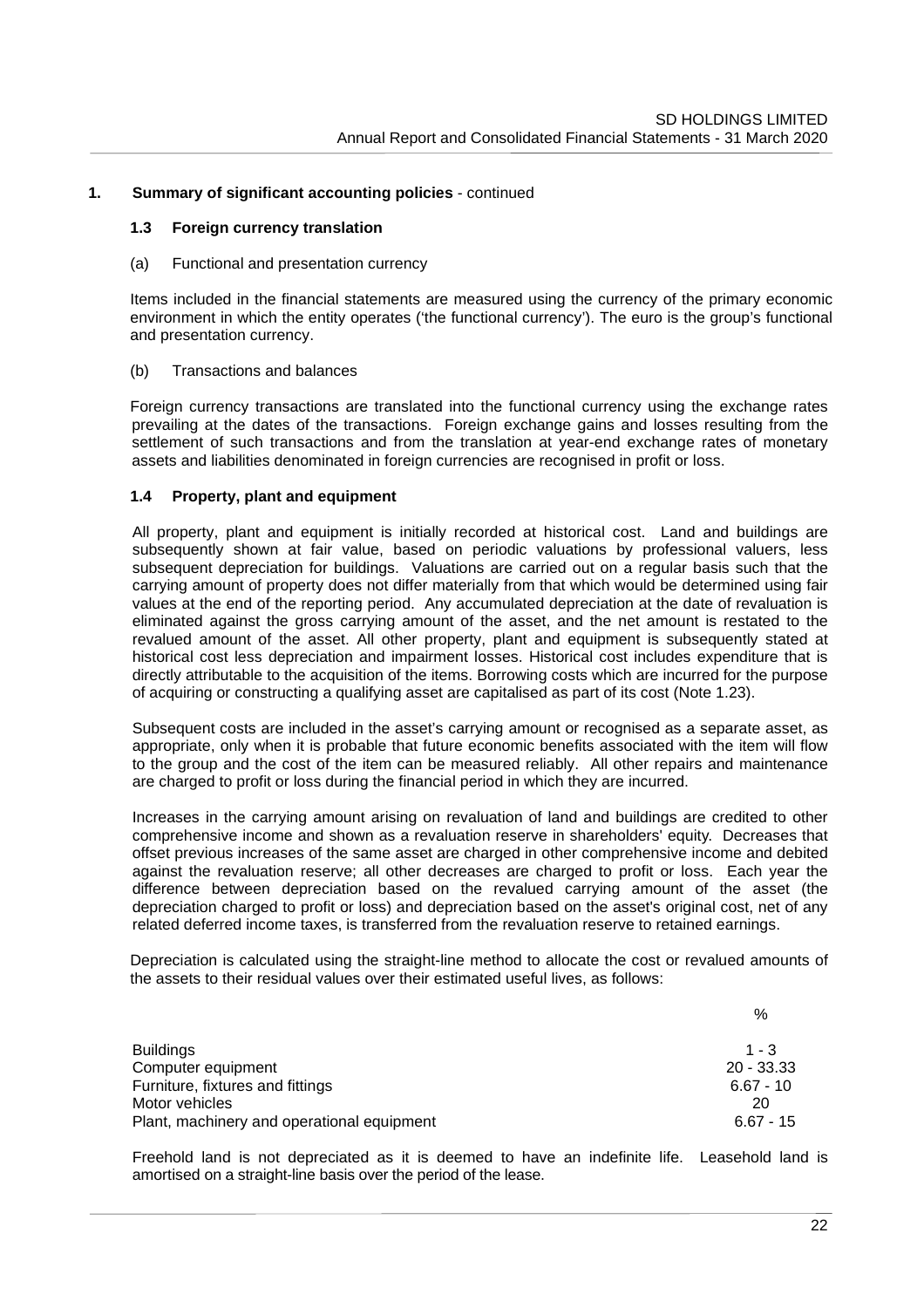## 1. Summary of significant accounting policies - continued

### 1.3 Foreign currency translation

(a) Functional and presentation currency

Items included in the financial statements are measured using the currency of the primary economic environment in which the entity operates ('the functional currency'). The euro is the group's functional and presentation currency.

(b) Transactions and balances

Foreign currency transactions are translated into the functional currency using the exchange rates prevailing at the dates of the transactions. Foreign exchange gains and losses resulting from the settlement of such transactions and from the translation at year-end exchange rates of monetary assets and liabilities denominated in foreign currencies are recognised in profit or loss.

### 1.4 Property, plant and equipment

All property, plant and equipment is initially recorded at historical cost. Land and buildings are subsequently shown at fair value, based on periodic valuations by professional valuers, less subsequent depreciation for buildings. Valuations are carried out on a regular basis such that the carrying amount of property does not differ materially from that which would be determined using fair values at the end of the reporting period. Any accumulated depreciation at the date of revaluation is eliminated against the gross carrying amount of the asset, and the net amount is restated to the revalued amount of the asset. All other property, plant and equipment is subsequently stated at historical cost less depreciation and impairment losses. Historical cost includes expenditure that is directly attributable to the acquisition of the items. Borrowing costs which are incurred for the purpose of acquiring or constructing a qualifying asset are capitalised as part of its cost (Note 1.23).

Subsequent costs are included in the asset's carrying amount or recognised as a separate asset, as appropriate, only when it is probable that future economic benefits associated with the item will flow to the group and the cost of the item can be measured reliably. All other repairs and maintenance are charged to profit or loss during the financial period in which they are incurred.

Increases in the carrying amount arising on revaluation of land and buildings are credited to other comprehensive income and shown as a revaluation reserve in shareholders' equity. Decreases that offset previous increases of the same asset are charged in other comprehensive income and debited against the revaluation reserve; all other decreases are charged to profit or loss. Each year the difference between depreciation based on the revalued carrying amount of the asset (the depreciation charged to profit or loss) and depreciation based on the asset's original cost, net of any related deferred income taxes, is transferred from the revaluation reserve to retained earnings.

Depreciation is calculated using the straight-line method to allocate the cost or revalued amounts of the assets to their residual values over their estimated useful lives, as follows:

| | % |
|---|---|
| Buildings | 1 - 3 |
| Computer equipment | 20 - 33.33 |
| Furniture, fixtures and fittings | 6.67 - 10 |
| Motor vehicles | 20 |
| Plant, machinery and operational equipment | 6.67 - 15 |

Freehold land is not depreciated as it is deemed to have an indefinite life. Leasehold land is amortised on a straight-line basis over the period of the lease.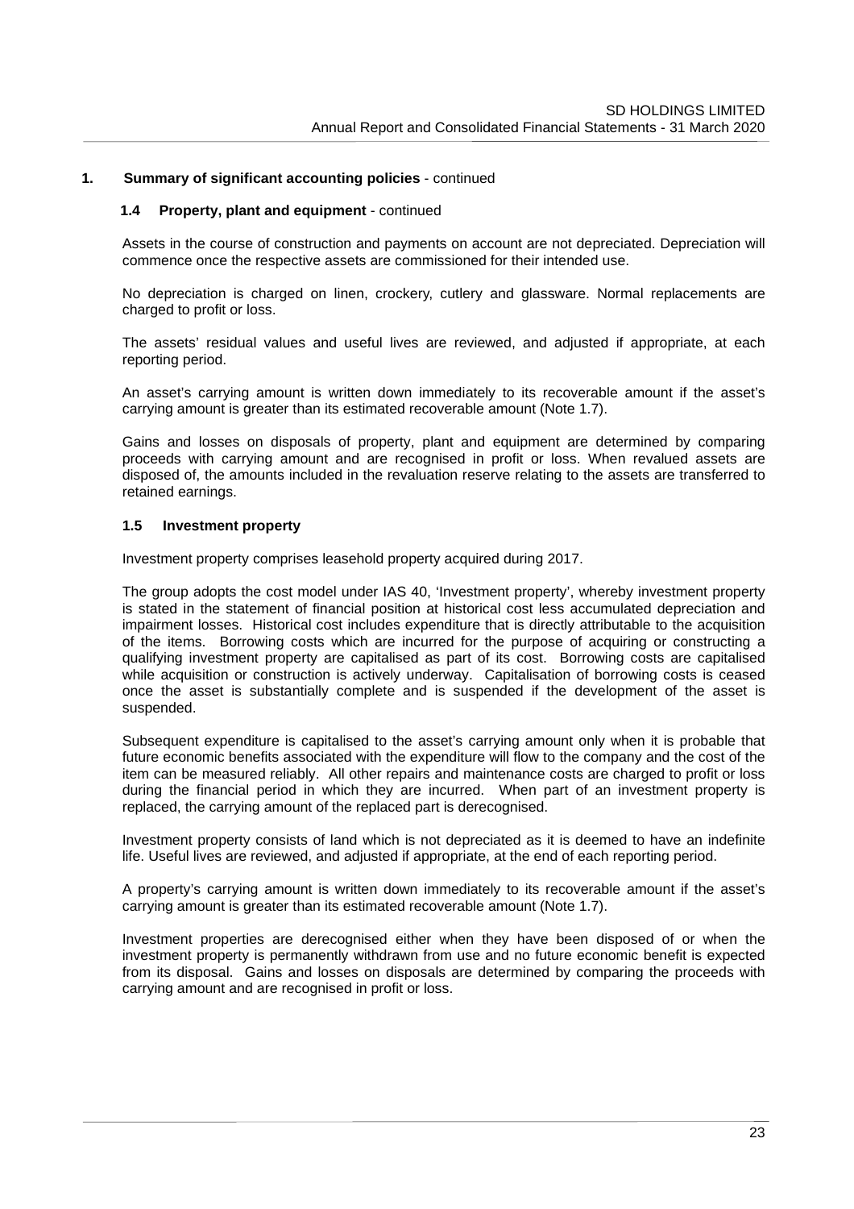## 1. Summary of significant accounting policies - continued

### 1.4 Property, plant and equipment - continued

Assets in the course of construction and payments on account are not depreciated. Depreciation will commence once the respective assets are commissioned for their intended use.

No depreciation is charged on linen, crockery, cutlery and glassware. Normal replacements are charged to profit or loss.

The assets' residual values and useful lives are reviewed, and adjusted if appropriate, at each reporting period.

An asset's carrying amount is written down immediately to its recoverable amount if the asset's carrying amount is greater than its estimated recoverable amount (Note 1.7).

Gains and losses on disposals of property, plant and equipment are determined by comparing proceeds with carrying amount and are recognised in profit or loss. When revalued assets are disposed of, the amounts included in the revaluation reserve relating to the assets are transferred to retained earnings.

### 1.5 Investment property

Investment property comprises leasehold property acquired during 2017.

The group adopts the cost model under IAS 40, 'Investment property', whereby investment property is stated in the statement of financial position at historical cost less accumulated depreciation and impairment losses. Historical cost includes expenditure that is directly attributable to the acquisition of the items. Borrowing costs which are incurred for the purpose of acquiring or constructing a qualifying investment property are capitalised as part of its cost. Borrowing costs are capitalised while acquisition or construction is actively underway. Capitalisation of borrowing costs is ceased once the asset is substantially complete and is suspended if the development of the asset is suspended.

Subsequent expenditure is capitalised to the asset's carrying amount only when it is probable that future economic benefits associated with the expenditure will flow to the company and the cost of the item can be measured reliably. All other repairs and maintenance costs are charged to profit or loss during the financial period in which they are incurred. When part of an investment property is replaced, the carrying amount of the replaced part is derecognised.

Investment property consists of land which is not depreciated as it is deemed to have an indefinite life. Useful lives are reviewed, and adjusted if appropriate, at the end of each reporting period.

A property's carrying amount is written down immediately to its recoverable amount if the asset's carrying amount is greater than its estimated recoverable amount (Note 1.7).

Investment properties are derecognised either when they have been disposed of or when the investment property is permanently withdrawn from use and no future economic benefit is expected from its disposal. Gains and losses on disposals are determined by comparing the proceeds with carrying amount and are recognised in profit or loss.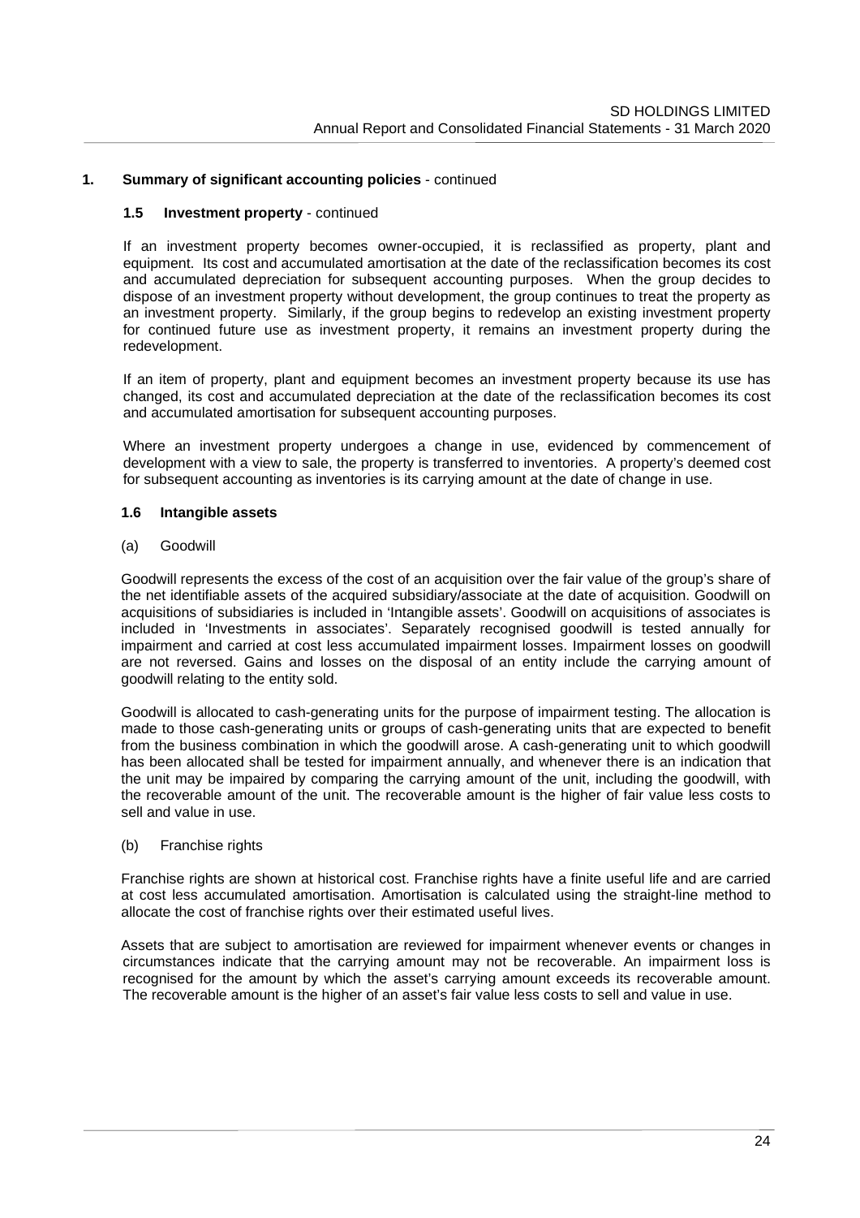## 1. Summary of significant accounting policies - continued

### 1.5 Investment property - continued

If an investment property becomes owner-occupied, it is reclassified as property, plant and equipment. Its cost and accumulated amortisation at the date of the reclassification becomes its cost and accumulated depreciation for subsequent accounting purposes. When the group decides to dispose of an investment property without development, the group continues to treat the property as an investment property. Similarly, if the group begins to redevelop an existing investment property for continued future use as investment property, it remains an investment property during the redevelopment.

If an item of property, plant and equipment becomes an investment property because its use has changed, its cost and accumulated depreciation at the date of the reclassification becomes its cost and accumulated amortisation for subsequent accounting purposes.

Where an investment property undergoes a change in use, evidenced by commencement of development with a view to sale, the property is transferred to inventories. A property's deemed cost for subsequent accounting as inventories is its carrying amount at the date of change in use.

### 1.6 Intangible assets

(a) Goodwill

Goodwill represents the excess of the cost of an acquisition over the fair value of the group's share of the net identifiable assets of the acquired subsidiary/associate at the date of acquisition. Goodwill on acquisitions of subsidiaries is included in 'Intangible assets'. Goodwill on acquisitions of associates is included in 'Investments in associates'. Separately recognised goodwill is tested annually for impairment and carried at cost less accumulated impairment losses. Impairment losses on goodwill are not reversed. Gains and losses on the disposal of an entity include the carrying amount of goodwill relating to the entity sold.

Goodwill is allocated to cash-generating units for the purpose of impairment testing. The allocation is made to those cash-generating units or groups of cash-generating units that are expected to benefit from the business combination in which the goodwill arose. A cash-generating unit to which goodwill has been allocated shall be tested for impairment annually, and whenever there is an indication that the unit may be impaired by comparing the carrying amount of the unit, including the goodwill, with the recoverable amount of the unit. The recoverable amount is the higher of fair value less costs to sell and value in use.

(b) Franchise rights

Franchise rights are shown at historical cost. Franchise rights have a finite useful life and are carried at cost less accumulated amortisation. Amortisation is calculated using the straight-line method to allocate the cost of franchise rights over their estimated useful lives.

Assets that are subject to amortisation are reviewed for impairment whenever events or changes in circumstances indicate that the carrying amount may not be recoverable. An impairment loss is recognised for the amount by which the asset's carrying amount exceeds its recoverable amount. The recoverable amount is the higher of an asset's fair value less costs to sell and value in use.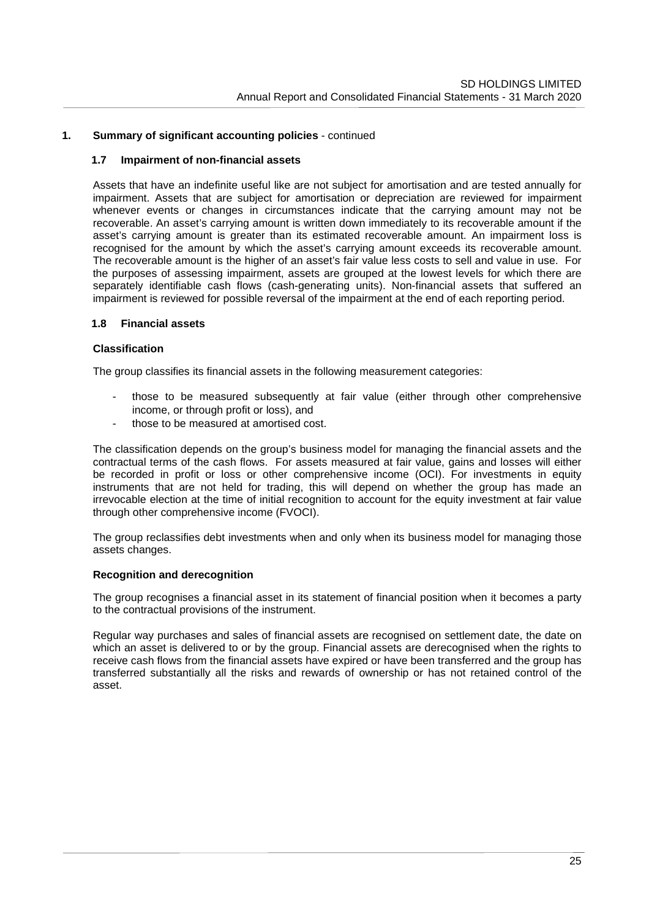## 1. Summary of significant accounting policies - continued

### 1.7 Impairment of non-financial assets

Assets that have an indefinite useful like are not subject for amortisation and are tested annually for impairment. Assets that are subject for amortisation or depreciation are reviewed for impairment whenever events or changes in circumstances indicate that the carrying amount may not be recoverable. An asset's carrying amount is written down immediately to its recoverable amount if the asset's carrying amount is greater than its estimated recoverable amount. An impairment loss is recognised for the amount by which the asset's carrying amount exceeds its recoverable amount. The recoverable amount is the higher of an asset's fair value less costs to sell and value in use. For the purposes of assessing impairment, assets are grouped at the lowest levels for which there are separately identifiable cash flows (cash-generating units). Non-financial assets that suffered an impairment is reviewed for possible reversal of the impairment at the end of each reporting period.

### 1.8 Financial assets

**Classification**

The group classifies its financial assets in the following measurement categories:

- those to be measured subsequently at fair value (either through other comprehensive income, or through profit or loss), and
- those to be measured at amortised cost.

The classification depends on the group's business model for managing the financial assets and the contractual terms of the cash flows. For assets measured at fair value, gains and losses will either be recorded in profit or loss or other comprehensive income (OCI). For investments in equity instruments that are not held for trading, this will depend on whether the group has made an irrevocable election at the time of initial recognition to account for the equity investment at fair value through other comprehensive income (FVOCI).

The group reclassifies debt investments when and only when its business model for managing those assets changes.

**Recognition and derecognition**

The group recognises a financial asset in its statement of financial position when it becomes a party to the contractual provisions of the instrument.

Regular way purchases and sales of financial assets are recognised on settlement date, the date on which an asset is delivered to or by the group. Financial assets are derecognised when the rights to receive cash flows from the financial assets have expired or have been transferred and the group has transferred substantially all the risks and rewards of ownership or has not retained control of the asset.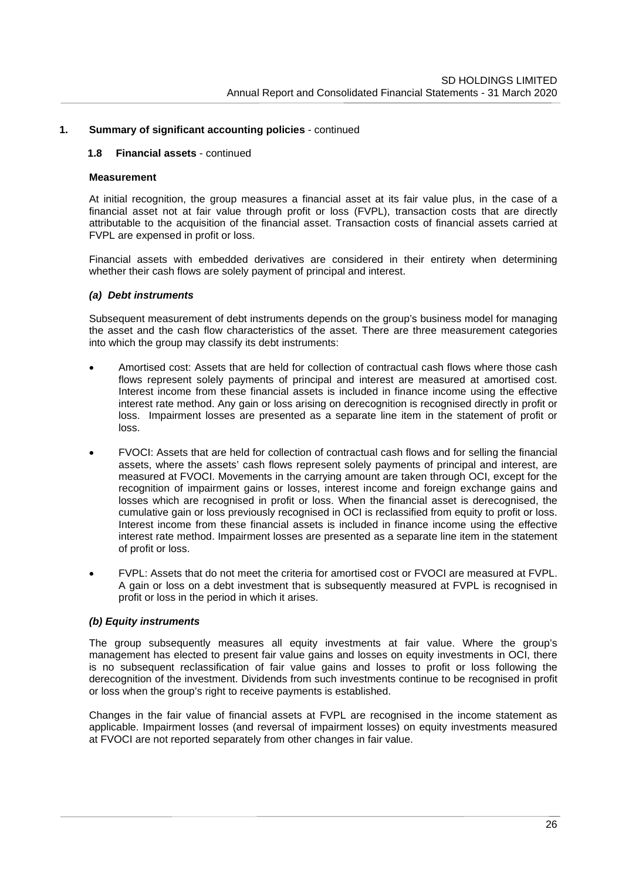## 1. Summary of significant accounting policies - continued

### 1.8 Financial assets - continued

**Measurement**

At initial recognition, the group measures a financial asset at its fair value plus, in the case of a financial asset not at fair value through profit or loss (FVPL), transaction costs that are directly attributable to the acquisition of the financial asset. Transaction costs of financial assets carried at FVPL are expensed in profit or loss.

Financial assets with embedded derivatives are considered in their entirety when determining whether their cash flows are solely payment of principal and interest.

***(a) Debt instruments***

Subsequent measurement of debt instruments depends on the group's business model for managing the asset and the cash flow characteristics of the asset. There are three measurement categories into which the group may classify its debt instruments:

- Amortised cost: Assets that are held for collection of contractual cash flows where those cash flows represent solely payments of principal and interest are measured at amortised cost. Interest income from these financial assets is included in finance income using the effective interest rate method. Any gain or loss arising on derecognition is recognised directly in profit or loss. Impairment losses are presented as a separate line item in the statement of profit or loss.

- FVOCI: Assets that are held for collection of contractual cash flows and for selling the financial assets, where the assets' cash flows represent solely payments of principal and interest, are measured at FVOCI. Movements in the carrying amount are taken through OCI, except for the recognition of impairment gains or losses, interest income and foreign exchange gains and losses which are recognised in profit or loss. When the financial asset is derecognised, the cumulative gain or loss previously recognised in OCI is reclassified from equity to profit or loss. Interest income from these financial assets is included in finance income using the effective interest rate method. Impairment losses are presented as a separate line item in the statement of profit or loss.

- FVPL: Assets that do not meet the criteria for amortised cost or FVOCI are measured at FVPL. A gain or loss on a debt investment that is subsequently measured at FVPL is recognised in profit or loss in the period in which it arises.

***(b) Equity instruments***

The group subsequently measures all equity investments at fair value. Where the group's management has elected to present fair value gains and losses on equity investments in OCI, there is no subsequent reclassification of fair value gains and losses to profit or loss following the derecognition of the investment. Dividends from such investments continue to be recognised in profit or loss when the group's right to receive payments is established.

Changes in the fair value of financial assets at FVPL are recognised in the income statement as applicable. Impairment losses (and reversal of impairment losses) on equity investments measured at FVOCI are not reported separately from other changes in fair value.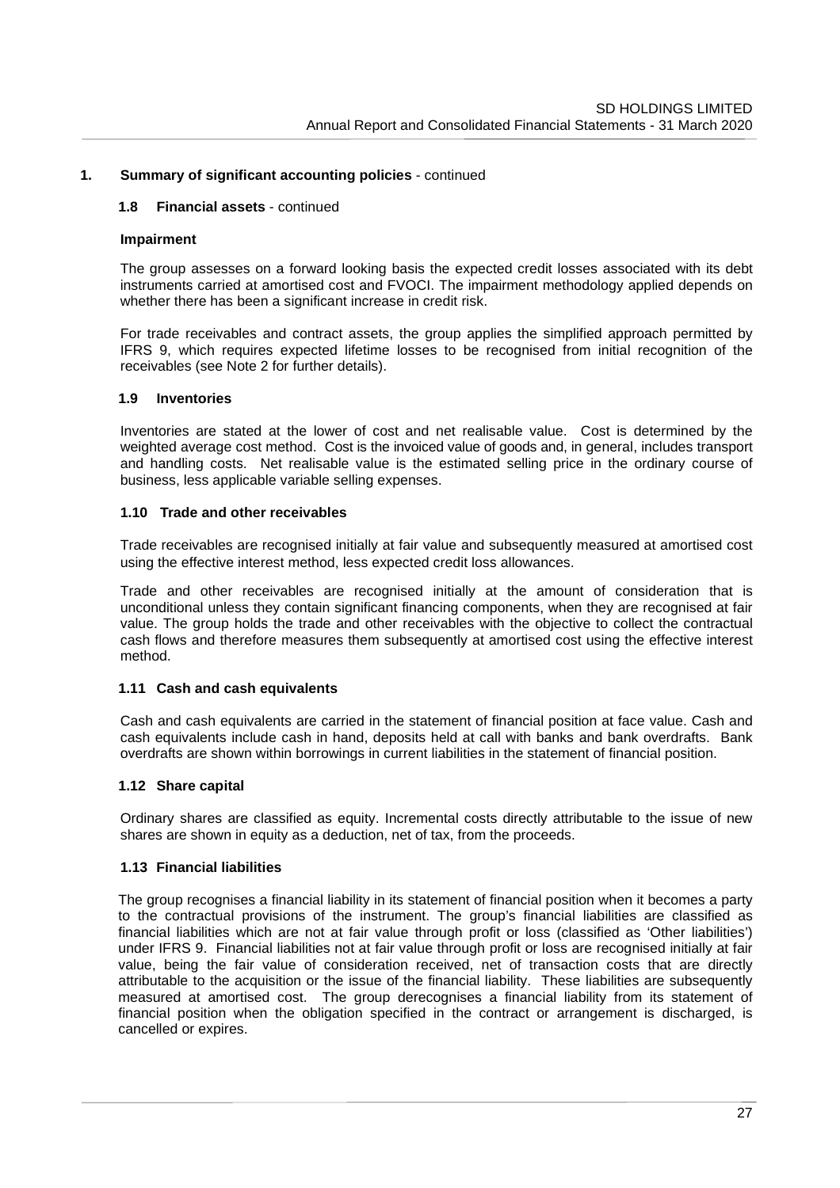## 1. Summary of significant accounting policies - continued

### 1.8 Financial assets - continued

**Impairment**

The group assesses on a forward looking basis the expected credit losses associated with its debt instruments carried at amortised cost and FVOCI. The impairment methodology applied depends on whether there has been a significant increase in credit risk.

For trade receivables and contract assets, the group applies the simplified approach permitted by IFRS 9, which requires expected lifetime losses to be recognised from initial recognition of the receivables (see Note 2 for further details).

### 1.9 Inventories

Inventories are stated at the lower of cost and net realisable value. Cost is determined by the weighted average cost method. Cost is the invoiced value of goods and, in general, includes transport and handling costs. Net realisable value is the estimated selling price in the ordinary course of business, less applicable variable selling expenses.

### 1.10 Trade and other receivables

Trade receivables are recognised initially at fair value and subsequently measured at amortised cost using the effective interest method, less expected credit loss allowances.

Trade and other receivables are recognised initially at the amount of consideration that is unconditional unless they contain significant financing components, when they are recognised at fair value. The group holds the trade and other receivables with the objective to collect the contractual cash flows and therefore measures them subsequently at amortised cost using the effective interest method.

### 1.11 Cash and cash equivalents

Cash and cash equivalents are carried in the statement of financial position at face value. Cash and cash equivalents include cash in hand, deposits held at call with banks and bank overdrafts. Bank overdrafts are shown within borrowings in current liabilities in the statement of financial position.

### 1.12 Share capital

Ordinary shares are classified as equity. Incremental costs directly attributable to the issue of new shares are shown in equity as a deduction, net of tax, from the proceeds.

### 1.13 Financial liabilities

The group recognises a financial liability in its statement of financial position when it becomes a party to the contractual provisions of the instrument. The group's financial liabilities are classified as financial liabilities which are not at fair value through profit or loss (classified as 'Other liabilities') under IFRS 9. Financial liabilities not at fair value through profit or loss are recognised initially at fair value, being the fair value of consideration received, net of transaction costs that are directly attributable to the acquisition or the issue of the financial liability. These liabilities are subsequently measured at amortised cost. The group derecognises a financial liability from its statement of financial position when the obligation specified in the contract or arrangement is discharged, is cancelled or expires.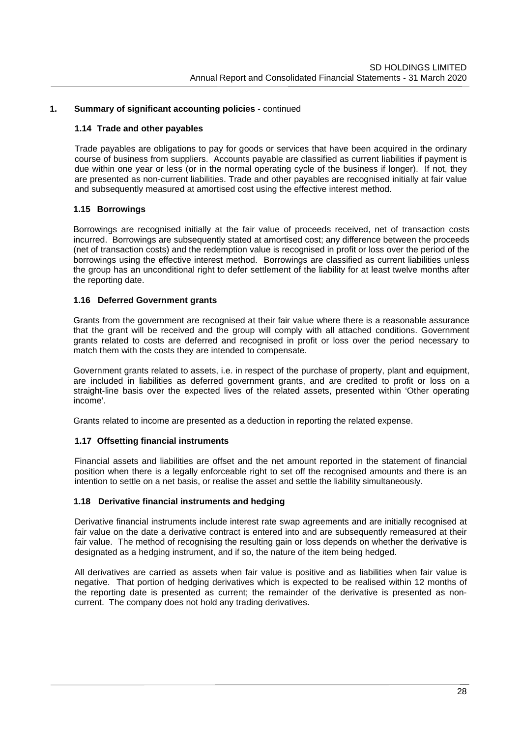## 1. Summary of significant accounting policies - continued

### 1.14 Trade and other payables

Trade payables are obligations to pay for goods or services that have been acquired in the ordinary course of business from suppliers. Accounts payable are classified as current liabilities if payment is due within one year or less (or in the normal operating cycle of the business if longer). If not, they are presented as non-current liabilities. Trade and other payables are recognised initially at fair value and subsequently measured at amortised cost using the effective interest method.

### 1.15 Borrowings

Borrowings are recognised initially at the fair value of proceeds received, net of transaction costs incurred. Borrowings are subsequently stated at amortised cost; any difference between the proceeds (net of transaction costs) and the redemption value is recognised in profit or loss over the period of the borrowings using the effective interest method. Borrowings are classified as current liabilities unless the group has an unconditional right to defer settlement of the liability for at least twelve months after the reporting date.

### 1.16 Deferred Government grants

Grants from the government are recognised at their fair value where there is a reasonable assurance that the grant will be received and the group will comply with all attached conditions. Government grants related to costs are deferred and recognised in profit or loss over the period necessary to match them with the costs they are intended to compensate.

Government grants related to assets, i.e. in respect of the purchase of property, plant and equipment, are included in liabilities as deferred government grants, and are credited to profit or loss on a straight-line basis over the expected lives of the related assets, presented within 'Other operating income'.

Grants related to income are presented as a deduction in reporting the related expense.

### 1.17 Offsetting financial instruments

Financial assets and liabilities are offset and the net amount reported in the statement of financial position when there is a legally enforceable right to set off the recognised amounts and there is an intention to settle on a net basis, or realise the asset and settle the liability simultaneously.

### 1.18 Derivative financial instruments and hedging

Derivative financial instruments include interest rate swap agreements and are initially recognised at fair value on the date a derivative contract is entered into and are subsequently remeasured at their fair value. The method of recognising the resulting gain or loss depends on whether the derivative is designated as a hedging instrument, and if so, the nature of the item being hedged.

All derivatives are carried as assets when fair value is positive and as liabilities when fair value is negative. That portion of hedging derivatives which is expected to be realised within 12 months of the reporting date is presented as current; the remainder of the derivative is presented as non-current. The company does not hold any trading derivatives.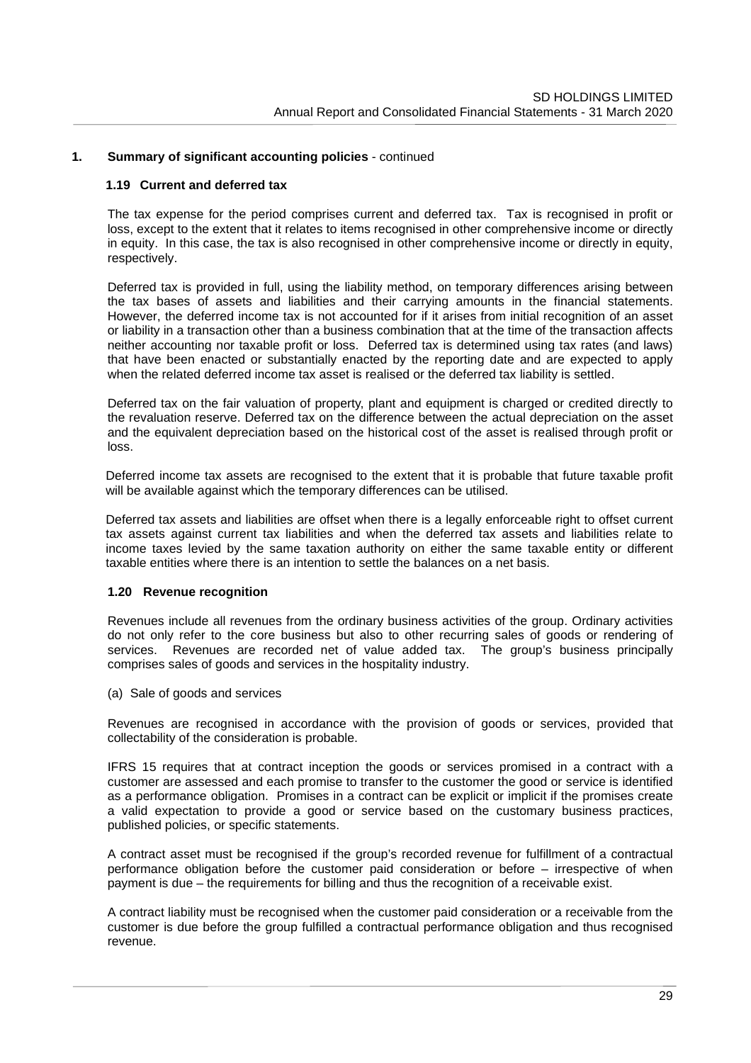## 1. Summary of significant accounting policies - continued

### 1.19 Current and deferred tax

The tax expense for the period comprises current and deferred tax. Tax is recognised in profit or loss, except to the extent that it relates to items recognised in other comprehensive income or directly in equity. In this case, the tax is also recognised in other comprehensive income or directly in equity, respectively.

Deferred tax is provided in full, using the liability method, on temporary differences arising between the tax bases of assets and liabilities and their carrying amounts in the financial statements. However, the deferred income tax is not accounted for if it arises from initial recognition of an asset or liability in a transaction other than a business combination that at the time of the transaction affects neither accounting nor taxable profit or loss. Deferred tax is determined using tax rates (and laws) that have been enacted or substantially enacted by the reporting date and are expected to apply when the related deferred income tax asset is realised or the deferred tax liability is settled.

Deferred tax on the fair valuation of property, plant and equipment is charged or credited directly to the revaluation reserve. Deferred tax on the difference between the actual depreciation on the asset and the equivalent depreciation based on the historical cost of the asset is realised through profit or loss.

Deferred income tax assets are recognised to the extent that it is probable that future taxable profit will be available against which the temporary differences can be utilised.

Deferred tax assets and liabilities are offset when there is a legally enforceable right to offset current tax assets against current tax liabilities and when the deferred tax assets and liabilities relate to income taxes levied by the same taxation authority on either the same taxable entity or different taxable entities where there is an intention to settle the balances on a net basis.

### 1.20 Revenue recognition

Revenues include all revenues from the ordinary business activities of the group. Ordinary activities do not only refer to the core business but also to other recurring sales of goods or rendering of services. Revenues are recorded net of value added tax. The group's business principally comprises sales of goods and services in the hospitality industry.

(a) Sale of goods and services

Revenues are recognised in accordance with the provision of goods or services, provided that collectability of the consideration is probable.

IFRS 15 requires that at contract inception the goods or services promised in a contract with a customer are assessed and each promise to transfer to the customer the good or service is identified as a performance obligation. Promises in a contract can be explicit or implicit if the promises create a valid expectation to provide a good or service based on the customary business practices, published policies, or specific statements.

A contract asset must be recognised if the group's recorded revenue for fulfillment of a contractual performance obligation before the customer paid consideration or before – irrespective of when payment is due – the requirements for billing and thus the recognition of a receivable exist.

A contract liability must be recognised when the customer paid consideration or a receivable from the customer is due before the group fulfilled a contractual performance obligation and thus recognised revenue.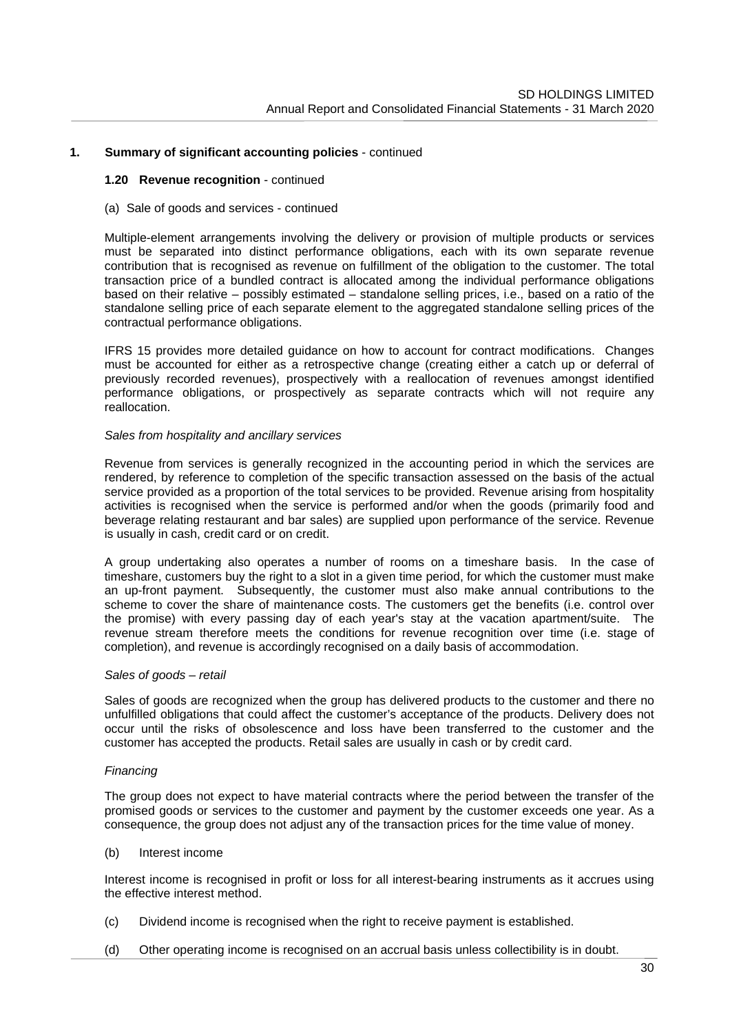## 1. Summary of significant accounting policies - continued

### 1.20 Revenue recognition - continued

(a) Sale of goods and services - continued

Multiple-element arrangements involving the delivery or provision of multiple products or services must be separated into distinct performance obligations, each with its own separate revenue contribution that is recognised as revenue on fulfillment of the obligation to the customer. The total transaction price of a bundled contract is allocated among the individual performance obligations based on their relative – possibly estimated – standalone selling prices, i.e., based on a ratio of the standalone selling price of each separate element to the aggregated standalone selling prices of the contractual performance obligations.

IFRS 15 provides more detailed guidance on how to account for contract modifications. Changes must be accounted for either as a retrospective change (creating either a catch up or deferral of previously recorded revenues), prospectively with a reallocation of revenues amongst identified performance obligations, or prospectively as separate contracts which will not require any reallocation.

*Sales from hospitality and ancillary services*

Revenue from services is generally recognized in the accounting period in which the services are rendered, by reference to completion of the specific transaction assessed on the basis of the actual service provided as a proportion of the total services to be provided. Revenue arising from hospitality activities is recognised when the service is performed and/or when the goods (primarily food and beverage relating restaurant and bar sales) are supplied upon performance of the service. Revenue is usually in cash, credit card or on credit.

A group undertaking also operates a number of rooms on a timeshare basis. In the case of timeshare, customers buy the right to a slot in a given time period, for which the customer must make an up-front payment. Subsequently, the customer must also make annual contributions to the scheme to cover the share of maintenance costs. The customers get the benefits (i.e. control over the promise) with every passing day of each year's stay at the vacation apartment/suite. The revenue stream therefore meets the conditions for revenue recognition over time (i.e. stage of completion), and revenue is accordingly recognised on a daily basis of accommodation.

*Sales of goods – retail*

Sales of goods are recognized when the group has delivered products to the customer and there no unfulfilled obligations that could affect the customer's acceptance of the products. Delivery does not occur until the risks of obsolescence and loss have been transferred to the customer and the customer has accepted the products. Retail sales are usually in cash or by credit card.

*Financing*

The group does not expect to have material contracts where the period between the transfer of the promised goods or services to the customer and payment by the customer exceeds one year. As a consequence, the group does not adjust any of the transaction prices for the time value of money.

(b) Interest income

Interest income is recognised in profit or loss for all interest-bearing instruments as it accrues using the effective interest method.

(c) Dividend income is recognised when the right to receive payment is established.

(d) Other operating income is recognised on an accrual basis unless collectibility is in doubt.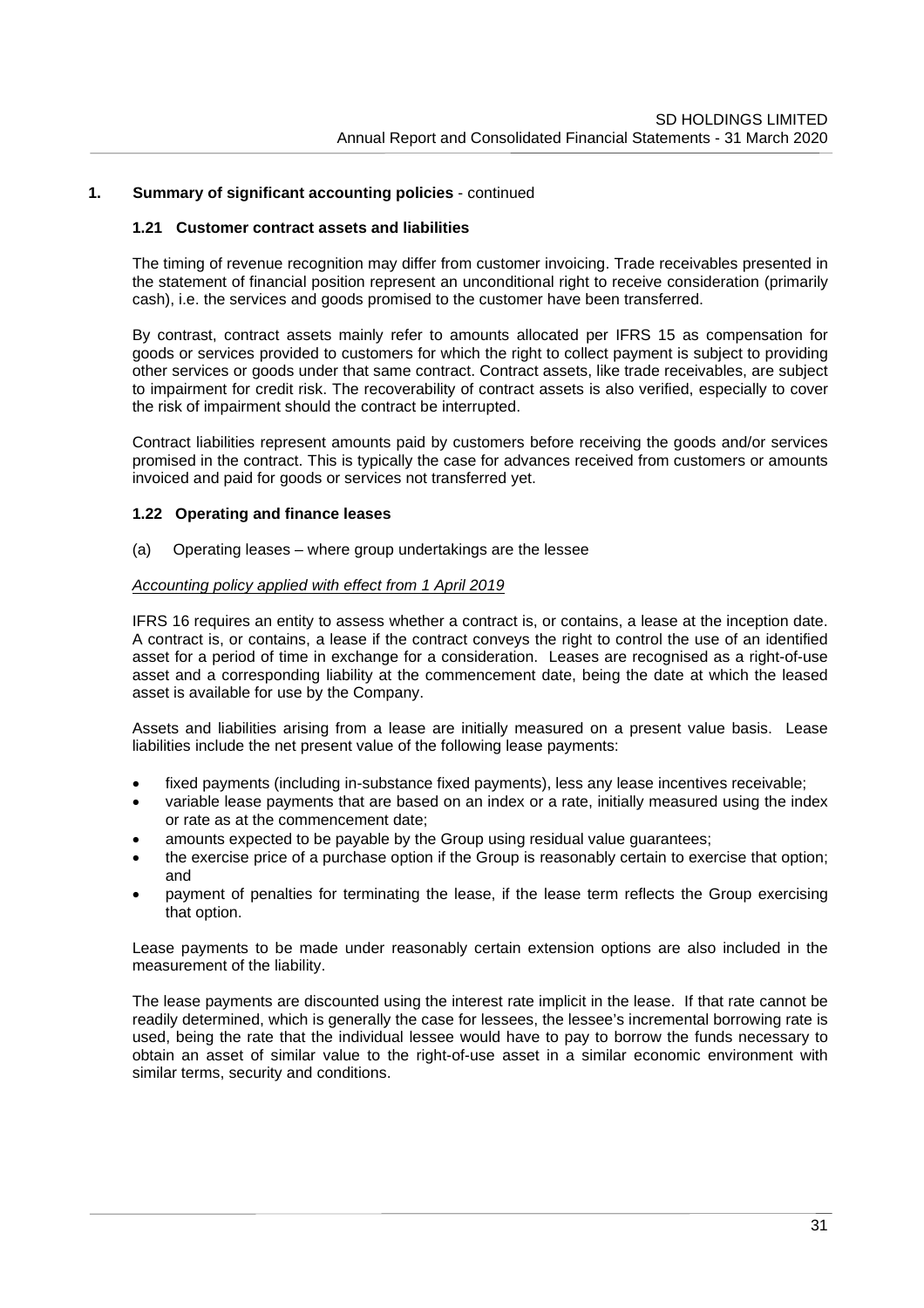## 1. Summary of significant accounting policies - continued

### 1.21 Customer contract assets and liabilities

The timing of revenue recognition may differ from customer invoicing. Trade receivables presented in the statement of financial position represent an unconditional right to receive consideration (primarily cash), i.e. the services and goods promised to the customer have been transferred.

By contrast, contract assets mainly refer to amounts allocated per IFRS 15 as compensation for goods or services provided to customers for which the right to collect payment is subject to providing other services or goods under that same contract. Contract assets, like trade receivables, are subject to impairment for credit risk. The recoverability of contract assets is also verified, especially to cover the risk of impairment should the contract be interrupted.

Contract liabilities represent amounts paid by customers before receiving the goods and/or services promised in the contract. This is typically the case for advances received from customers or amounts invoiced and paid for goods or services not transferred yet.

### 1.22 Operating and finance leases

(a) Operating leases – where group undertakings are the lessee

*Accounting policy applied with effect from 1 April 2019*

IFRS 16 requires an entity to assess whether a contract is, or contains, a lease at the inception date. A contract is, or contains, a lease if the contract conveys the right to control the use of an identified asset for a period of time in exchange for a consideration. Leases are recognised as a right-of-use asset and a corresponding liability at the commencement date, being the date at which the leased asset is available for use by the Company.

Assets and liabilities arising from a lease are initially measured on a present value basis. Lease liabilities include the net present value of the following lease payments:

- fixed payments (including in-substance fixed payments), less any lease incentives receivable;
- variable lease payments that are based on an index or a rate, initially measured using the index or rate as at the commencement date;
- amounts expected to be payable by the Group using residual value guarantees;
- the exercise price of a purchase option if the Group is reasonably certain to exercise that option; and
- payment of penalties for terminating the lease, if the lease term reflects the Group exercising that option.

Lease payments to be made under reasonably certain extension options are also included in the measurement of the liability.

The lease payments are discounted using the interest rate implicit in the lease. If that rate cannot be readily determined, which is generally the case for lessees, the lessee's incremental borrowing rate is used, being the rate that the individual lessee would have to pay to borrow the funds necessary to obtain an asset of similar value to the right-of-use asset in a similar economic environment with similar terms, security and conditions.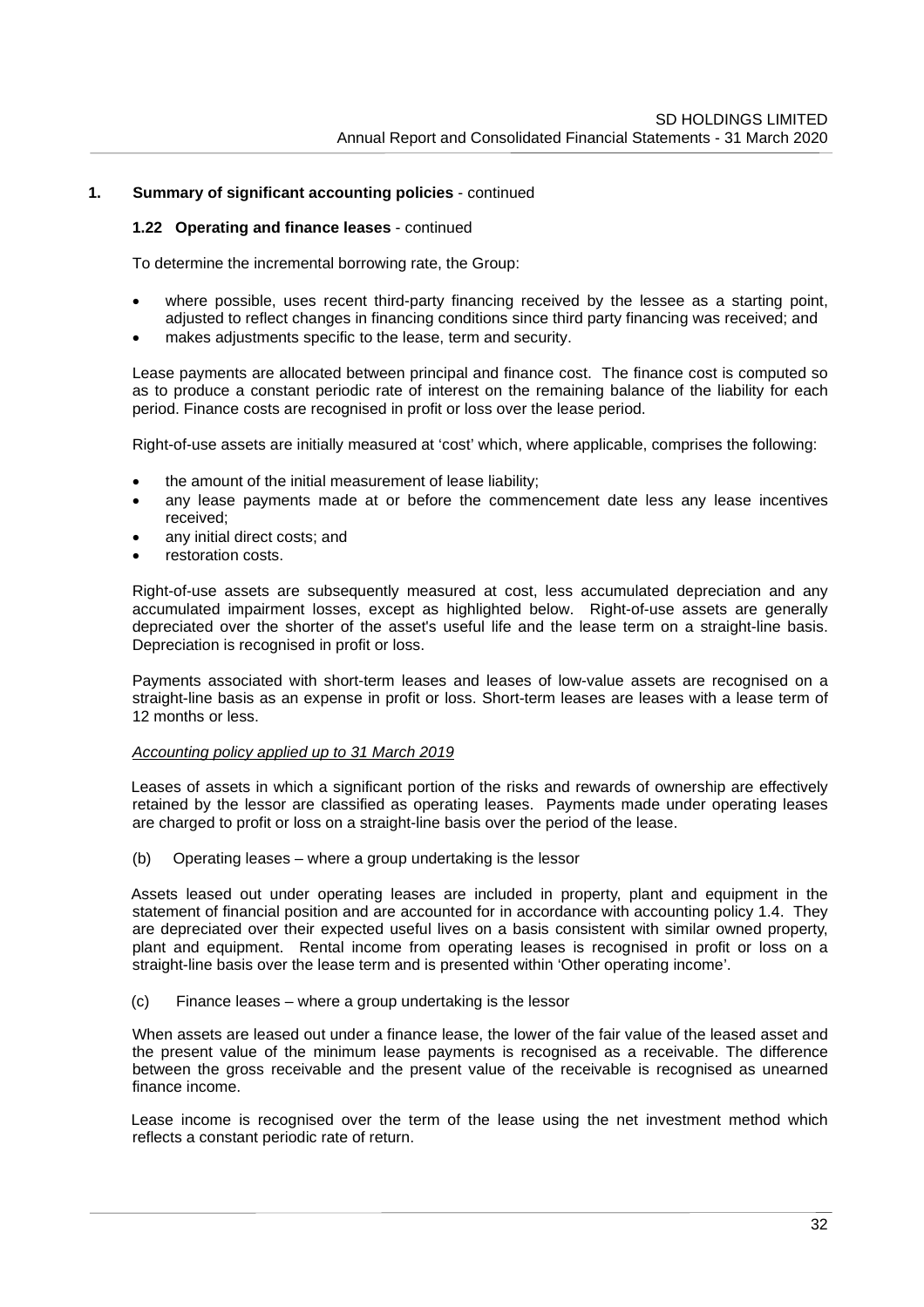## 1. Summary of significant accounting policies - continued

### 1.22 Operating and finance leases - continued

To determine the incremental borrowing rate, the Group:

- where possible, uses recent third-party financing received by the lessee as a starting point, adjusted to reflect changes in financing conditions since third party financing was received; and
- makes adjustments specific to the lease, term and security.

Lease payments are allocated between principal and finance cost. The finance cost is computed so as to produce a constant periodic rate of interest on the remaining balance of the liability for each period. Finance costs are recognised in profit or loss over the lease period.

Right-of-use assets are initially measured at 'cost' which, where applicable, comprises the following:

- the amount of the initial measurement of lease liability;
- any lease payments made at or before the commencement date less any lease incentives received;
- any initial direct costs; and
- restoration costs.

Right-of-use assets are subsequently measured at cost, less accumulated depreciation and any accumulated impairment losses, except as highlighted below. Right-of-use assets are generally depreciated over the shorter of the asset's useful life and the lease term on a straight-line basis. Depreciation is recognised in profit or loss.

Payments associated with short-term leases and leases of low-value assets are recognised on a straight-line basis as an expense in profit or loss. Short-term leases are leases with a lease term of 12 months or less.

*Accounting policy applied up to 31 March 2019*

Leases of assets in which a significant portion of the risks and rewards of ownership are effectively retained by the lessor are classified as operating leases. Payments made under operating leases are charged to profit or loss on a straight-line basis over the period of the lease.

(b) Operating leases – where a group undertaking is the lessor

Assets leased out under operating leases are included in property, plant and equipment in the statement of financial position and are accounted for in accordance with accounting policy 1.4. They are depreciated over their expected useful lives on a basis consistent with similar owned property, plant and equipment. Rental income from operating leases is recognised in profit or loss on a straight-line basis over the lease term and is presented within 'Other operating income'.

(c) Finance leases – where a group undertaking is the lessor

When assets are leased out under a finance lease, the lower of the fair value of the leased asset and the present value of the minimum lease payments is recognised as a receivable. The difference between the gross receivable and the present value of the receivable is recognised as unearned finance income.

Lease income is recognised over the term of the lease using the net investment method which reflects a constant periodic rate of return.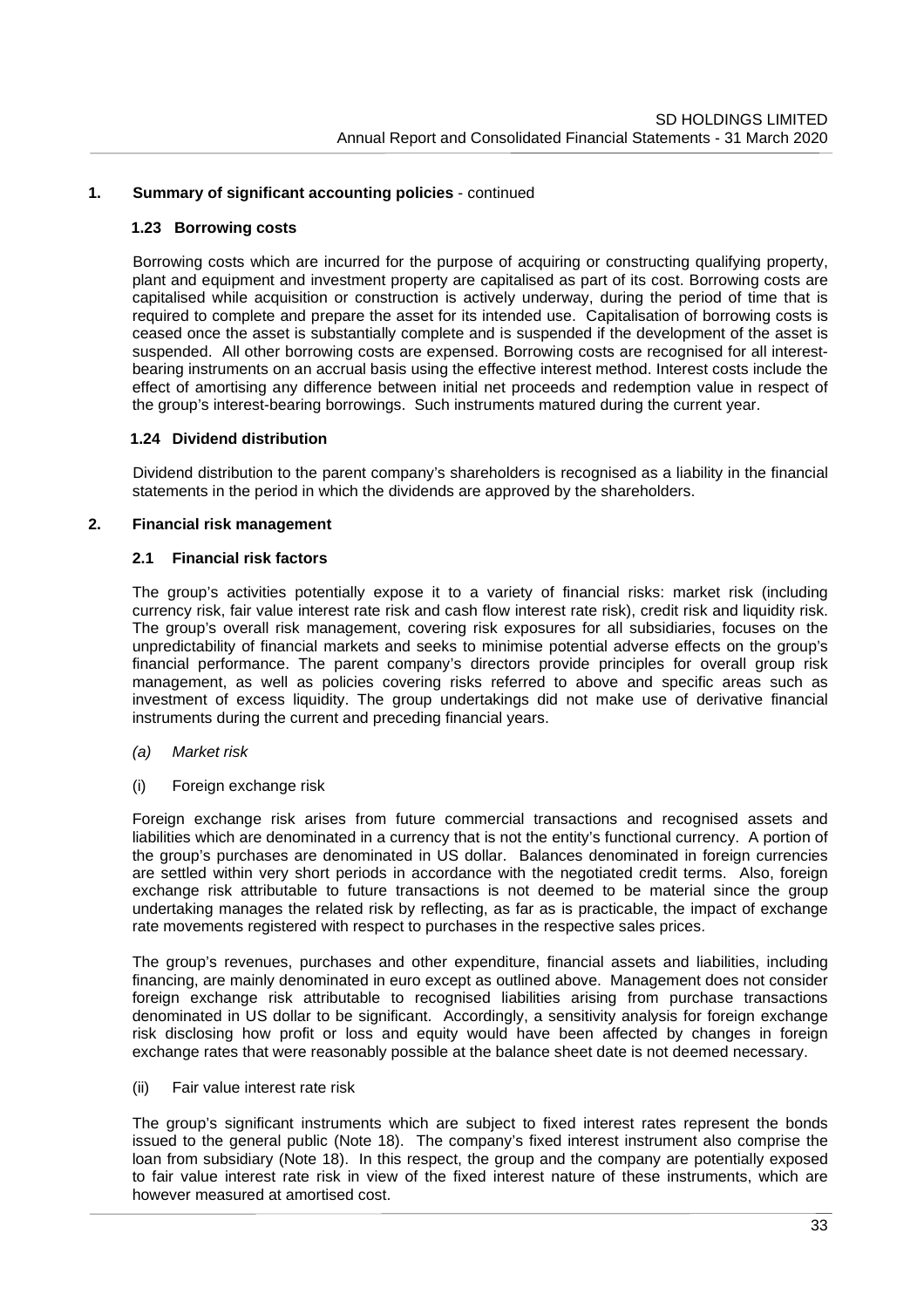## 1. Summary of significant accounting policies - continued

### 1.23 Borrowing costs

Borrowing costs which are incurred for the purpose of acquiring or constructing qualifying property, plant and equipment and investment property are capitalised as part of its cost. Borrowing costs are capitalised while acquisition or construction is actively underway, during the period of time that is required to complete and prepare the asset for its intended use. Capitalisation of borrowing costs is ceased once the asset is substantially complete and is suspended if the development of the asset is suspended. All other borrowing costs are expensed. Borrowing costs are recognised for all interest-bearing instruments on an accrual basis using the effective interest method. Interest costs include the effect of amortising any difference between initial net proceeds and redemption value in respect of the group's interest-bearing borrowings. Such instruments matured during the current year.

### 1.24 Dividend distribution

Dividend distribution to the parent company's shareholders is recognised as a liability in the financial statements in the period in which the dividends are approved by the shareholders.

## 2. Financial risk management

### 2.1 Financial risk factors

The group's activities potentially expose it to a variety of financial risks: market risk (including currency risk, fair value interest rate risk and cash flow interest rate risk), credit risk and liquidity risk. The group's overall risk management, covering risk exposures for all subsidiaries, focuses on the unpredictability of financial markets and seeks to minimise potential adverse effects on the group's financial performance. The parent company's directors provide principles for overall group risk management, as well as policies covering risks referred to above and specific areas such as investment of excess liquidity. The group undertakings did not make use of derivative financial instruments during the current and preceding financial years.

*(a) Market risk*

(i) Foreign exchange risk

Foreign exchange risk arises from future commercial transactions and recognised assets and liabilities which are denominated in a currency that is not the entity's functional currency. A portion of the group's purchases are denominated in US dollar. Balances denominated in foreign currencies are settled within very short periods in accordance with the negotiated credit terms. Also, foreign exchange risk attributable to future transactions is not deemed to be material since the group undertaking manages the related risk by reflecting, as far as is practicable, the impact of exchange rate movements registered with respect to purchases in the respective sales prices.

The group's revenues, purchases and other expenditure, financial assets and liabilities, including financing, are mainly denominated in euro except as outlined above. Management does not consider foreign exchange risk attributable to recognised liabilities arising from purchase transactions denominated in US dollar to be significant. Accordingly, a sensitivity analysis for foreign exchange risk disclosing how profit or loss and equity would have been affected by changes in foreign exchange rates that were reasonably possible at the balance sheet date is not deemed necessary.

(ii) Fair value interest rate risk

The group's significant instruments which are subject to fixed interest rates represent the bonds issued to the general public (Note 18). The company's fixed interest instrument also comprise the loan from subsidiary (Note 18). In this respect, the group and the company are potentially exposed to fair value interest rate risk in view of the fixed interest nature of these instruments, which are however measured at amortised cost.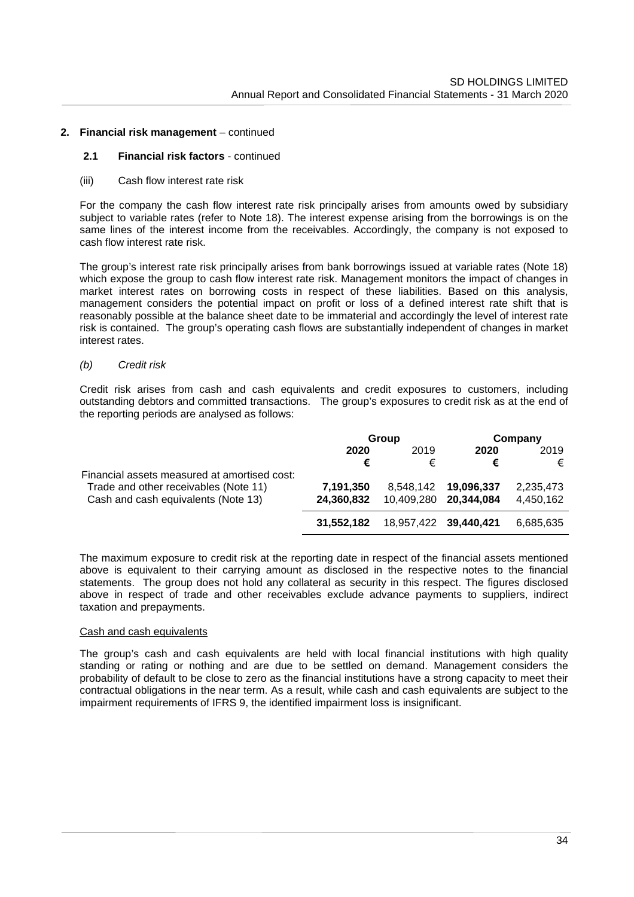## 2. Financial risk management – continued

### 2.1 Financial risk factors - continued

(iii) Cash flow interest rate risk

For the company the cash flow interest rate risk principally arises from amounts owed by subsidiary subject to variable rates (refer to Note 18). The interest expense arising from the borrowings is on the same lines of the interest income from the receivables. Accordingly, the company is not exposed to cash flow interest rate risk.

The group's interest rate risk principally arises from bank borrowings issued at variable rates (Note 18) which expose the group to cash flow interest rate risk. Management monitors the impact of changes in market interest rates on borrowing costs in respect of these liabilities. Based on this analysis, management considers the potential impact on profit or loss of a defined interest rate shift that is reasonably possible at the balance sheet date to be immaterial and accordingly the level of interest rate risk is contained. The group's operating cash flows are substantially independent of changes in market interest rates.

*(b) Credit risk*

Credit risk arises from cash and cash equivalents and credit exposures to customers, including outstanding debtors and committed transactions. The group's exposures to credit risk as at the end of the reporting periods are analysed as follows:

| | Group | | Company | |
|---|---|---|---|---|
| | **2020** | 2019 | **2020** | 2019 |
| | **€** | € | **€** | € |
| Financial assets measured at amortised cost: | | | | |
| Trade and other receivables (Note 11) | **7,191,350** | 8,548,142 | **19,096,337** | 2,235,473 |
| Cash and cash equivalents (Note 13) | **24,360,832** | 10,409,280 | **20,344,084** | 4,450,162 |
| | **31,552,182** | 18,957,422 | **39,440,421** | 6,685,635 |

The maximum exposure to credit risk at the reporting date in respect of the financial assets mentioned above is equivalent to their carrying amount as disclosed in the respective notes to the financial statements. The group does not hold any collateral as security in this respect. The figures disclosed above in respect of trade and other receivables exclude advance payments to suppliers, indirect taxation and prepayments.

Cash and cash equivalents

The group's cash and cash equivalents are held with local financial institutions with high quality standing or rating or nothing and are due to be settled on demand. Management considers the probability of default to be close to zero as the financial institutions have a strong capacity to meet their contractual obligations in the near term. As a result, while cash and cash equivalents are subject to the impairment requirements of IFRS 9, the identified impairment loss is insignificant.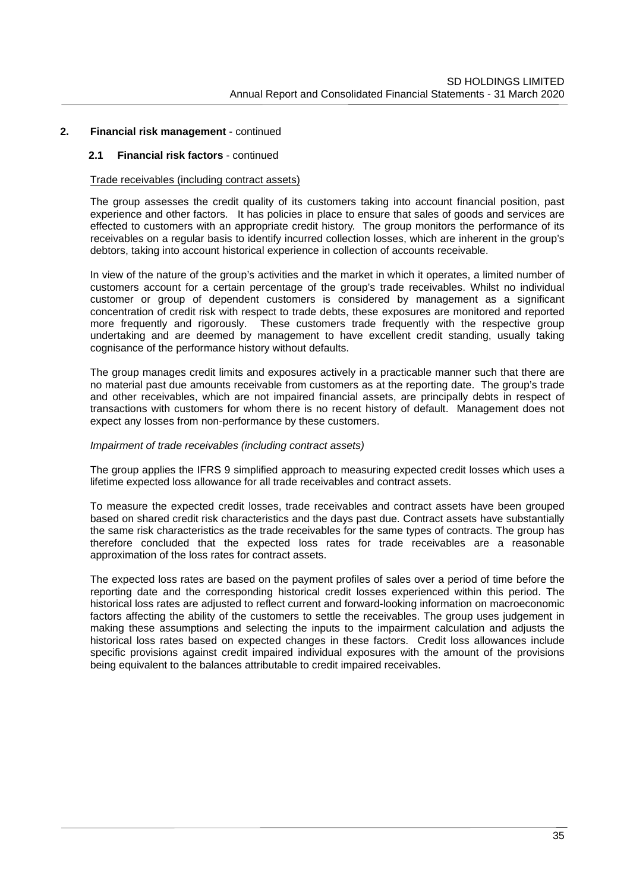## 2. Financial risk management - continued

### 2.1 Financial risk factors - continued

Trade receivables (including contract assets)

The group assesses the credit quality of its customers taking into account financial position, past experience and other factors. It has policies in place to ensure that sales of goods and services are effected to customers with an appropriate credit history. The group monitors the performance of its receivables on a regular basis to identify incurred collection losses, which are inherent in the group's debtors, taking into account historical experience in collection of accounts receivable.

In view of the nature of the group's activities and the market in which it operates, a limited number of customers account for a certain percentage of the group's trade receivables. Whilst no individual customer or group of dependent customers is considered by management as a significant concentration of credit risk with respect to trade debts, these exposures are monitored and reported more frequently and rigorously. These customers trade frequently with the respective group undertaking and are deemed by management to have excellent credit standing, usually taking cognisance of the performance history without defaults.

The group manages credit limits and exposures actively in a practicable manner such that there are no material past due amounts receivable from customers as at the reporting date. The group's trade and other receivables, which are not impaired financial assets, are principally debts in respect of transactions with customers for whom there is no recent history of default. Management does not expect any losses from non-performance by these customers.

*Impairment of trade receivables (including contract assets)*

The group applies the IFRS 9 simplified approach to measuring expected credit losses which uses a lifetime expected loss allowance for all trade receivables and contract assets.

To measure the expected credit losses, trade receivables and contract assets have been grouped based on shared credit risk characteristics and the days past due. Contract assets have substantially the same risk characteristics as the trade receivables for the same types of contracts. The group has therefore concluded that the expected loss rates for trade receivables are a reasonable approximation of the loss rates for contract assets.

The expected loss rates are based on the payment profiles of sales over a period of time before the reporting date and the corresponding historical credit losses experienced within this period. The historical loss rates are adjusted to reflect current and forward-looking information on macroeconomic factors affecting the ability of the customers to settle the receivables. The group uses judgement in making these assumptions and selecting the inputs to the impairment calculation and adjusts the historical loss rates based on expected changes in these factors. Credit loss allowances include specific provisions against credit impaired individual exposures with the amount of the provisions being equivalent to the balances attributable to credit impaired receivables.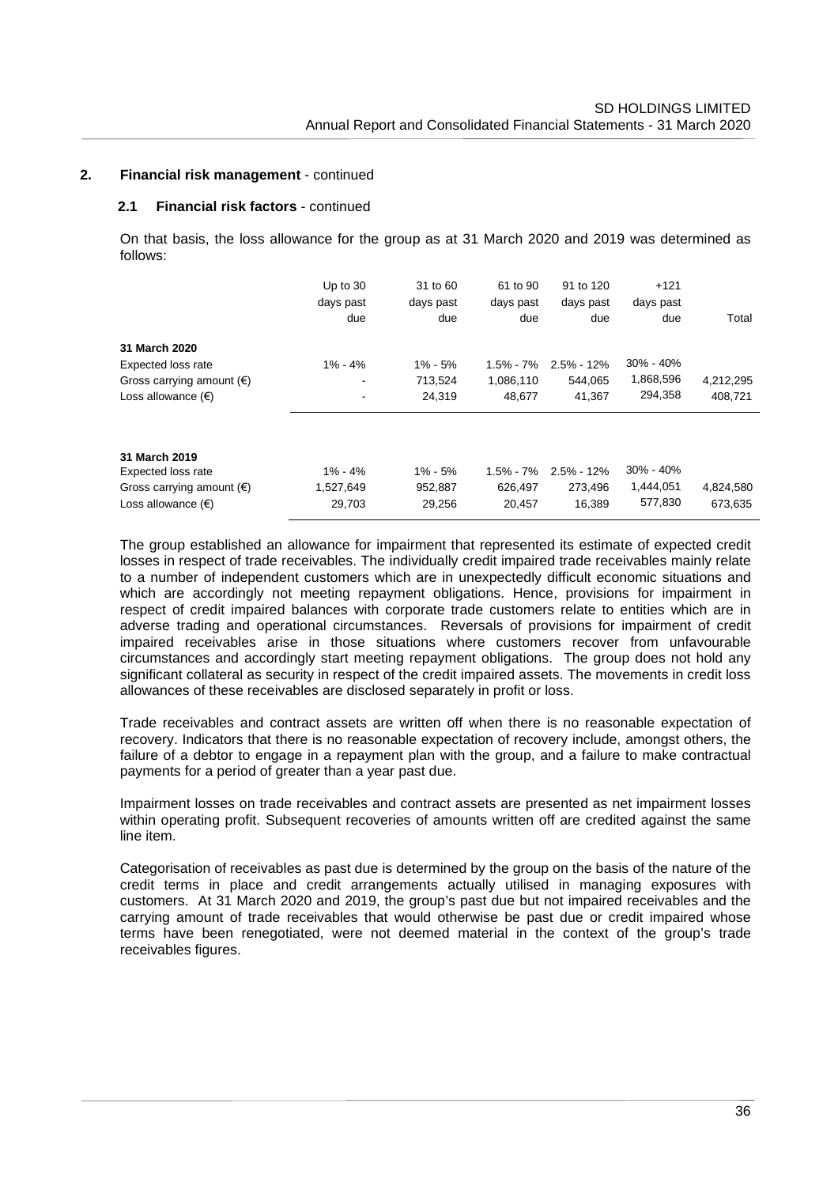## 2. Financial risk management - continued

### 2.1 Financial risk factors - continued

On that basis, the loss allowance for the group as at 31 March 2020 and 2019 was determined as follows:

| | Up to 30 days past due | 31 to 60 days past due | 61 to 90 days past due | 91 to 120 days past due | +121 days past due | Total |
|---|---|---|---|---|---|---|
| **31 March 2020** | | | | | | |
| Expected loss rate | 1% - 4% | 1% - 5% | 1.5% - 7% | 2.5% - 12% | 30% - 40% | |
| Gross carrying amount (€) | - | 713,524 | 1,086,110 | 544,065 | 1,868,596 | 4,212,295 |
| Loss allowance (€) | - | 24,319 | 48,677 | 41,367 | 294,358 | 408,721 |
| **31 March 2019** | | | | | | |
| Expected loss rate | 1% - 4% | 1% - 5% | 1.5% - 7% | 2.5% - 12% | 30% - 40% | |
| Gross carrying amount (€) | 1,527,649 | 952,887 | 626,497 | 273,496 | 1,444,051 | 4,824,580 |
| Loss allowance (€) | 29,703 | 29,256 | 20,457 | 16,389 | 577,830 | 673,635 |

The group established an allowance for impairment that represented its estimate of expected credit losses in respect of trade receivables. The individually credit impaired trade receivables mainly relate to a number of independent customers which are in unexpectedly difficult economic situations and which are accordingly not meeting repayment obligations. Hence, provisions for impairment in respect of credit impaired balances with corporate trade customers relate to entities which are in adverse trading and operational circumstances. Reversals of provisions for impairment of credit impaired receivables arise in those situations where customers recover from unfavourable circumstances and accordingly start meeting repayment obligations. The group does not hold any significant collateral as security in respect of the credit impaired assets. The movements in credit loss allowances of these receivables are disclosed separately in profit or loss.

Trade receivables and contract assets are written off when there is no reasonable expectation of recovery. Indicators that there is no reasonable expectation of recovery include, amongst others, the failure of a debtor to engage in a repayment plan with the group, and a failure to make contractual payments for a period of greater than a year past due.

Impairment losses on trade receivables and contract assets are presented as net impairment losses within operating profit. Subsequent recoveries of amounts written off are credited against the same line item.

Categorisation of receivables as past due is determined by the group on the basis of the nature of the credit terms in place and credit arrangements actually utilised in managing exposures with customers. At 31 March 2020 and 2019, the group's past due but not impaired receivables and the carrying amount of trade receivables that would otherwise be past due or credit impaired whose terms have been renegotiated, were not deemed material in the context of the group's trade receivables figures.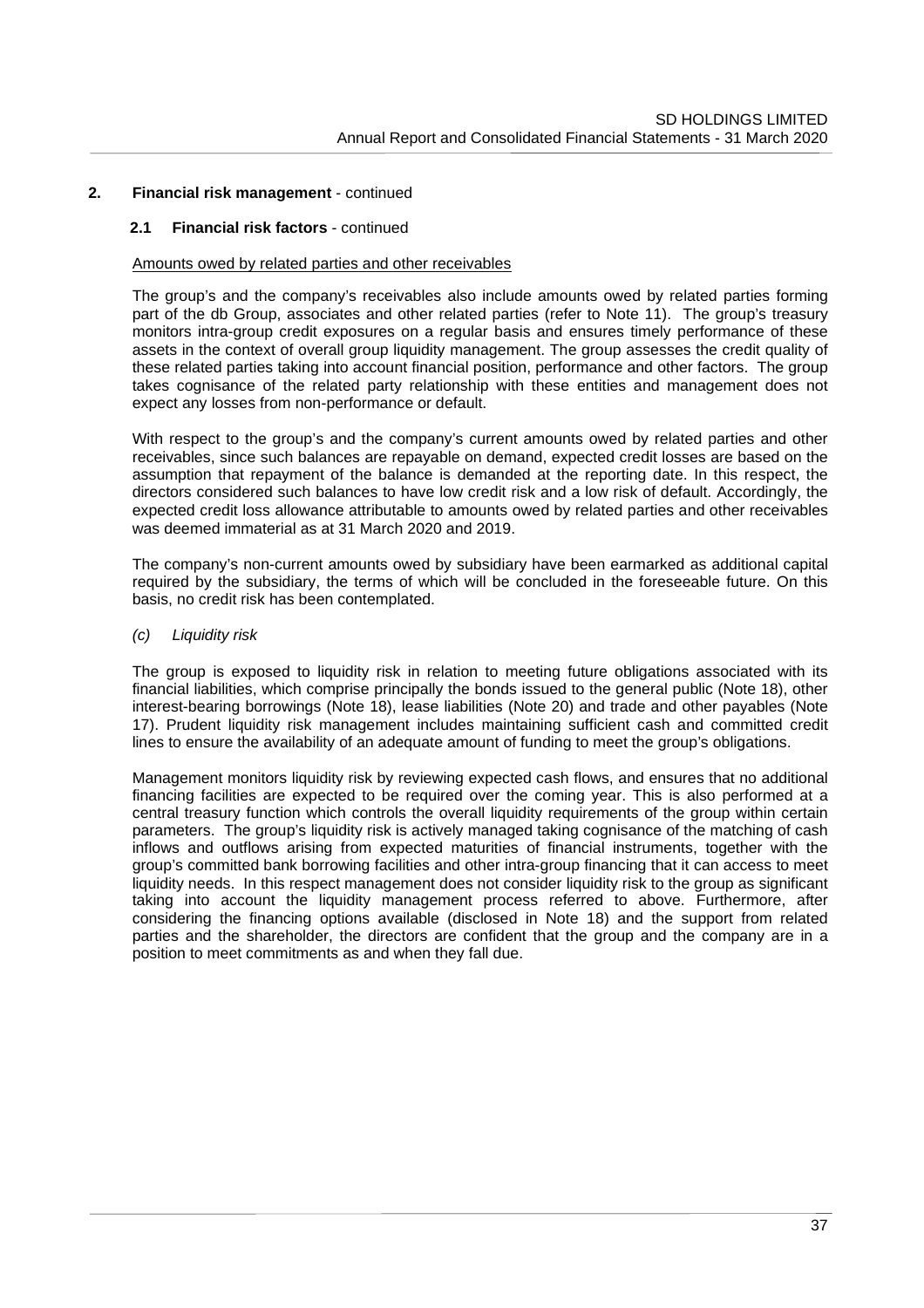## 2. Financial risk management - continued

### 2.1 Financial risk factors - continued

Amounts owed by related parties and other receivables

The group's and the company's receivables also include amounts owed by related parties forming part of the db Group, associates and other related parties (refer to Note 11). The group's treasury monitors intra-group credit exposures on a regular basis and ensures timely performance of these assets in the context of overall group liquidity management. The group assesses the credit quality of these related parties taking into account financial position, performance and other factors. The group takes cognisance of the related party relationship with these entities and management does not expect any losses from non-performance or default.

With respect to the group's and the company's current amounts owed by related parties and other receivables, since such balances are repayable on demand, expected credit losses are based on the assumption that repayment of the balance is demanded at the reporting date. In this respect, the directors considered such balances to have low credit risk and a low risk of default. Accordingly, the expected credit loss allowance attributable to amounts owed by related parties and other receivables was deemed immaterial as at 31 March 2020 and 2019.

The company's non-current amounts owed by subsidiary have been earmarked as additional capital required by the subsidiary, the terms of which will be concluded in the foreseeable future. On this basis, no credit risk has been contemplated.

*(c) Liquidity risk*

The group is exposed to liquidity risk in relation to meeting future obligations associated with its financial liabilities, which comprise principally the bonds issued to the general public (Note 18), other interest-bearing borrowings (Note 18), lease liabilities (Note 20) and trade and other payables (Note 17). Prudent liquidity risk management includes maintaining sufficient cash and committed credit lines to ensure the availability of an adequate amount of funding to meet the group's obligations.

Management monitors liquidity risk by reviewing expected cash flows, and ensures that no additional financing facilities are expected to be required over the coming year. This is also performed at a central treasury function which controls the overall liquidity requirements of the group within certain parameters. The group's liquidity risk is actively managed taking cognisance of the matching of cash inflows and outflows arising from expected maturities of financial instruments, together with the group's committed bank borrowing facilities and other intra-group financing that it can access to meet liquidity needs. In this respect management does not consider liquidity risk to the group as significant taking into account the liquidity management process referred to above. Furthermore, after considering the financing options available (disclosed in Note 18) and the support from related parties and the shareholder, the directors are confident that the group and the company are in a position to meet commitments as and when they fall due.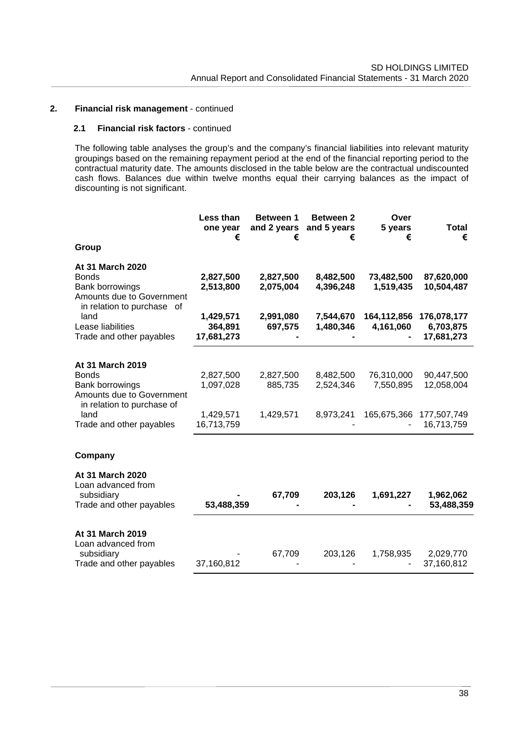## 2. Financial risk management - continued

### 2.1 Financial risk factors - continued

The following table analyses the group's and the company's financial liabilities into relevant maturity groupings based on the remaining repayment period at the end of the financial reporting period to the contractual maturity date. The amounts disclosed in the table below are the contractual undiscounted cash flows. Balances due within twelve months equal their carrying balances as the impact of discounting is not significant.

| | Less than one year € | Between 1 and 2 years € | Between 2 and 5 years € | Over 5 years € | Total € |
|---|---|---|---|---|---|
| **Group** | | | | | |
| **At 31 March 2020** | | | | | |
| Bonds | **2,827,500** | **2,827,500** | **8,482,500** | **73,482,500** | **87,620,000** |
| Bank borrowings | **2,513,800** | **2,075,004** | **4,396,248** | **1,519,435** | **10,504,487** |
| Amounts due to Government in relation to purchase of land | **1,429,571** | **2,991,080** | **7,544,670** | **164,112,856** | **176,078,177** |
| Lease liabilities | **364,891** | **697,575** | **1,480,346** | **4,161,060** | **6,703,875** |
| Trade and other payables | **17,681,273** | **-** | **-** | **-** | **17,681,273** |
| **At 31 March 2019** | | | | | |
| Bonds | 2,827,500 | 2,827,500 | 8,482,500 | 76,310,000 | 90,447,500 |
| Bank borrowings | 1,097,028 | 885,735 | 2,524,346 | 7,550,895 | 12,058,004 |
| Amounts due to Government in relation to purchase of land | 1,429,571 | 1,429,571 | 8,973,241 | 165,675,366 | 177,507,749 |
| Trade and other payables | 16,713,759 | - | - | - | 16,713,759 |
| **Company** | | | | | |
| **At 31 March 2020** | | | | | |
| Loan advanced from subsidiary | **-** | **67,709** | **203,126** | **1,691,227** | **1,962,062** |
| Trade and other payables | **53,488,359** | **-** | **-** | **-** | **53,488,359** |
| **At 31 March 2019** | | | | | |
| Loan advanced from subsidiary | - | 67,709 | 203,126 | 1,758,935 | 2,029,770 |
| Trade and other payables | 37,160,812 | - | - | - | 37,160,812 |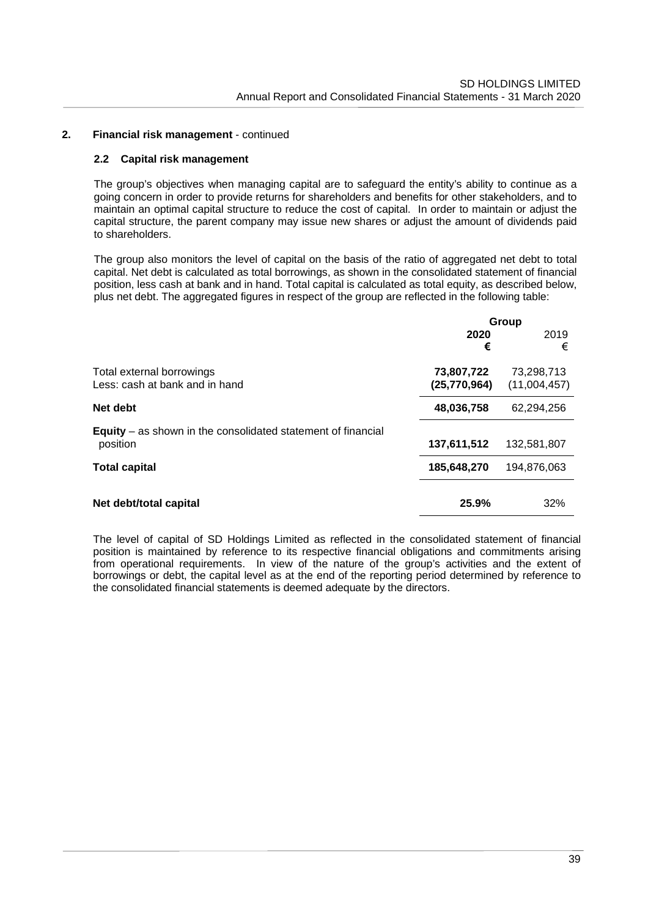## 2. Financial risk management - continued

### 2.2 Capital risk management

The group's objectives when managing capital are to safeguard the entity's ability to continue as a going concern in order to provide returns for shareholders and benefits for other stakeholders, and to maintain an optimal capital structure to reduce the cost of capital. In order to maintain or adjust the capital structure, the parent company may issue new shares or adjust the amount of dividends paid to shareholders.

The group also monitors the level of capital on the basis of the ratio of aggregated net debt to total capital. Net debt is calculated as total borrowings, as shown in the consolidated statement of financial position, less cash at bank and in hand. Total capital is calculated as total equity, as described below, plus net debt. The aggregated figures in respect of the group are reflected in the following table:

| | Group | |
|---|---|---|
| | **2020** | 2019 |
| | **€** | € |
| Total external borrowings | **73,807,722** | 73,298,713 |
| Less: cash at bank and in hand | **(25,770,964)** | (11,004,457) |
| **Net debt** | **48,036,758** | 62,294,256 |
| **Equity** – as shown in the consolidated statement of financial position | **137,611,512** | 132,581,807 |
| **Total capital** | **185,648,270** | 194,876,063 |
| **Net debt/total capital** | **25.9%** | 32% |

The level of capital of SD Holdings Limited as reflected in the consolidated statement of financial position is maintained by reference to its respective financial obligations and commitments arising from operational requirements. In view of the nature of the group's activities and the extent of borrowings or debt, the capital level as at the end of the reporting period determined by reference to the consolidated financial statements is deemed adequate by the directors.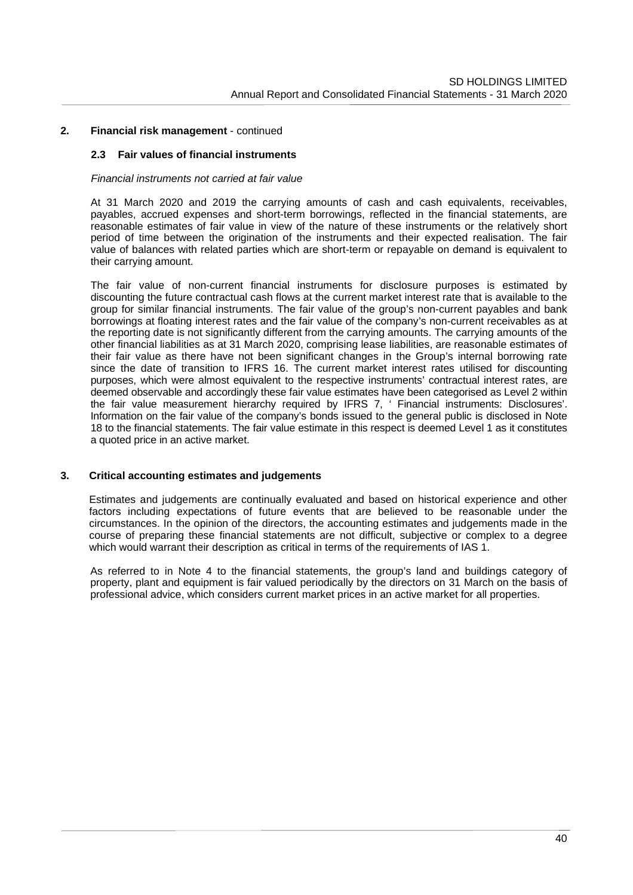## 2. Financial risk management - continued

### 2.3 Fair values of financial instruments

*Financial instruments not carried at fair value*

At 31 March 2020 and 2019 the carrying amounts of cash and cash equivalents, receivables, payables, accrued expenses and short-term borrowings, reflected in the financial statements, are reasonable estimates of fair value in view of the nature of these instruments or the relatively short period of time between the origination of the instruments and their expected realisation. The fair value of balances with related parties which are short-term or repayable on demand is equivalent to their carrying amount.

The fair value of non-current financial instruments for disclosure purposes is estimated by discounting the future contractual cash flows at the current market interest rate that is available to the group for similar financial instruments. The fair value of the group's non-current payables and bank borrowings at floating interest rates and the fair value of the company's non-current receivables as at the reporting date is not significantly different from the carrying amounts. The carrying amounts of the other financial liabilities as at 31 March 2020, comprising lease liabilities, are reasonable estimates of their fair value as there have not been significant changes in the Group's internal borrowing rate since the date of transition to IFRS 16. The current market interest rates utilised for discounting purposes, which were almost equivalent to the respective instruments' contractual interest rates, are deemed observable and accordingly these fair value estimates have been categorised as Level 2 within the fair value measurement hierarchy required by IFRS 7, ' Financial instruments: Disclosures'. Information on the fair value of the company's bonds issued to the general public is disclosed in Note 18 to the financial statements. The fair value estimate in this respect is deemed Level 1 as it constitutes a quoted price in an active market.

## 3. Critical accounting estimates and judgements

Estimates and judgements are continually evaluated and based on historical experience and other factors including expectations of future events that are believed to be reasonable under the circumstances. In the opinion of the directors, the accounting estimates and judgements made in the course of preparing these financial statements are not difficult, subjective or complex to a degree which would warrant their description as critical in terms of the requirements of IAS 1.

As referred to in Note 4 to the financial statements, the group's land and buildings category of property, plant and equipment is fair valued periodically by the directors on 31 March on the basis of professional advice, which considers current market prices in an active market for all properties.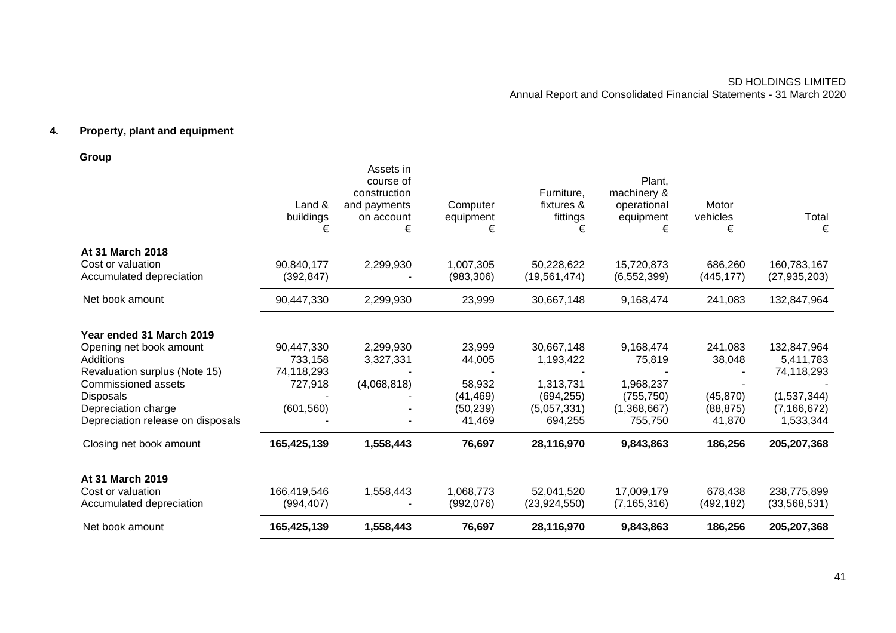## 4. Property, plant and equipment

### Group

| | Land & buildings € | Assets in course of construction and payments on account € | Computer equipment € | Furniture, fixtures & fittings € | Plant, machinery & operational equipment € | Motor vehicles € | Total € |
|---|---|---|---|---|---|---|---|
| **At 31 March 2018** | | | | | | | |
| Cost or valuation | 90,840,177 | 2,299,930 | 1,007,305 | 50,228,622 | 15,720,873 | 686,260 | 160,783,167 |
| Accumulated depreciation | (392,847) | - | (983,306) | (19,561,474) | (6,552,399) | (445,177) | (27,935,203) |
| Net book amount | 90,447,330 | 2,299,930 | 23,999 | 30,667,148 | 9,168,474 | 241,083 | 132,847,964 |
| **Year ended 31 March 2019** | | | | | | | |
| Opening net book amount | 90,447,330 | 2,299,930 | 23,999 | 30,667,148 | 9,168,474 | 241,083 | 132,847,964 |
| Additions | 733,158 | 3,327,331 | 44,005 | 1,193,422 | 75,819 | 38,048 | 5,411,783 |
| Revaluation surplus (Note 15) | 74,118,293 | - | - | - | - | - | 74,118,293 |
| Commissioned assets | 727,918 | (4,068,818) | 58,932 | 1,313,731 | 1,968,237 | - | - |
| Disposals | - | - | (41,469) | (694,255) | (755,750) | (45,870) | (1,537,344) |
| Depreciation charge | (601,560) | - | (50,239) | (5,057,331) | (1,368,667) | (88,875) | (7,166,672) |
| Depreciation release on disposals | - | - | 41,469 | 694,255 | 755,750 | 41,870 | 1,533,344 |
| Closing net book amount | **165,425,139** | **1,558,443** | **76,697** | **28,116,970** | **9,843,863** | **186,256** | **205,207,368** |
| **At 31 March 2019** | | | | | | | |
| Cost or valuation | 166,419,546 | 1,558,443 | 1,068,773 | 52,041,520 | 17,009,179 | 678,438 | 238,775,899 |
| Accumulated depreciation | (994,407) | - | (992,076) | (23,924,550) | (7,165,316) | (492,182) | (33,568,531) |
| Net book amount | **165,425,139** | **1,558,443** | **76,697** | **28,116,970** | **9,843,863** | **186,256** | **205,207,368** |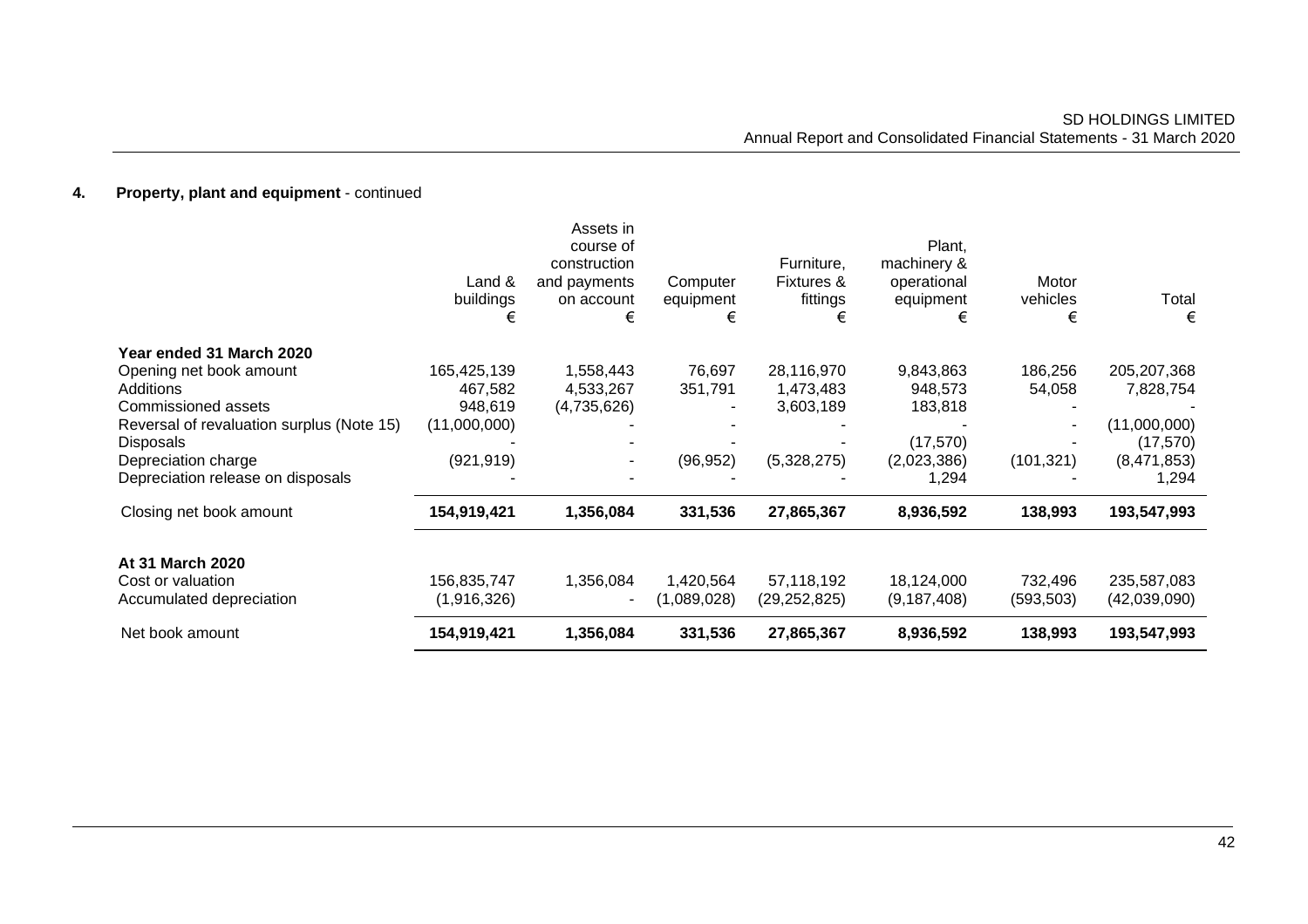## 4. Property, plant and equipment - continued

| | Land & buildings € | Assets in course of construction and payments on account € | Computer equipment € | Furniture, Fixtures & fittings € | Plant, machinery & operational equipment € | Motor vehicles € | Total € |
|---|---|---|---|---|---|---|---|
| **Year ended 31 March 2020** | | | | | | | |
| Opening net book amount | 165,425,139 | 1,558,443 | 76,697 | 28,116,970 | 9,843,863 | 186,256 | 205,207,368 |
| Additions | 467,582 | 4,533,267 | 351,791 | 1,473,483 | 948,573 | 54,058 | 7,828,754 |
| Commissioned assets | 948,619 | (4,735,626) | - | 3,603,189 | 183,818 | - | - |
| Reversal of revaluation surplus (Note 15) | (11,000,000) | - | - | - | - | - | (11,000,000) |
| Disposals | - | - | - | - | (17,570) | - | (17,570) |
| Depreciation charge | (921,919) | - | (96,952) | (5,328,275) | (2,023,386) | (101,321) | (8,471,853) |
| Depreciation release on disposals | - | - | - | - | 1,294 | - | 1,294 |
| Closing net book amount | **154,919,421** | **1,356,084** | **331,536** | **27,865,367** | **8,936,592** | **138,993** | **193,547,993** |
| **At 31 March 2020** | | | | | | | |
| Cost or valuation | 156,835,747 | 1,356,084 | 1,420,564 | 57,118,192 | 18,124,000 | 732,496 | 235,587,083 |
| Accumulated depreciation | (1,916,326) | - | (1,089,028) | (29,252,825) | (9,187,408) | (593,503) | (42,039,090) |
| Net book amount | **154,919,421** | **1,356,084** | **331,536** | **27,865,367** | **8,936,592** | **138,993** | **193,547,993** |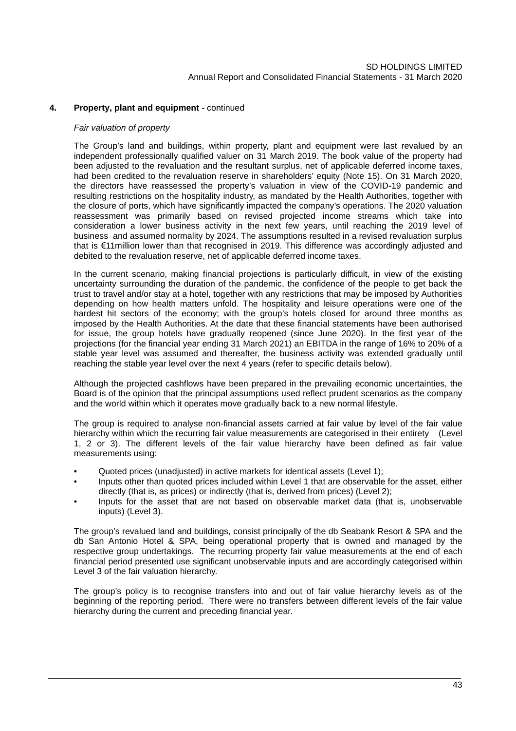## 4. Property, plant and equipment - continued

*Fair valuation of property*

The Group's land and buildings, within property, plant and equipment were last revalued by an independent professionally qualified valuer on 31 March 2019. The book value of the property had been adjusted to the revaluation and the resultant surplus, net of applicable deferred income taxes, had been credited to the revaluation reserve in shareholders' equity (Note 15). On 31 March 2020, the directors have reassessed the property's valuation in view of the COVID-19 pandemic and resulting restrictions on the hospitality industry, as mandated by the Health Authorities, together with the closure of ports, which have significantly impacted the company's operations. The 2020 valuation reassessment was primarily based on revised projected income streams which take into consideration a lower business activity in the next few years, until reaching the 2019 level of business and assumed normality by 2024. The assumptions resulted in a revised revaluation surplus that is €11million lower than that recognised in 2019. This difference was accordingly adjusted and debited to the revaluation reserve, net of applicable deferred income taxes.

In the current scenario, making financial projections is particularly difficult, in view of the existing uncertainty surrounding the duration of the pandemic, the confidence of the people to get back the trust to travel and/or stay at a hotel, together with any restrictions that may be imposed by Authorities depending on how health matters unfold. The hospitality and leisure operations were one of the hardest hit sectors of the economy; with the group's hotels closed for around three months as imposed by the Health Authorities. At the date that these financial statements have been authorised for issue, the group hotels have gradually reopened (since June 2020). In the first year of the projections (for the financial year ending 31 March 2021) an EBITDA in the range of 16% to 20% of a stable year level was assumed and thereafter, the business activity was extended gradually until reaching the stable year level over the next 4 years (refer to specific details below).

Although the projected cashflows have been prepared in the prevailing economic uncertainties, the Board is of the opinion that the principal assumptions used reflect prudent scenarios as the company and the world within which it operates move gradually back to a new normal lifestyle.

The group is required to analyse non-financial assets carried at fair value by level of the fair value hierarchy within which the recurring fair value measurements are categorised in their entirety (Level 1, 2 or 3). The different levels of the fair value hierarchy have been defined as fair value measurements using:

- Quoted prices (unadjusted) in active markets for identical assets (Level 1);
- Inputs other than quoted prices included within Level 1 that are observable for the asset, either directly (that is, as prices) or indirectly (that is, derived from prices) (Level 2);
- Inputs for the asset that are not based on observable market data (that is, unobservable inputs) (Level 3).

The group's revalued land and buildings, consist principally of the db Seabank Resort & SPA and the db San Antonio Hotel & SPA, being operational property that is owned and managed by the respective group undertakings. The recurring property fair value measurements at the end of each financial period presented use significant unobservable inputs and are accordingly categorised within Level 3 of the fair valuation hierarchy.

The group's policy is to recognise transfers into and out of fair value hierarchy levels as of the beginning of the reporting period. There were no transfers between different levels of the fair value hierarchy during the current and preceding financial year.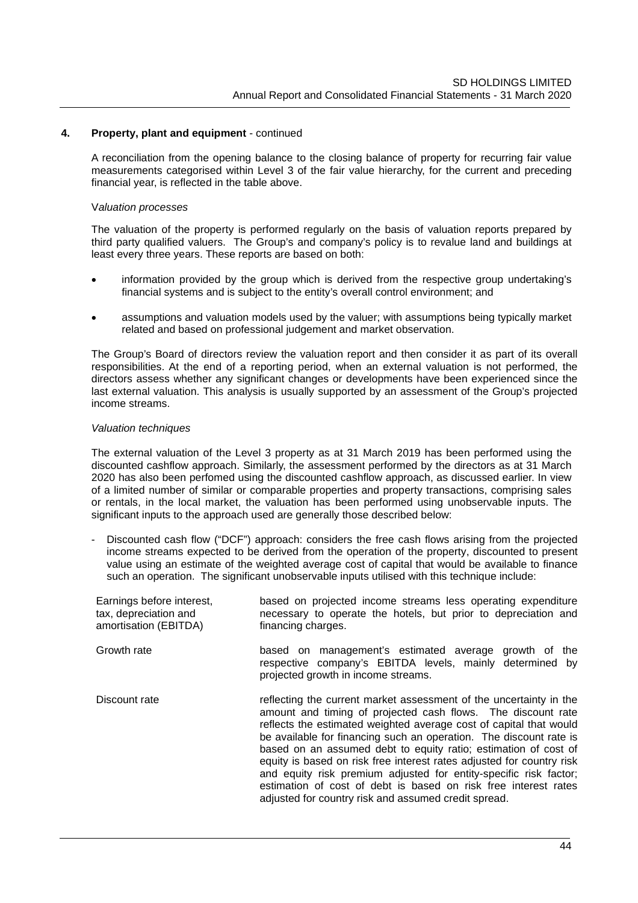## 4. Property, plant and equipment - continued

A reconciliation from the opening balance to the closing balance of property for recurring fair value measurements categorised within Level 3 of the fair value hierarchy, for the current and preceding financial year, is reflected in the table above.

*Valuation processes*

The valuation of the property is performed regularly on the basis of valuation reports prepared by third party qualified valuers. The Group's and company's policy is to revalue land and buildings at least every three years. These reports are based on both:

- information provided by the group which is derived from the respective group undertaking's financial systems and is subject to the entity's overall control environment; and
- assumptions and valuation models used by the valuer; with assumptions being typically market related and based on professional judgement and market observation.

The Group's Board of directors review the valuation report and then consider it as part of its overall responsibilities. At the end of a reporting period, when an external valuation is not performed, the directors assess whether any significant changes or developments have been experienced since the last external valuation. This analysis is usually supported by an assessment of the Group's projected income streams.

*Valuation techniques*

The external valuation of the Level 3 property as at 31 March 2019 has been performed using the discounted cashflow approach. Similarly, the assessment performed by the directors as at 31 March 2020 has also been perfomed using the discounted cashflow approach, as discussed earlier. In view of a limited number of similar or comparable properties and property transactions, comprising sales or rentals, in the local market, the valuation has been performed using unobservable inputs. The significant inputs to the approach used are generally those described below:

- Discounted cash flow ("DCF") approach: considers the free cash flows arising from the projected income streams expected to be derived from the operation of the property, discounted to present value using an estimate of the weighted average cost of capital that would be available to finance such an operation. The significant unobservable inputs utilised with this technique include:

| | |
|---|---|
| Earnings before interest, tax, depreciation and amortisation (EBITDA) | based on projected income streams less operating expenditure necessary to operate the hotels, but prior to depreciation and financing charges. |
| Growth rate | based on management's estimated average growth of the respective company's EBITDA levels, mainly determined by projected growth in income streams. |
| Discount rate | reflecting the current market assessment of the uncertainty in the amount and timing of projected cash flows. The discount rate reflects the estimated weighted average cost of capital that would be available for financing such an operation. The discount rate is based on an assumed debt to equity ratio; estimation of cost of equity is based on risk free interest rates adjusted for country risk and equity risk premium adjusted for entity-specific risk factor; estimation of cost of debt is based on risk free interest rates adjusted for country risk and assumed credit spread. |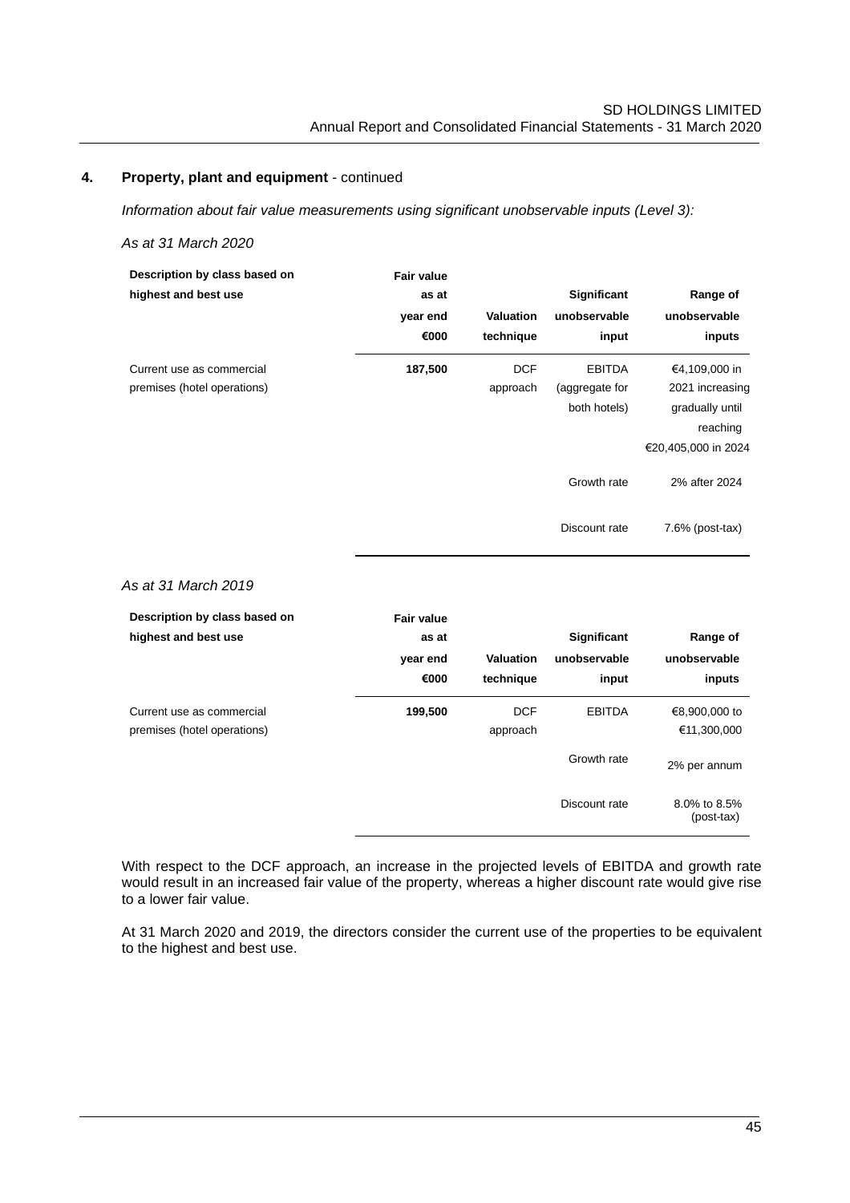## 4. Property, plant and equipment - continued

*Information about fair value measurements using significant unobservable inputs (Level 3):*

*As at 31 March 2020*

| Description by class based on highest and best use | Fair value as at year end €000 | Valuation technique | Significant unobservable input | Range of unobservable inputs |
|---|---|---|---|---|
| Current use as commercial premises (hotel operations) | **187,500** | DCF approach | EBITDA (aggregate for both hotels) | €4,109,000 in 2021 increasing gradually until reaching €20,405,000 in 2024 |
| | | | Growth rate | 2% after 2024 |
| | | | Discount rate | 7.6% (post-tax) |

*As at 31 March 2019*

| Description by class based on highest and best use | Fair value as at year end €000 | Valuation technique | Significant unobservable input | Range of unobservable inputs |
|---|---|---|---|---|
| Current use as commercial premises (hotel operations) | **199,500** | DCF approach | EBITDA | €8,900,000 to €11,300,000 |
| | | | Growth rate | 2% per annum |
| | | | Discount rate | 8.0% to 8.5% (post-tax) |

With respect to the DCF approach, an increase in the projected levels of EBITDA and growth rate would result in an increased fair value of the property, whereas a higher discount rate would give rise to a lower fair value.

At 31 March 2020 and 2019, the directors consider the current use of the properties to be equivalent to the highest and best use.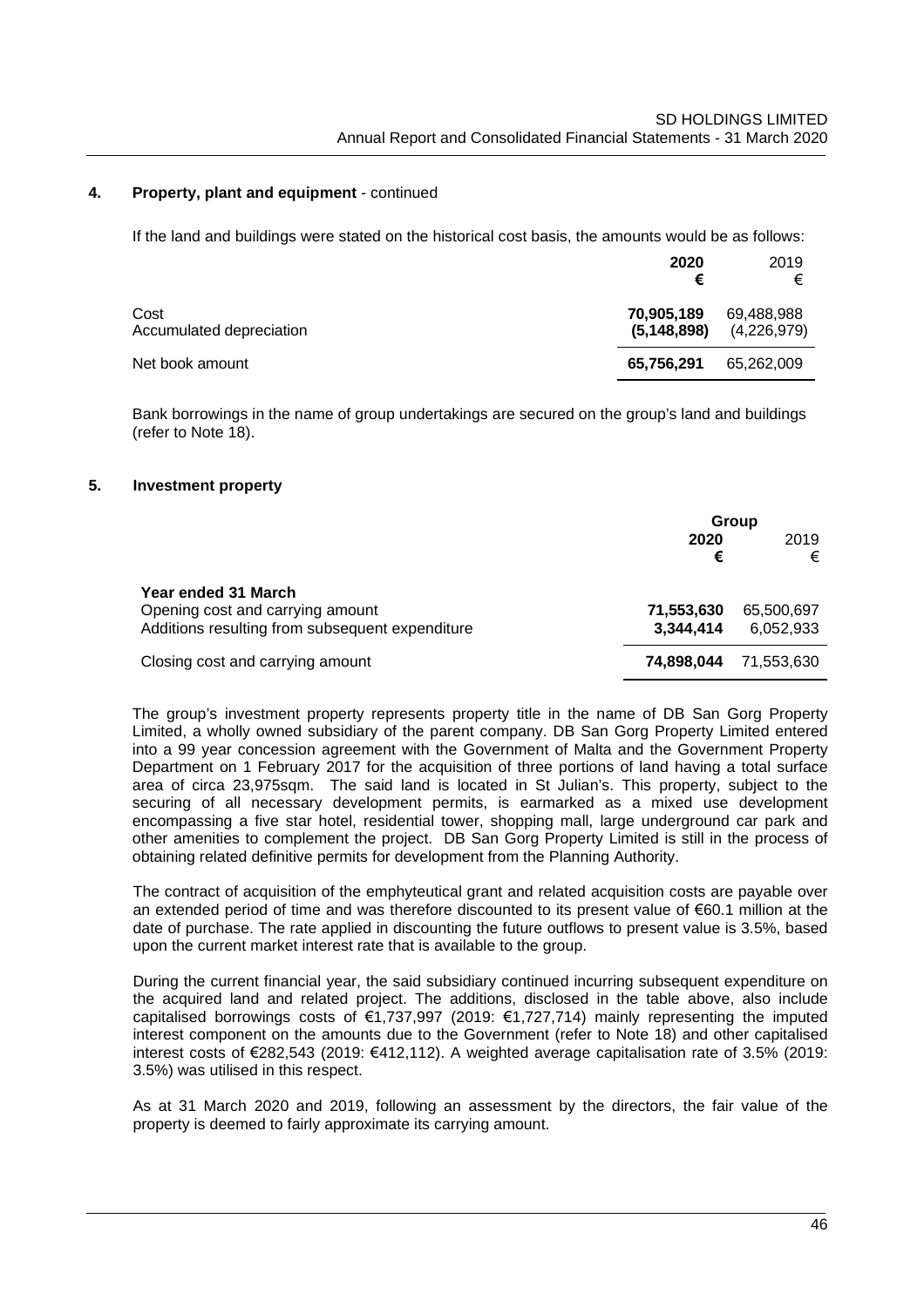## 4. Property, plant and equipment - continued

If the land and buildings were stated on the historical cost basis, the amounts would be as follows:

| | **2020** **€** | 2019 € |
|---|---|---|
| Cost | **70,905,189** | 69,488,988 |
| Accumulated depreciation | **(5,148,898)** | (4,226,979) |
| Net book amount | **65,756,291** | 65,262,009 |

Bank borrowings in the name of group undertakings are secured on the group's land and buildings (refer to Note 18).

## 5. Investment property

| | **Group** | |
|---|---|---|
| | **2020** **€** | 2019 € |
| **Year ended 31 March** | | |
| Opening cost and carrying amount | **71,553,630** | 65,500,697 |
| Additions resulting from subsequent expenditure | **3,344,414** | 6,052,933 |
| Closing cost and carrying amount | **74,898,044** | 71,553,630 |

The group's investment property represents property title in the name of DB San Gorg Property Limited, a wholly owned subsidiary of the parent company. DB San Gorg Property Limited entered into a 99 year concession agreement with the Government of Malta and the Government Property Department on 1 February 2017 for the acquisition of three portions of land having a total surface area of circa 23,975sqm. The said land is located in St Julian's. This property, subject to the securing of all necessary development permits, is earmarked as a mixed use development encompassing a five star hotel, residential tower, shopping mall, large underground car park and other amenities to complement the project. DB San Gorg Property Limited is still in the process of obtaining related definitive permits for development from the Planning Authority.

The contract of acquisition of the emphyteutical grant and related acquisition costs are payable over an extended period of time and was therefore discounted to its present value of €60.1 million at the date of purchase. The rate applied in discounting the future outflows to present value is 3.5%, based upon the current market interest rate that is available to the group.

During the current financial year, the said subsidiary continued incurring subsequent expenditure on the acquired land and related project. The additions, disclosed in the table above, also include capitalised borrowings costs of €1,737,997 (2019: €1,727,714) mainly representing the imputed interest component on the amounts due to the Government (refer to Note 18) and other capitalised interest costs of €282,543 (2019: €412,112). A weighted average capitalisation rate of 3.5% (2019: 3.5%) was utilised in this respect.

As at 31 March 2020 and 2019, following an assessment by the directors, the fair value of the property is deemed to fairly approximate its carrying amount.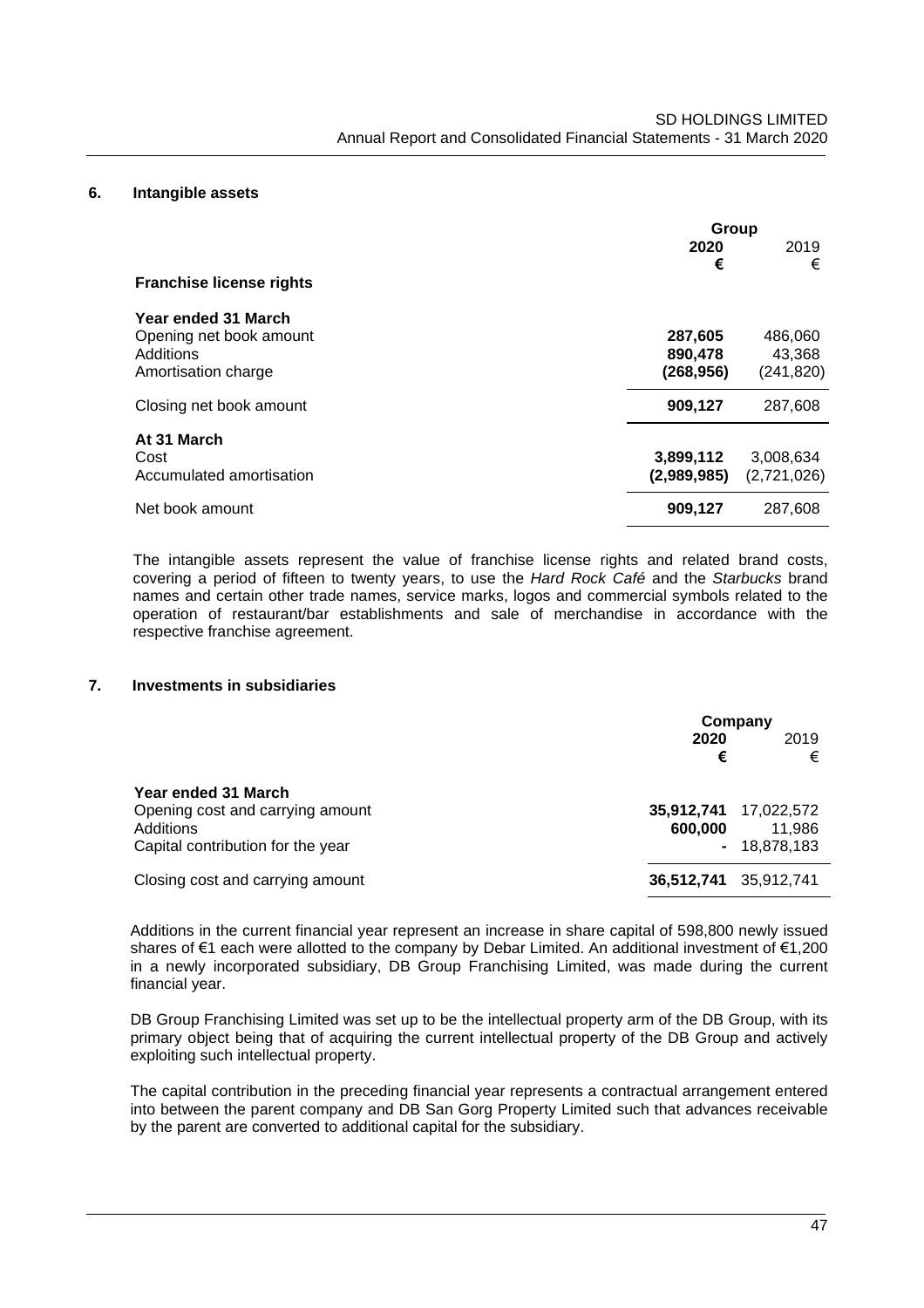## 6. Intangible assets

| | Group | |
|---|---|---|
| | **2020** | 2019 |
| | **€** | € |
| **Franchise license rights** | | |
| **Year ended 31 March** | | |
| Opening net book amount | **287,605** | 486,060 |
| Additions | **890,478** | 43,368 |
| Amortisation charge | **(268,956)** | (241,820) |
| Closing net book amount | **909,127** | 287,608 |
| **At 31 March** | | |
| Cost | **3,899,112** | 3,008,634 |
| Accumulated amortisation | **(2,989,985)** | (2,721,026) |
| Net book amount | **909,127** | 287,608 |

The intangible assets represent the value of franchise license rights and related brand costs, covering a period of fifteen to twenty years, to use the *Hard Rock Café* and the *Starbucks* brand names and certain other trade names, service marks, logos and commercial symbols related to the operation of restaurant/bar establishments and sale of merchandise in accordance with the respective franchise agreement.

## 7. Investments in subsidiaries

| | Company | |
|---|---|---|
| | **2020** | 2019 |
| | **€** | € |
| **Year ended 31 March** | | |
| Opening cost and carrying amount | **35,912,741** | 17,022,572 |
| Additions | **600,000** | 11,986 |
| Capital contribution for the year | **-** | 18,878,183 |
| Closing cost and carrying amount | **36,512,741** | 35,912,741 |

Additions in the current financial year represent an increase in share capital of 598,800 newly issued shares of €1 each were allotted to the company by Debar Limited. An additional investment of €1,200 in a newly incorporated subsidiary, DB Group Franchising Limited, was made during the current financial year.

DB Group Franchising Limited was set up to be the intellectual property arm of the DB Group, with its primary object being that of acquiring the current intellectual property of the DB Group and actively exploiting such intellectual property.

The capital contribution in the preceding financial year represents a contractual arrangement entered into between the parent company and DB San Gorg Property Limited such that advances receivable by the parent are converted to additional capital for the subsidiary.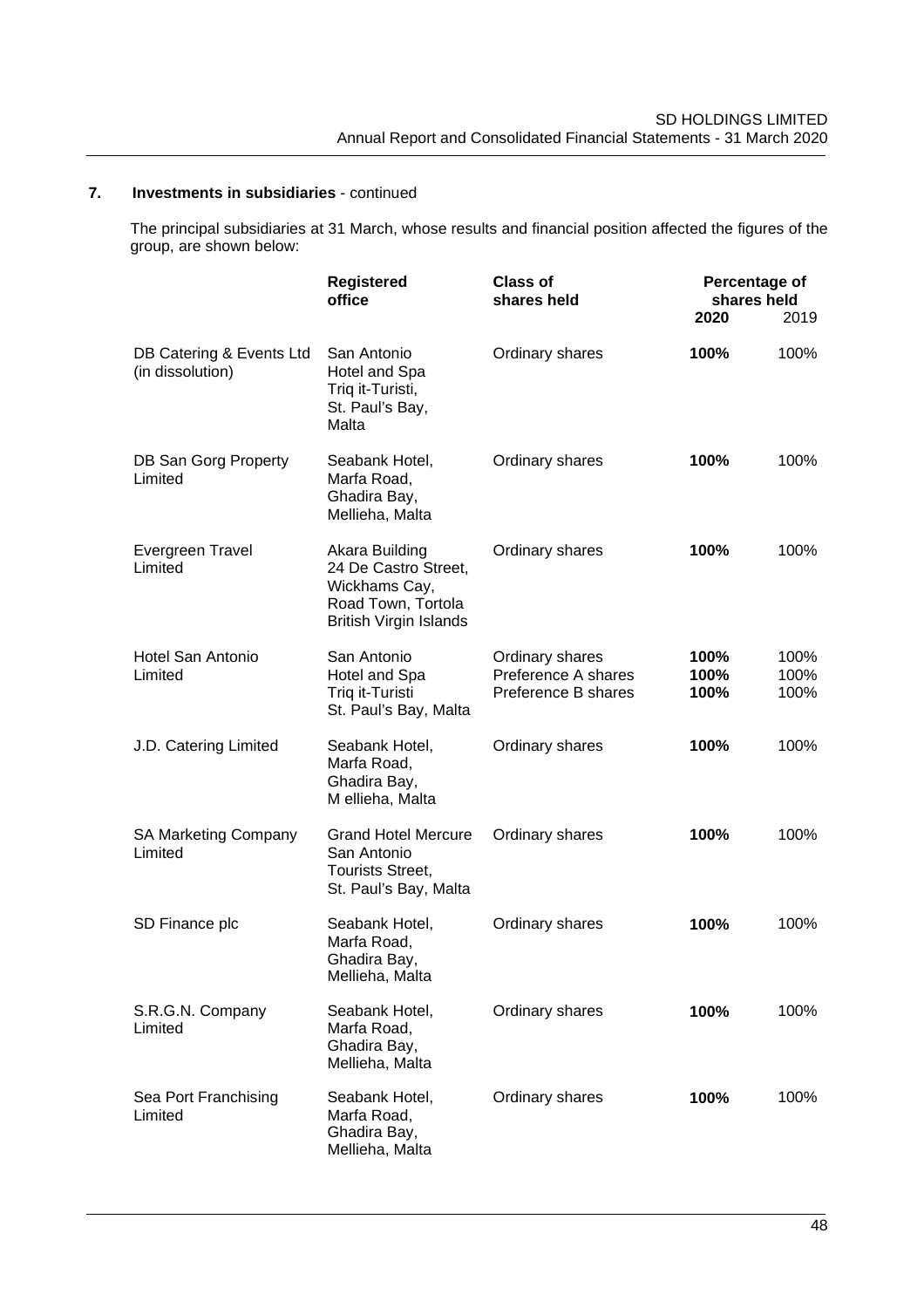## 7. Investments in subsidiaries - continued

The principal subsidiaries at 31 March, whose results and financial position affected the figures of the group, are shown below:

| | Registered office | Class of shares held | Percentage of shares held | |
|---|---|---|---|---|
| | | | **2020** | 2019 |
| DB Catering & Events Ltd (in dissolution) | San Antonio Hotel and Spa Triq it-Turisti, St. Paul's Bay, Malta | Ordinary shares | **100%** | 100% |
| DB San Gorg Property Limited | Seabank Hotel, Marfa Road, Ghadira Bay, Mellieha, Malta | Ordinary shares | **100%** | 100% |
| Evergreen Travel Limited | Akara Building 24 De Castro Street, Wickhams Cay, Road Town, Tortola British Virgin Islands | Ordinary shares | **100%** | 100% |
| Hotel San Antonio Limited | San Antonio Hotel and Spa Triq it-Turisti St. Paul's Bay, Malta | Ordinary shares<br>Preference A shares<br>Preference B shares | **100%**<br>**100%**<br>**100%** | 100%<br>100%<br>100% |
| J.D. Catering Limited | Seabank Hotel, Marfa Road, Ghadira Bay, M ellieha, Malta | Ordinary shares | **100%** | 100% |
| SA Marketing Company Limited | Grand Hotel Mercure San Antonio Tourists Street, St. Paul's Bay, Malta | Ordinary shares | **100%** | 100% |
| SD Finance plc | Seabank Hotel, Marfa Road, Ghadira Bay, Mellieha, Malta | Ordinary shares | **100%** | 100% |
| S.R.G.N. Company Limited | Seabank Hotel, Marfa Road, Ghadira Bay, Mellieha, Malta | Ordinary shares | **100%** | 100% |
| Sea Port Franchising Limited | Seabank Hotel, Marfa Road, Ghadira Bay, Mellieha, Malta | Ordinary shares | **100%** | 100% |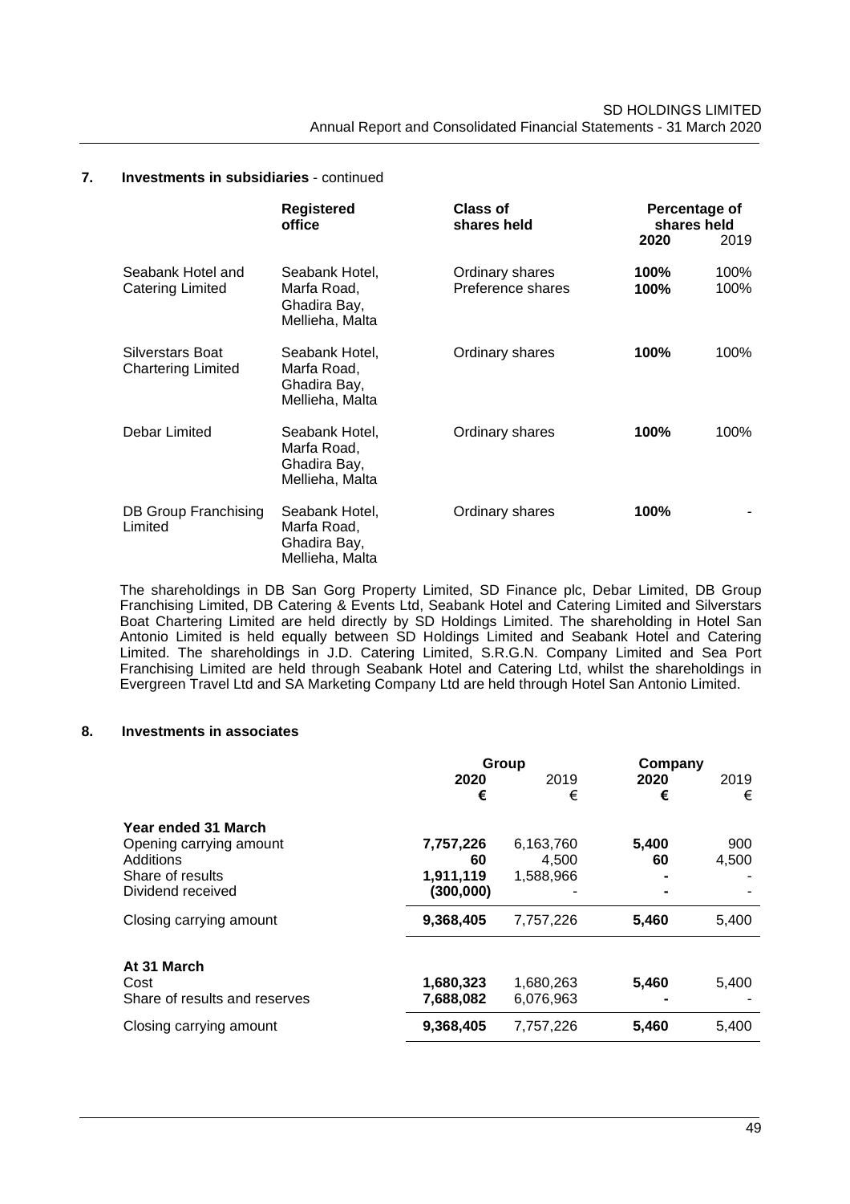## 7. Investments in subsidiaries - continued

| | Registered office | Class of shares held | Percentage of shares held | |
|---|---|---|---|---|
| | | | **2020** | 2019 |
| Seabank Hotel and Catering Limited | Seabank Hotel, Marfa Road, Ghadira Bay, Mellieha, Malta | Ordinary shares<br>Preference shares | **100%**<br>**100%** | 100%<br>100% |
| Silverstars Boat Chartering Limited | Seabank Hotel, Marfa Road, Ghadira Bay, Mellieha, Malta | Ordinary shares | **100%** | 100% |
| Debar Limited | Seabank Hotel, Marfa Road, Ghadira Bay, Mellieha, Malta | Ordinary shares | **100%** | 100% |
| DB Group Franchising Limited | Seabank Hotel, Marfa Road, Ghadira Bay, Mellieha, Malta | Ordinary shares | **100%** | - |

The shareholdings in DB San Gorg Property Limited, SD Finance plc, Debar Limited, DB Group Franchising Limited, DB Catering & Events Ltd, Seabank Hotel and Catering Limited and Silverstars Boat Chartering Limited are held directly by SD Holdings Limited. The shareholding in Hotel San Antonio Limited is held equally between SD Holdings Limited and Seabank Hotel and Catering Limited. The shareholdings in J.D. Catering Limited, S.R.G.N. Company Limited and Sea Port Franchising Limited are held through Seabank Hotel and Catering Ltd, whilst the shareholdings in Evergreen Travel Ltd and SA Marketing Company Ltd are held through Hotel San Antonio Limited.

## 8. Investments in associates

| | Group | | Company | |
|---|---|---|---|---|
| | **2020** | 2019 | **2020** | 2019 |
| | **€** | € | **€** | € |
| **Year ended 31 March** | | | | |
| Opening carrying amount | **7,757,226** | 6,163,760 | **5,400** | 900 |
| Additions | **60** | 4,500 | **60** | 4,500 |
| Share of results | **1,911,119** | 1,588,966 | **-** | - |
| Dividend received | **(300,000)** | - | **-** | - |
| Closing carrying amount | **9,368,405** | 7,757,226 | **5,460** | 5,400 |
| | | | | |
| **At 31 March** | | | | |
| Cost | **1,680,323** | 1,680,263 | **5,460** | 5,400 |
| Share of results and reserves | **7,688,082** | 6,076,963 | **-** | - |
| Closing carrying amount | **9,368,405** | 7,757,226 | **5,460** | 5,400 |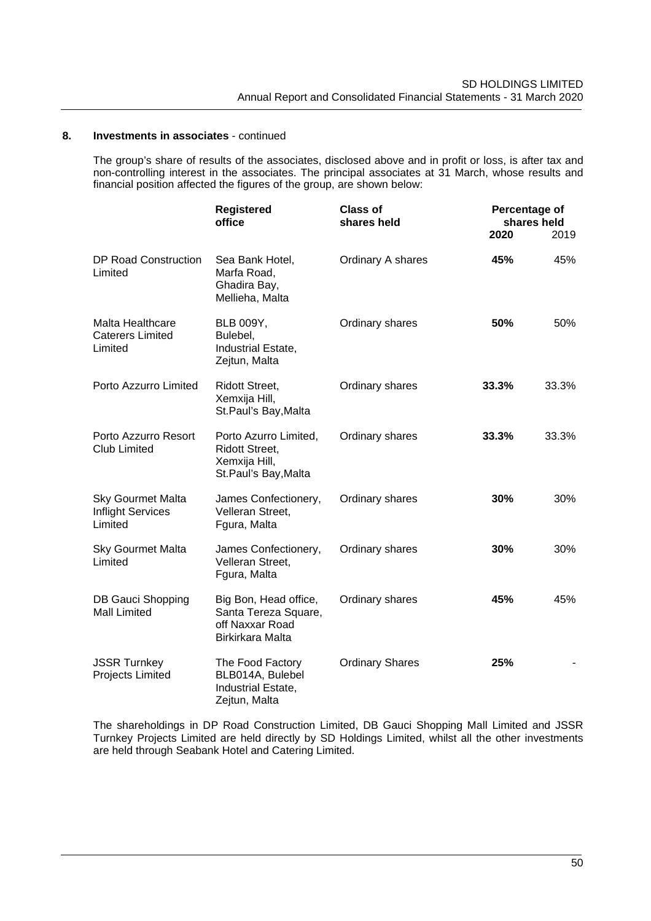## 8. Investments in associates - continued

The group's share of results of the associates, disclosed above and in profit or loss, is after tax and non-controlling interest in the associates. The principal associates at 31 March, whose results and financial position affected the figures of the group, are shown below:

| | Registered office | Class of shares held | Percentage of shares held | |
|---|---|---|---|---|
| | | | **2020** | 2019 |
| DP Road Construction Limited | Sea Bank Hotel, Marfa Road, Ghadira Bay, Mellieha, Malta | Ordinary A shares | **45%** | 45% |
| Malta Healthcare Caterers Limited | BLB 009Y, Bulebel, Industrial Estate, Zejtun, Malta | Ordinary shares | **50%** | 50% |
| Porto Azzurro Limited | Ridott Street, Xemxija Hill, St.Paul's Bay,Malta | Ordinary shares | **33.3%** | 33.3% |
| Porto Azzurro Resort Club Limited | Porto Azurro Limited, Ridott Street, Xemxija Hill, St.Paul's Bay,Malta | Ordinary shares | **33.3%** | 33.3% |
| Sky Gourmet Malta Inflight Services Limited | James Confectionery, Velleran Street, Fgura, Malta | Ordinary shares | **30%** | 30% |
| Sky Gourmet Malta Limited | James Confectionery, Velleran Street, Fgura, Malta | Ordinary shares | **30%** | 30% |
| DB Gauci Shopping Mall Limited | Big Bon, Head office, Santa Tereza Square, off Naxxar Road Birkirkara Malta | Ordinary shares | **45%** | 45% |
| JSSR Turnkey Projects Limited | The Food Factory BLB014A, Bulebel Industrial Estate, Zejtun, Malta | Ordinary Shares | **25%** | - |

The shareholdings in DP Road Construction Limited, DB Gauci Shopping Mall Limited and JSSR Turnkey Projects Limited are held directly by SD Holdings Limited, whilst all the other investments are held through Seabank Hotel and Catering Limited.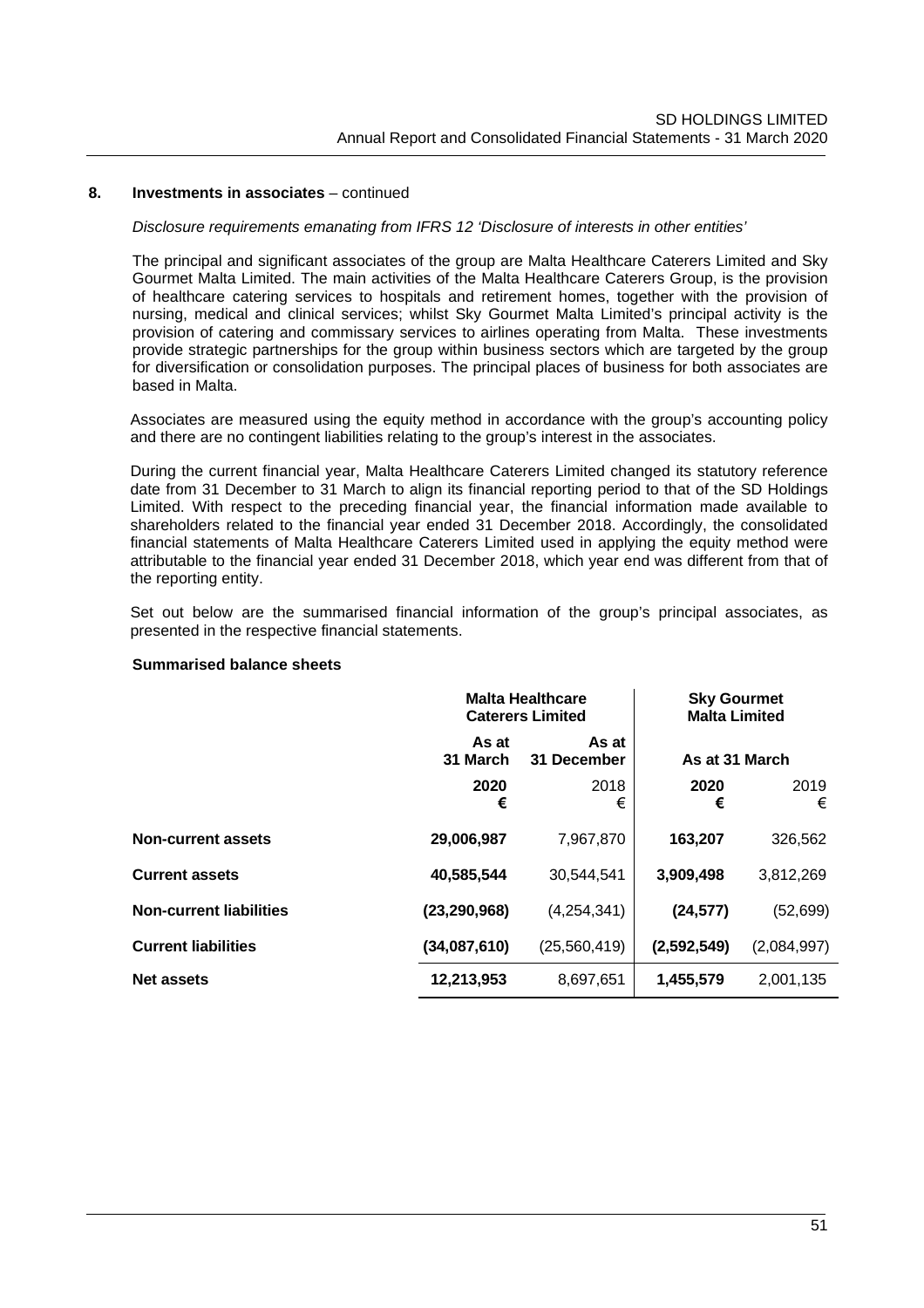## 8. Investments in associates – continued

*Disclosure requirements emanating from IFRS 12 'Disclosure of interests in other entities'*

The principal and significant associates of the group are Malta Healthcare Caterers Limited and Sky Gourmet Malta Limited. The main activities of the Malta Healthcare Caterers Group, is the provision of healthcare catering services to hospitals and retirement homes, together with the provision of nursing, medical and clinical services; whilst Sky Gourmet Malta Limited's principal activity is the provision of catering and commissary services to airlines operating from Malta. These investments provide strategic partnerships for the group within business sectors which are targeted by the group for diversification or consolidation purposes. The principal places of business for both associates are based in Malta.

Associates are measured using the equity method in accordance with the group's accounting policy and there are no contingent liabilities relating to the group's interest in the associates.

During the current financial year, Malta Healthcare Caterers Limited changed its statutory reference date from 31 December to 31 March to align its financial reporting period to that of the SD Holdings Limited. With respect to the preceding financial year, the financial information made available to shareholders related to the financial year ended 31 December 2018. Accordingly, the consolidated financial statements of Malta Healthcare Caterers Limited used in applying the equity method were attributable to the financial year ended 31 December 2018, which year end was different from that of the reporting entity.

Set out below are the summarised financial information of the group's principal associates, as presented in the respective financial statements.

**Summarised balance sheets**

| | Malta Healthcare Caterers Limited | | Sky Gourmet Malta Limited | |
|---|---|---|---|---|
| | **As at 31 March** | As at 31 December | As at 31 March | |
| | **2020 €** | 2018 € | **2020 €** | 2019 € |
| **Non-current assets** | **29,006,987** | 7,967,870 | **163,207** | 326,562 |
| **Current assets** | **40,585,544** | 30,544,541 | **3,909,498** | 3,812,269 |
| **Non-current liabilities** | **(23,290,968)** | (4,254,341) | **(24,577)** | (52,699) |
| **Current liabilities** | **(34,087,610)** | (25,560,419) | **(2,592,549)** | (2,084,997) |
| **Net assets** | **12,213,953** | 8,697,651 | **1,455,579** | 2,001,135 |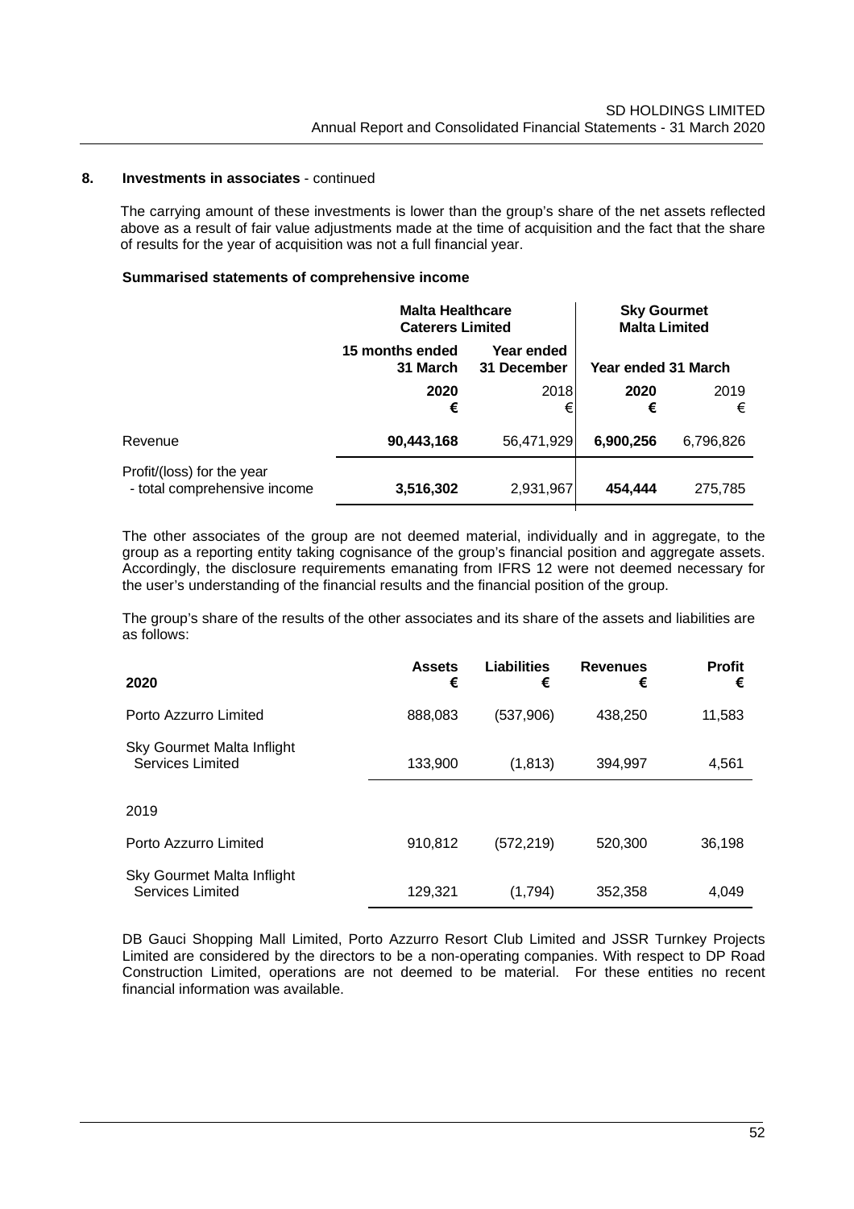## 8. Investments in associates - continued

The carrying amount of these investments is lower than the group's share of the net assets reflected above as a result of fair value adjustments made at the time of acquisition and the fact that the share of results for the year of acquisition was not a full financial year.

### Summarised statements of comprehensive income

| | Malta Healthcare Caterers Limited | | Sky Gourmet Malta Limited | |
|---|---|---|---|---|
| | 15 months ended 31 March | Year ended 31 December | Year ended 31 March | |
| | 2020 € | 2018 € | 2020 € | 2019 € |
| Revenue | **90,443,168** | 56,471,929 | **6,900,256** | 6,796,826 |
| Profit/(loss) for the year - total comprehensive income | **3,516,302** | 2,931,967 | **454,444** | 275,785 |

The other associates of the group are not deemed material, individually and in aggregate, to the group as a reporting entity taking cognisance of the group's financial position and aggregate assets. Accordingly, the disclosure requirements emanating from IFRS 12 were not deemed necessary for the user's understanding of the financial results and the financial position of the group.

The group's share of the results of the other associates and its share of the assets and liabilities are as follows:

| 2020 | Assets € | Liabilities € | Revenues € | Profit € |
|---|---|---|---|---|
| Porto Azzurro Limited | 888,083 | (537,906) | 438,250 | 11,583 |
| Sky Gourmet Malta Inflight Services Limited | 133,900 | (1,813) | 394,997 | 4,561 |
| **2019** | | | | |
| Porto Azzurro Limited | 910,812 | (572,219) | 520,300 | 36,198 |
| Sky Gourmet Malta Inflight Services Limited | 129,321 | (1,794) | 352,358 | 4,049 |

DB Gauci Shopping Mall Limited, Porto Azzurro Resort Club Limited and JSSR Turnkey Projects Limited are considered by the directors to be a non-operating companies. With respect to DP Road Construction Limited, operations are not deemed to be material. For these entities no recent financial information was available.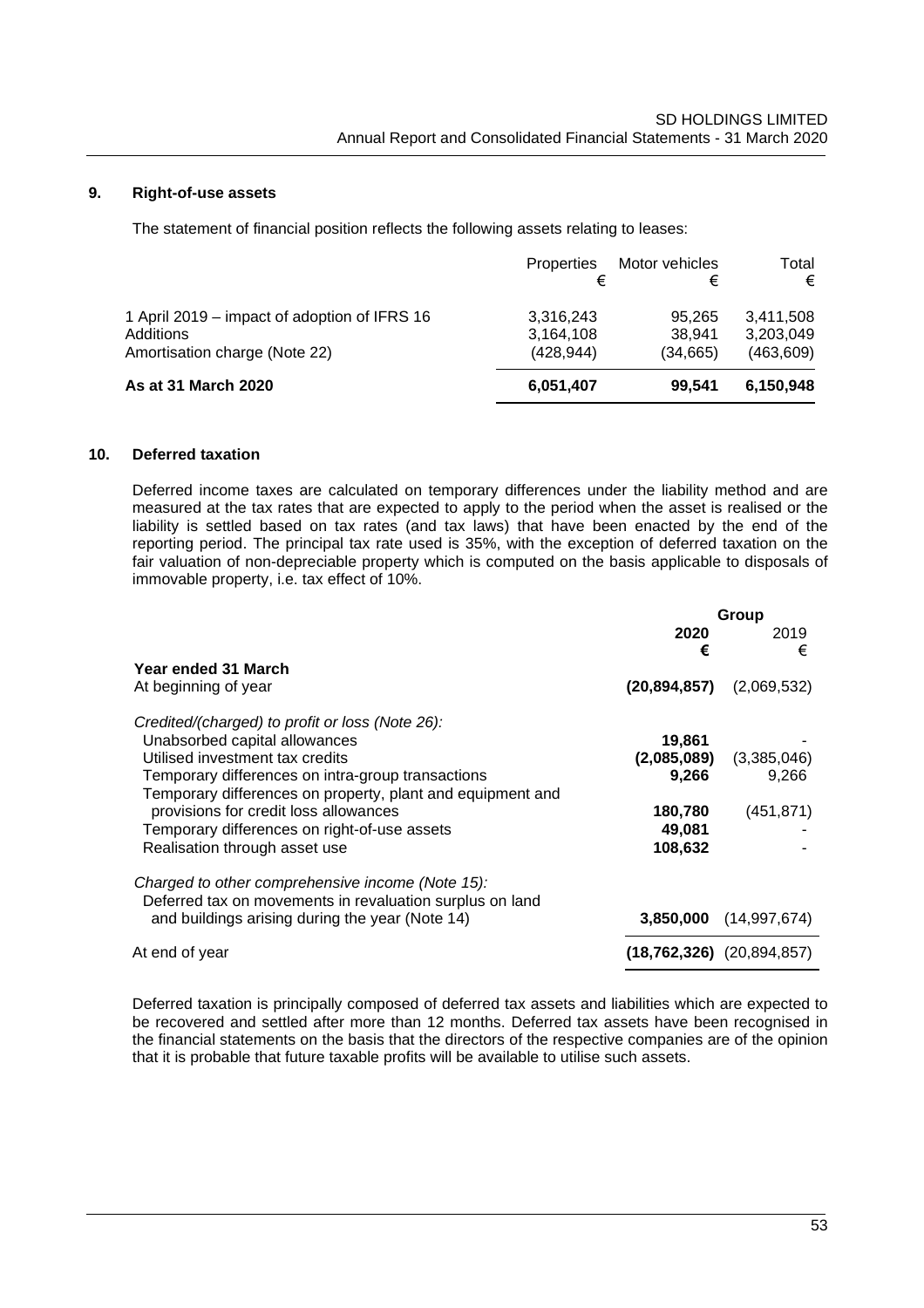## 9. Right-of-use assets

The statement of financial position reflects the following assets relating to leases:

| | Properties € | Motor vehicles € | Total € |
|---|---|---|---|
| 1 April 2019 – impact of adoption of IFRS 16 | 3,316,243 | 95,265 | 3,411,508 |
| Additions | 3,164,108 | 38,941 | 3,203,049 |
| Amortisation charge (Note 22) | (428,944) | (34,665) | (463,609) |
| **As at 31 March 2020** | **6,051,407** | **99,541** | **6,150,948** |

## 10. Deferred taxation

Deferred income taxes are calculated on temporary differences under the liability method and are measured at the tax rates that are expected to apply to the period when the asset is realised or the liability is settled based on tax rates (and tax laws) that have been enacted by the end of the reporting period. The principal tax rate used is 35%, with the exception of deferred taxation on the fair valuation of non-depreciable property which is computed on the basis applicable to disposals of immovable property, i.e. tax effect of 10%.

| | Group | |
|---|---|---|
| | **2020** **€** | 2019 € |
| **Year ended 31 March** | | |
| At beginning of year | **(20,894,857)** | (2,069,532) |
| *Credited/(charged) to profit or loss (Note 26):* | | |
| Unabsorbed capital allowances | **19,861** | - |
| Utilised investment tax credits | **(2,085,089)** | (3,385,046) |
| Temporary differences on intra-group transactions | **9,266** | 9,266 |
| Temporary differences on property, plant and equipment and provisions for credit loss allowances | **180,780** | (451,871) |
| Temporary differences on right-of-use assets | **49,081** | - |
| Realisation through asset use | **108,632** | - |
| *Charged to other comprehensive income (Note 15):* | | |
| Deferred tax on movements in revaluation surplus on land and buildings arising during the year (Note 14) | **3,850,000** | (14,997,674) |
| At end of year | **(18,762,326)** | (20,894,857) |

Deferred taxation is principally composed of deferred tax assets and liabilities which are expected to be recovered and settled after more than 12 months. Deferred tax assets have been recognised in the financial statements on the basis that the directors of the respective companies are of the opinion that it is probable that future taxable profits will be available to utilise such assets.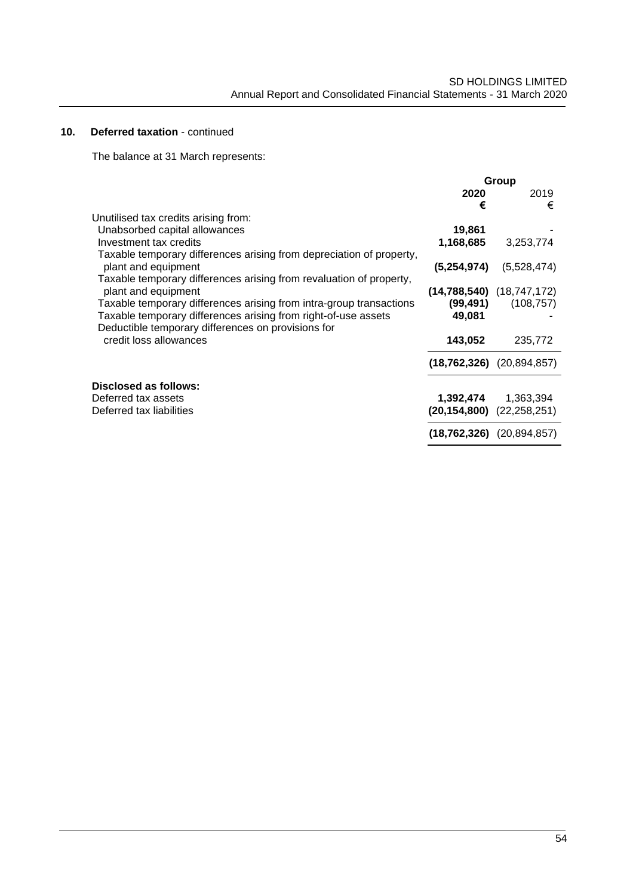## 10. Deferred taxation - continued

The balance at 31 March represents:

| | Group | |
|---|---|---|
| | **2020** | 2019 |
| | **€** | € |
| Unutilised tax credits arising from: | | |
| Unabsorbed capital allowances | **19,861** | - |
| Investment tax credits | **1,168,685** | 3,253,774 |
| Taxable temporary differences arising from depreciation of property, plant and equipment | **(5,254,974)** | (5,528,474) |
| Taxable temporary differences arising from revaluation of property, plant and equipment | **(14,788,540)** | (18,747,172) |
| Taxable temporary differences arising from intra-group transactions | **(99,491)** | (108,757) |
| Taxable temporary differences arising from right-of-use assets | **49,081** | - |
| Deductible temporary differences on provisions for credit loss allowances | **143,052** | 235,772 |
| | **(18,762,326)** | (20,894,857) |
| **Disclosed as follows:** | | |
| Deferred tax assets | **1,392,474** | 1,363,394 |
| Deferred tax liabilities | **(20,154,800)** | (22,258,251) |
| | **(18,762,326)** | (20,894,857) |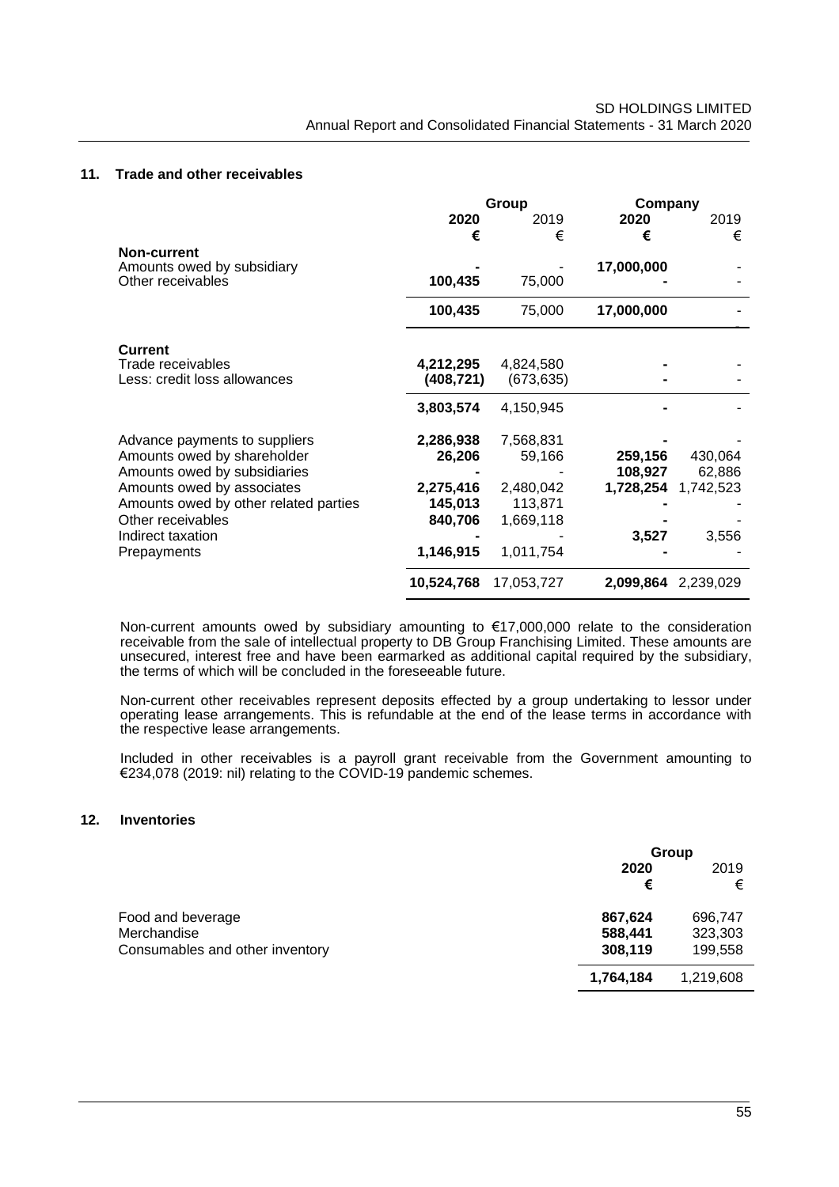## 11. Trade and other receivables

| | Group | | Company | |
|---|---|---|---|---|
| | **2020** | 2019 | **2020** | 2019 |
| | **€** | € | **€** | € |
| **Non-current** | | | | |
| Amounts owed by subsidiary | **-** | - | **17,000,000** | - |
| Other receivables | **100,435** | 75,000 | **-** | - |
| | **100,435** | 75,000 | **17,000,000** | - |
| **Current** | | | | |
| Trade receivables | **4,212,295** | 4,824,580 | **-** | - |
| Less: credit loss allowances | **(408,721)** | (673,635) | **-** | - |
| | **3,803,574** | 4,150,945 | **-** | - |
| Advance payments to suppliers | **2,286,938** | 7,568,831 | **-** | - |
| Amounts owed by shareholder | **26,206** | 59,166 | **259,156** | 430,064 |
| Amounts owed by subsidiaries | **-** | - | **108,927** | 62,886 |
| Amounts owed by associates | **2,275,416** | 2,480,042 | **1,728,254** | 1,742,523 |
| Amounts owed by other related parties | **145,013** | 113,871 | **-** | - |
| Other receivables | **840,706** | 1,669,118 | **-** | - |
| Indirect taxation | **-** | - | **3,527** | 3,556 |
| Prepayments | **1,146,915** | 1,011,754 | **-** | - |
| | **10,524,768** | 17,053,727 | **2,099,864** | 2,239,029 |

Non-current amounts owed by subsidiary amounting to €17,000,000 relate to the consideration receivable from the sale of intellectual property to DB Group Franchising Limited. These amounts are unsecured, interest free and have been earmarked as additional capital required by the subsidiary, the terms of which will be concluded in the foreseeable future.

Non-current other receivables represent deposits effected by a group undertaking to lessor under operating lease arrangements. This is refundable at the end of the lease terms in accordance with the respective lease arrangements.

Included in other receivables is a payroll grant receivable from the Government amounting to €234,078 (2019: nil) relating to the COVID-19 pandemic schemes.

## 12. Inventories

| | Group | |
|---|---|---|
| | **2020** | 2019 |
| | **€** | € |
| Food and beverage | **867,624** | 696,747 |
| Merchandise | **588,441** | 323,303 |
| Consumables and other inventory | **308,119** | 199,558 |
| | **1,764,184** | 1,219,608 |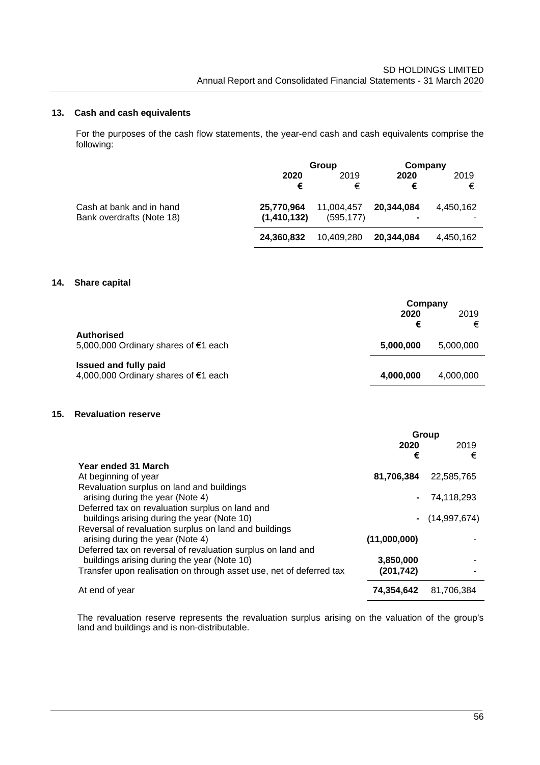## 13. Cash and cash equivalents

For the purposes of the cash flow statements, the year-end cash and cash equivalents comprise the following:

| | Group | | Company | |
|---|---|---|---|---|
| | **2020** | 2019 | **2020** | 2019 |
| | **€** | € | **€** | € |
| Cash at bank and in hand | **25,770,964** | 11,004,457 | **20,344,084** | 4,450,162 |
| Bank overdrafts (Note 18) | **(1,410,132)** | (595,177) | **-** | - |
| | **24,360,832** | 10,409,280 | **20,344,084** | 4,450,162 |

## 14. Share capital

| | Company | |
|---|---|---|
| | **2020** | 2019 |
| | **€** | € |
| **Authorised** | | |
| 5,000,000 Ordinary shares of €1 each | **5,000,000** | 5,000,000 |
| **Issued and fully paid** | | |
| 4,000,000 Ordinary shares of €1 each | **4,000,000** | 4,000,000 |

## 15. Revaluation reserve

| | Group | |
|---|---|---|
| | **2020** | 2019 |
| | **€** | € |
| **Year ended 31 March** | | |
| At beginning of year | **81,706,384** | 22,585,765 |
| Revaluation surplus on land and buildings arising during the year (Note 4) | **-** | 74,118,293 |
| Deferred tax on revaluation surplus on land and buildings arising during the year (Note 10) | **-** | (14,997,674) |
| Reversal of revaluation surplus on land and buildings arising during the year (Note 4) | **(11,000,000)** | - |
| Deferred tax on reversal of revaluation surplus on land and buildings arising during the year (Note 10) | **3,850,000** | - |
| Transfer upon realisation on through asset use, net of deferred tax | **(201,742)** | - |
| At end of year | **74,354,642** | 81,706,384 |

The revaluation reserve represents the revaluation surplus arising on the valuation of the group's land and buildings and is non-distributable.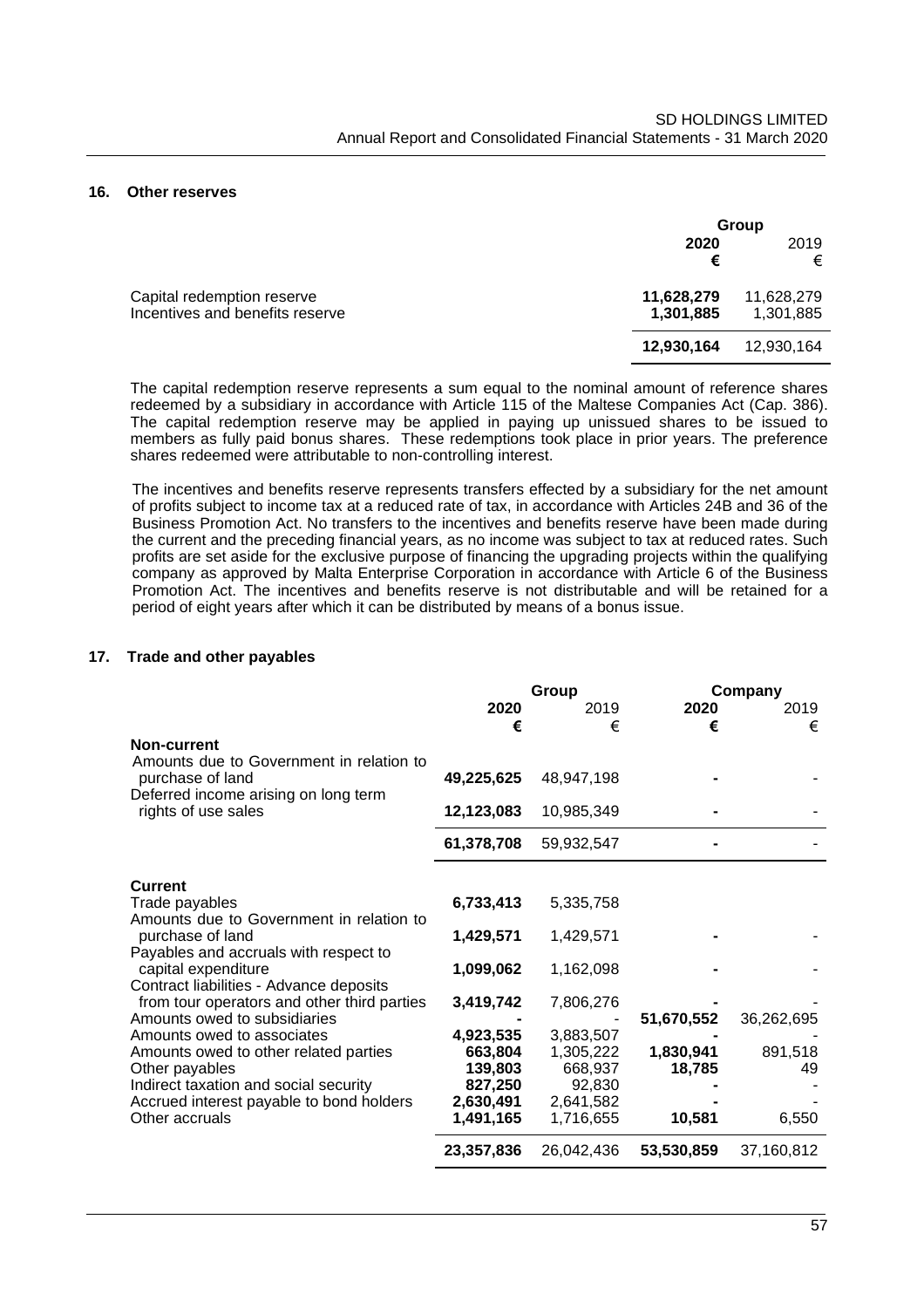## 16. Other reserves

| | Group | |
|---|---|---|
| | **2020** | 2019 |
| | **€** | € |
| Capital redemption reserve | **11,628,279** | 11,628,279 |
| Incentives and benefits reserve | **1,301,885** | 1,301,885 |
| | **12,930,164** | 12,930,164 |

The capital redemption reserve represents a sum equal to the nominal amount of reference shares redeemed by a subsidiary in accordance with Article 115 of the Maltese Companies Act (Cap. 386). The capital redemption reserve may be applied in paying up unissued shares to be issued to members as fully paid bonus shares. These redemptions took place in prior years. The preference shares redeemed were attributable to non-controlling interest.

The incentives and benefits reserve represents transfers effected by a subsidiary for the net amount of profits subject to income tax at a reduced rate of tax, in accordance with Articles 24B and 36 of the Business Promotion Act. No transfers to the incentives and benefits reserve have been made during the current and the preceding financial years, as no income was subject to tax at reduced rates. Such profits are set aside for the exclusive purpose of financing the upgrading projects within the qualifying company as approved by Malta Enterprise Corporation in accordance with Article 6 of the Business Promotion Act. The incentives and benefits reserve is not distributable and will be retained for a period of eight years after which it can be distributed by means of a bonus issue.

## 17. Trade and other payables

| | Group | | Company | |
|---|---|---|---|---|
| | **2020** | 2019 | **2020** | 2019 |
| | **€** | € | **€** | € |
| **Non-current** | | | | |
| Amounts due to Government in relation to purchase of land | **49,225,625** | 48,947,198 | **-** | - |
| Deferred income arising on long term rights of use sales | **12,123,083** | 10,985,349 | **-** | - |
| | **61,378,708** | 59,932,547 | **-** | - |
| **Current** | | | | |
| Trade payables | **6,733,413** | 5,335,758 | | |
| Amounts due to Government in relation to purchase of land | **1,429,571** | 1,429,571 | **-** | - |
| Payables and accruals with respect to capital expenditure | **1,099,062** | 1,162,098 | **-** | - |
| Contract liabilities - Advance deposits from tour operators and other third parties | **3,419,742** | 7,806,276 | **-** | - |
| Amounts owed to subsidiaries | **-** | - | **51,670,552** | 36,262,695 |
| Amounts owed to associates | **4,923,535** | 3,883,507 | **-** | - |
| Amounts owed to other related parties | **663,804** | 1,305,222 | **1,830,941** | 891,518 |
| Other payables | **139,803** | 668,937 | **18,785** | 49 |
| Indirect taxation and social security | **827,250** | 92,830 | **-** | - |
| Accrued interest payable to bond holders | **2,630,491** | 2,641,582 | **-** | - |
| Other accruals | **1,491,165** | 1,716,655 | **10,581** | 6,550 |
| | **23,357,836** | 26,042,436 | **53,530,859** | 37,160,812 |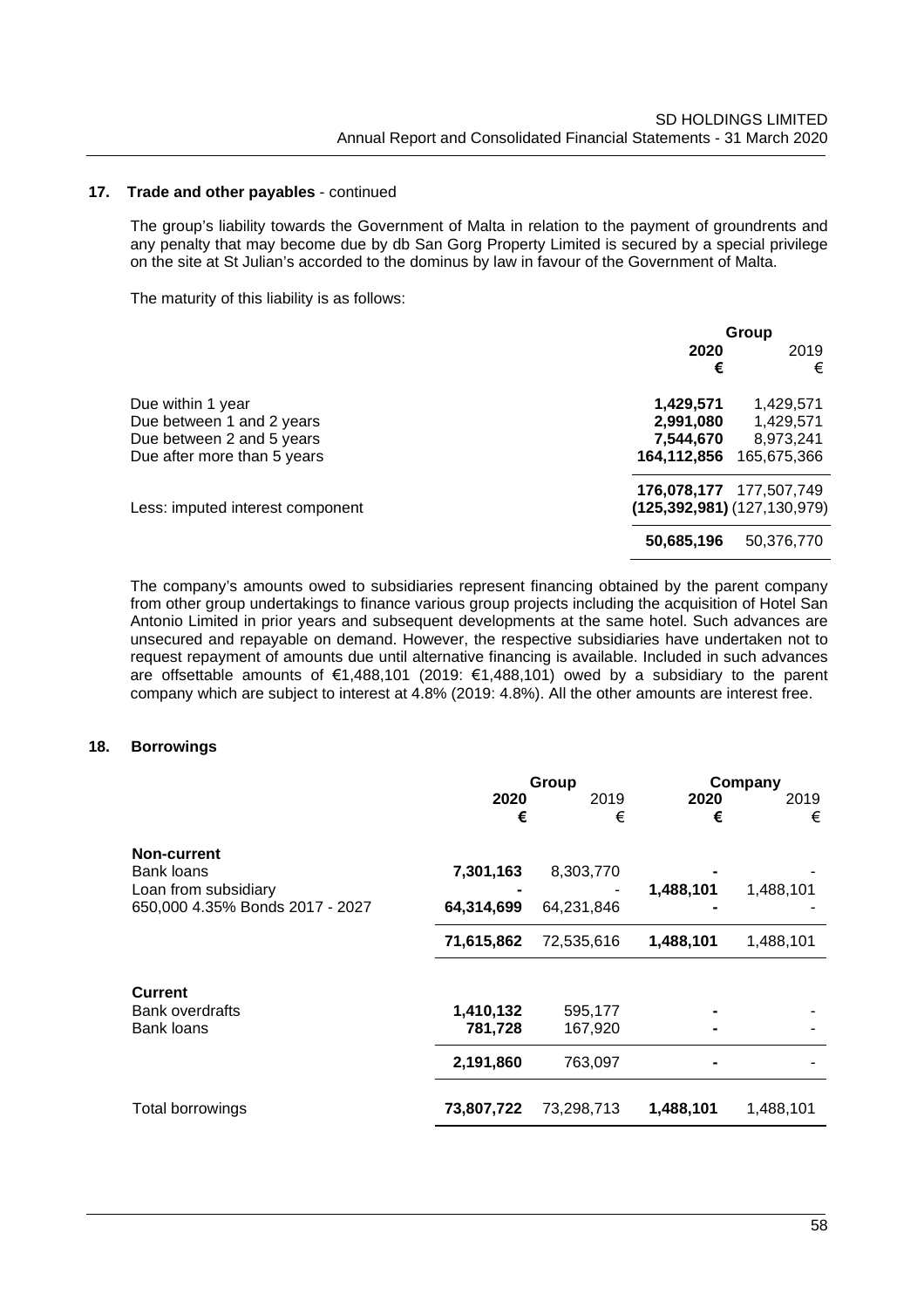## 17. Trade and other payables - continued

The group's liability towards the Government of Malta in relation to the payment of groundrents and any penalty that may become due by db San Gorg Property Limited is secured by a special privilege on the site at St Julian's accorded to the dominus by law in favour of the Government of Malta.

The maturity of this liability is as follows:

| | Group | |
|---|---|---|
| | **2020** | 2019 |
| | **€** | € |
| Due within 1 year | **1,429,571** | 1,429,571 |
| Due between 1 and 2 years | **2,991,080** | 1,429,571 |
| Due between 2 and 5 years | **7,544,670** | 8,973,241 |
| Due after more than 5 years | **164,112,856** | 165,675,366 |
| | **176,078,177** | 177,507,749 |
| Less: imputed interest component | **(125,392,981)** | (127,130,979) |
| | **50,685,196** | 50,376,770 |

The company's amounts owed to subsidiaries represent financing obtained by the parent company from other group undertakings to finance various group projects including the acquisition of Hotel San Antonio Limited in prior years and subsequent developments at the same hotel. Such advances are unsecured and repayable on demand. However, the respective subsidiaries have undertaken not to request repayment of amounts due until alternative financing is available. Included in such advances are offsettable amounts of €1,488,101 (2019: €1,488,101) owed by a subsidiary to the parent company which are subject to interest at 4.8% (2019: 4.8%). All the other amounts are interest free.

## 18. Borrowings

| | Group | | Company | |
|---|---|---|---|---|
| | **2020** | 2019 | **2020** | 2019 |
| | **€** | € | **€** | € |
| **Non-current** | | | | |
| Bank loans | **7,301,163** | 8,303,770 | **-** | - |
| Loan from subsidiary | **-** | - | **1,488,101** | 1,488,101 |
| 650,000 4.35% Bonds 2017 - 2027 | **64,314,699** | 64,231,846 | **-** | - |
| | **71,615,862** | 72,535,616 | **1,488,101** | 1,488,101 |
| **Current** | | | | |
| Bank overdrafts | **1,410,132** | 595,177 | **-** | - |
| Bank loans | **781,728** | 167,920 | **-** | - |
| | **2,191,860** | 763,097 | **-** | - |
| Total borrowings | **73,807,722** | 73,298,713 | **1,488,101** | 1,488,101 |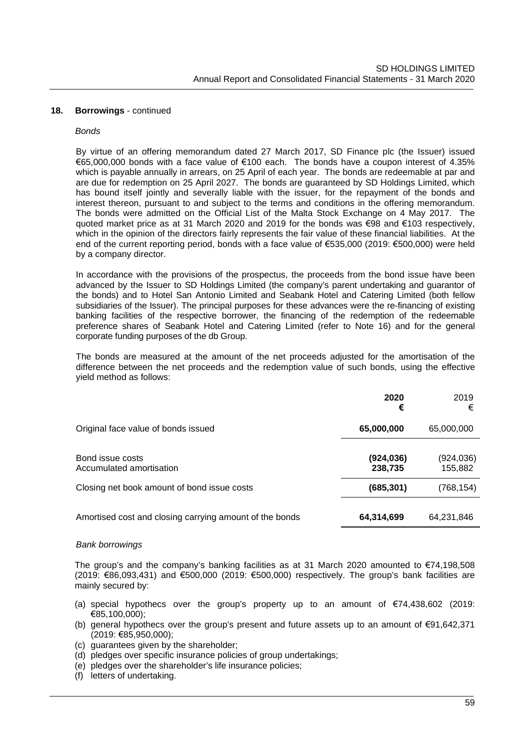**18. Borrowings** - continued

*Bonds*

By virtue of an offering memorandum dated 27 March 2017, SD Finance plc (the Issuer) issued €65,000,000 bonds with a face value of €100 each. The bonds have a coupon interest of 4.35% which is payable annually in arrears, on 25 April of each year. The bonds are redeemable at par and are due for redemption on 25 April 2027. The bonds are guaranteed by SD Holdings Limited, which has bound itself jointly and severally liable with the issuer, for the repayment of the bonds and interest thereon, pursuant to and subject to the terms and conditions in the offering memorandum. The bonds were admitted on the Official List of the Malta Stock Exchange on 4 May 2017. The quoted market price as at 31 March 2020 and 2019 for the bonds was €98 and €103 respectively, which in the opinion of the directors fairly represents the fair value of these financial liabilities. At the end of the current reporting period, bonds with a face value of €535,000 (2019: €500,000) were held by a company director.

In accordance with the provisions of the prospectus, the proceeds from the bond issue have been advanced by the Issuer to SD Holdings Limited (the company's parent undertaking and guarantor of the bonds) and to Hotel San Antonio Limited and Seabank Hotel and Catering Limited (both fellow subsidiaries of the Issuer). The principal purposes for these advances were the re-financing of existing banking facilities of the respective borrower, the financing of the redemption of the redeemable preference shares of Seabank Hotel and Catering Limited (refer to Note 16) and for the general corporate funding purposes of the db Group.

The bonds are measured at the amount of the net proceeds adjusted for the amortisation of the difference between the net proceeds and the redemption value of such bonds, using the effective yield method as follows:

| | **2020 €** | 2019 € |
|---|---|---|
| Original face value of bonds issued | **65,000,000** | 65,000,000 |
| Bond issue costs | **(924,036)** | (924,036) |
| Accumulated amortisation | **238,735** | 155,882 |
| Closing net book amount of bond issue costs | **(685,301)** | (768,154) |
| Amortised cost and closing carrying amount of the bonds | **64,314,699** | 64,231,846 |

*Bank borrowings*

The group's and the company's banking facilities as at 31 March 2020 amounted to €74,198,508 (2019: €86,093,431) and €500,000 (2019: €500,000) respectively. The group's bank facilities are mainly secured by:

(a) special hypothecs over the group's property up to an amount of €74,438,602 (2019: €85,100,000);
(b) general hypothecs over the group's present and future assets up to an amount of €91,642,371 (2019: €85,950,000);
(c) guarantees given by the shareholder;
(d) pledges over specific insurance policies of group undertakings;
(e) pledges over the shareholder's life insurance policies;
(f) letters of undertaking.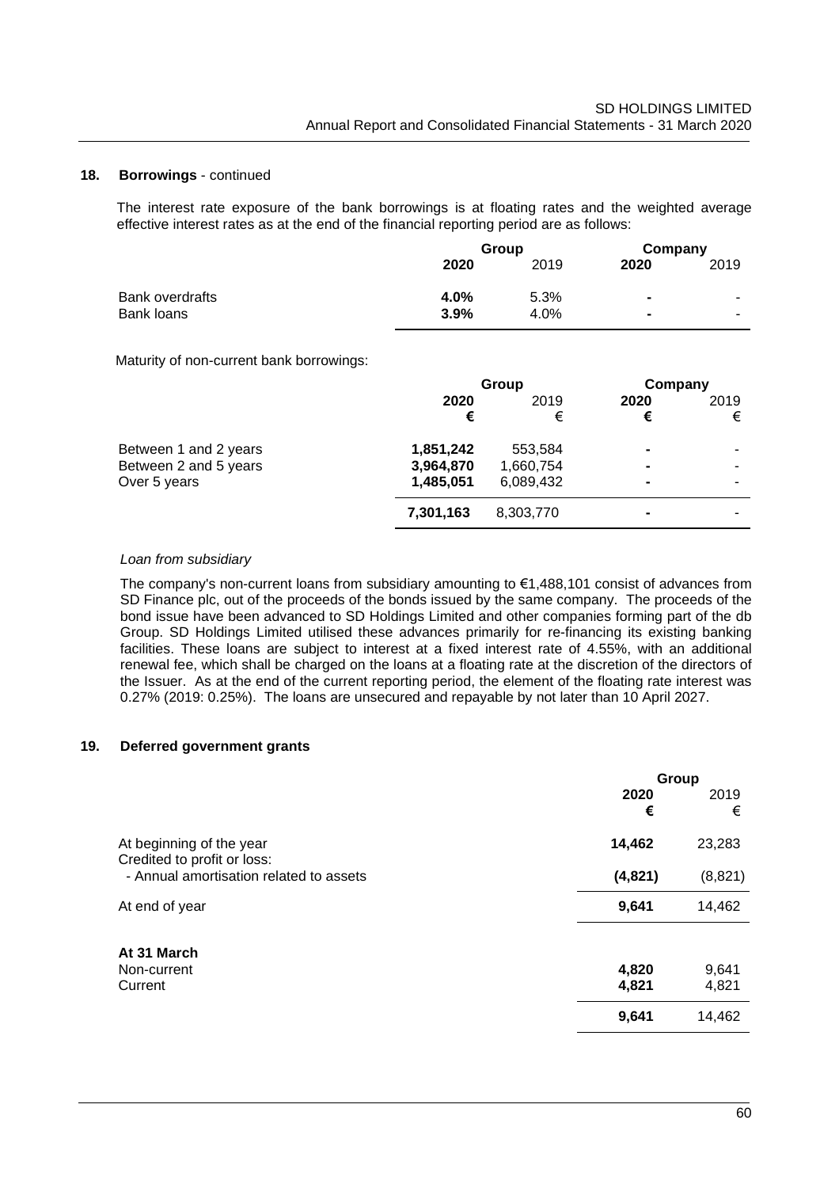**18. Borrowings** - continued

The interest rate exposure of the bank borrowings is at floating rates and the weighted average effective interest rates as at the end of the financial reporting period are as follows:

| | Group | | Company | |
|---|---|---|---|---|
| | **2020** | 2019 | **2020** | 2019 |
| Bank overdrafts | **4.0%** | 5.3% | **-** | - |
| Bank loans | **3.9%** | 4.0% | **-** | - |

Maturity of non-current bank borrowings:

| | Group | | Company | |
|---|---|---|---|---|
| | **2020** | 2019 | **2020** | 2019 |
| | **€** | € | **€** | € |
| Between 1 and 2 years | **1,851,242** | 553,584 | **-** | - |
| Between 2 and 5 years | **3,964,870** | 1,660,754 | **-** | - |
| Over 5 years | **1,485,051** | 6,089,432 | **-** | - |
| | **7,301,163** | 8,303,770 | **-** | - |

*Loan from subsidiary*

The company's non-current loans from subsidiary amounting to €1,488,101 consist of advances from SD Finance plc, out of the proceeds of the bonds issued by the same company. The proceeds of the bond issue have been advanced to SD Holdings Limited and other companies forming part of the db Group. SD Holdings Limited utilised these advances primarily for re-financing its existing banking facilities. These loans are subject to interest at a fixed interest rate of 4.55%, with an additional renewal fee, which shall be charged on the loans at a floating rate at the discretion of the directors of the Issuer. As at the end of the current reporting period, the element of the floating rate interest was 0.27% (2019: 0.25%). The loans are unsecured and repayable by not later than 10 April 2027.

**19. Deferred government grants**

| | Group | |
|---|---|---|
| | **2020** | 2019 |
| | **€** | € |
| At beginning of the year | **14,462** | 23,283 |
| Credited to profit or loss: | | |
| - Annual amortisation related to assets | **(4,821)** | (8,821) |
| At end of year | **9,641** | 14,462 |
| | | |
| **At 31 March** | | |
| Non-current | **4,820** | 9,641 |
| Current | **4,821** | 4,821 |
| | **9,641** | 14,462 |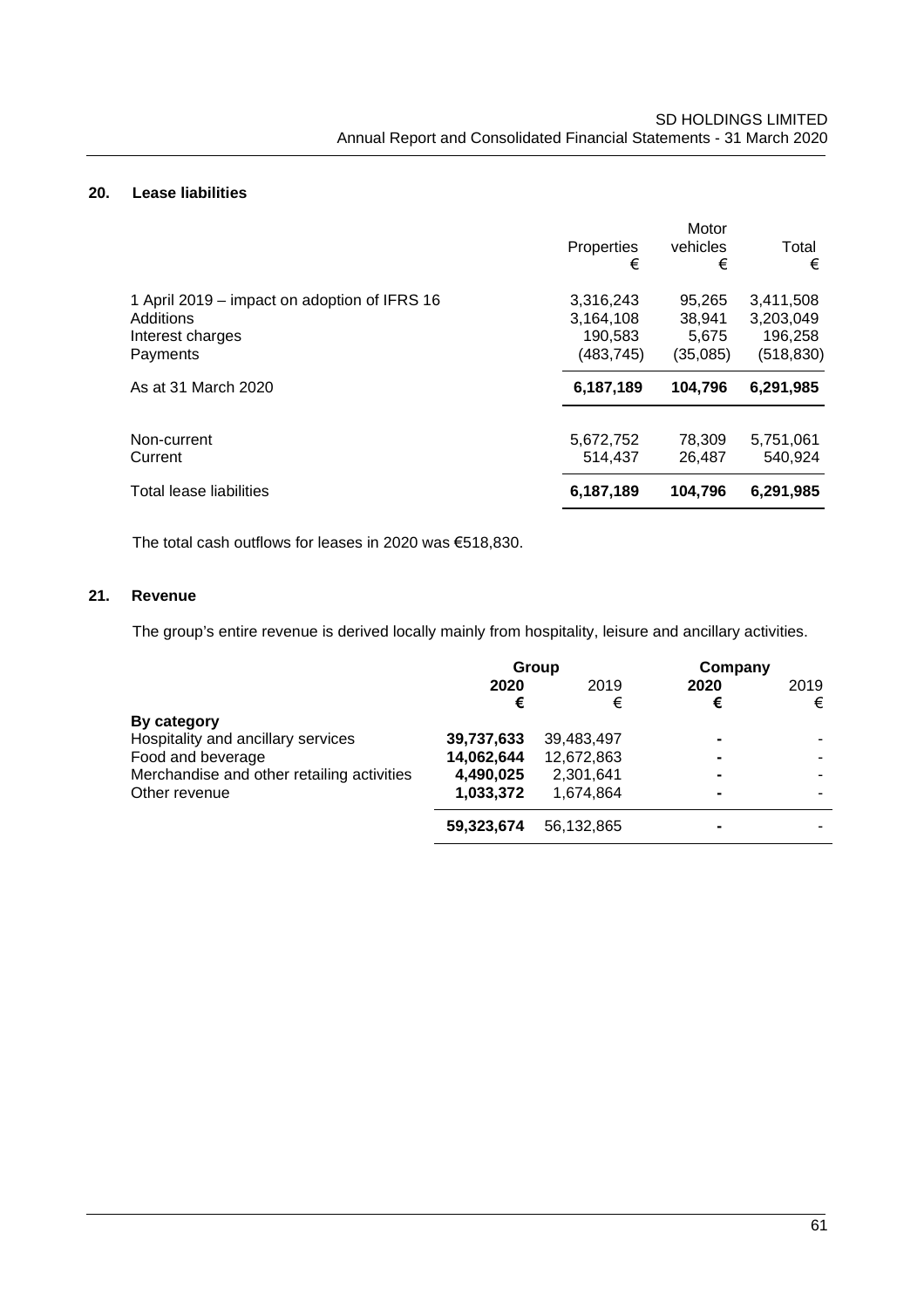## 20. Lease liabilities

| | Properties € | Motor vehicles € | Total € |
|---|---|---|---|
| 1 April 2019 – impact on adoption of IFRS 16 | 3,316,243 | 95,265 | 3,411,508 |
| Additions | 3,164,108 | 38,941 | 3,203,049 |
| Interest charges | 190,583 | 5,675 | 196,258 |
| Payments | (483,745) | (35,085) | (518,830) |
| As at 31 March 2020 | **6,187,189** | **104,796** | **6,291,985** |
| | | | |
| Non-current | 5,672,752 | 78,309 | 5,751,061 |
| Current | 514,437 | 26,487 | 540,924 |
| Total lease liabilities | **6,187,189** | **104,796** | **6,291,985** |

The total cash outflows for leases in 2020 was €518,830.

## 21. Revenue

The group's entire revenue is derived locally mainly from hospitality, leisure and ancillary activities.

| | Group | | Company | |
|---|---|---|---|---|
| | **2020 €** | 2019 € | **2020 €** | 2019 € |
| **By category** | | | | |
| Hospitality and ancillary services | **39,737,633** | 39,483,497 | **-** | - |
| Food and beverage | **14,062,644** | 12,672,863 | **-** | - |
| Merchandise and other retailing activities | **4,490,025** | 2,301,641 | **-** | - |
| Other revenue | **1,033,372** | 1,674,864 | **-** | - |
| | **59,323,674** | 56,132,865 | **-** | - |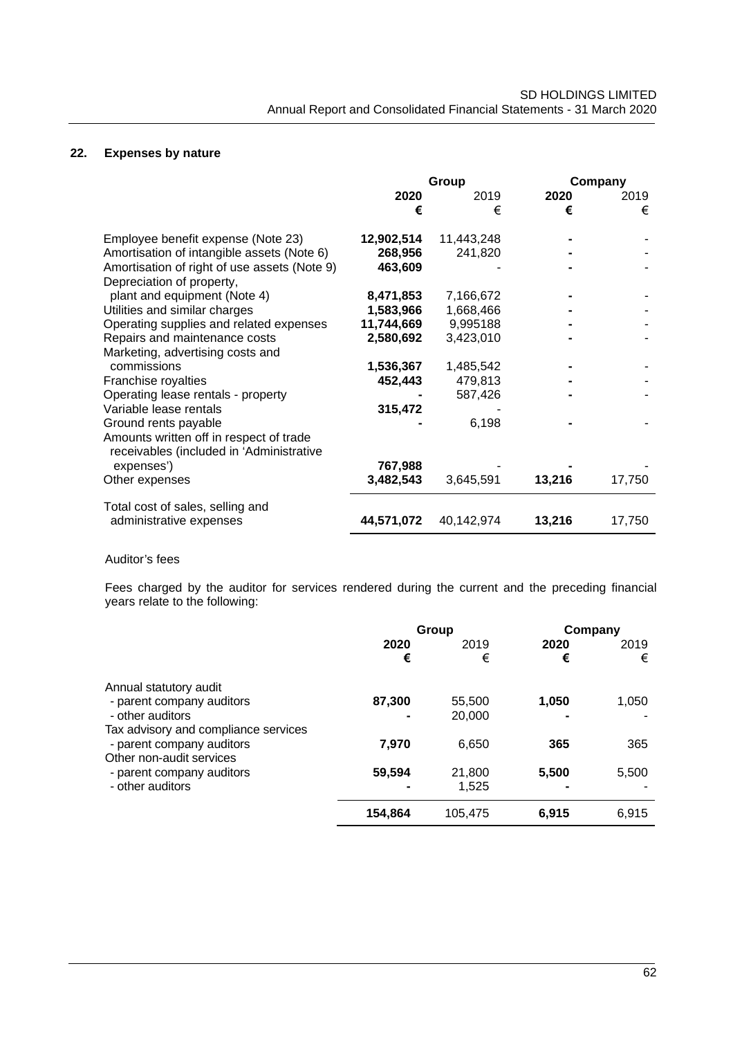## 22. Expenses by nature

| | Group | | Company | |
|---|---|---|---|---|
| | **2020** | 2019 | **2020** | 2019 |
| | **€** | € | **€** | € |
| Employee benefit expense (Note 23) | **12,902,514** | 11,443,248 | **-** | - |
| Amortisation of intangible assets (Note 6) | **268,956** | 241,820 | **-** | - |
| Amortisation of right of use assets (Note 9) | **463,609** | - | **-** | - |
| Depreciation of property, plant and equipment (Note 4) | **8,471,853** | 7,166,672 | **-** | - |
| Utilities and similar charges | **1,583,966** | 1,668,466 | **-** | - |
| Operating supplies and related expenses | **11,744,669** | 9,995188 | **-** | - |
| Repairs and maintenance costs | **2,580,692** | 3,423,010 | **-** | - |
| Marketing, advertising costs and commissions | **1,536,367** | 1,485,542 | **-** | - |
| Franchise royalties | **452,443** | 479,813 | **-** | - |
| Operating lease rentals - property | **-** | 587,426 | **-** | - |
| Variable lease rentals | **315,472** | - | | |
| Ground rents payable | **-** | 6,198 | **-** | - |
| Amounts written off in respect of trade receivables (included in 'Administrative expenses') | **767,988** | - | **-** | - |
| Other expenses | **3,482,543** | 3,645,591 | **13,216** | 17,750 |
| Total cost of sales, selling and administrative expenses | **44,571,072** | 40,142,974 | **13,216** | 17,750 |

Auditor's fees

Fees charged by the auditor for services rendered during the current and the preceding financial years relate to the following:

| | Group | | Company | |
|---|---|---|---|---|
| | **2020** | 2019 | **2020** | 2019 |
| | **€** | € | **€** | € |
| Annual statutory audit | | | | |
| - parent company auditors | **87,300** | 55,500 | **1,050** | 1,050 |
| - other auditors | **-** | 20,000 | **-** | - |
| Tax advisory and compliance services | | | | |
| - parent company auditors | **7,970** | 6,650 | **365** | 365 |
| Other non-audit services | | | | |
| - parent company auditors | **59,594** | 21,800 | **5,500** | 5,500 |
| - other auditors | **-** | 1,525 | **-** | - |
| | **154,864** | 105,475 | **6,915** | 6,915 |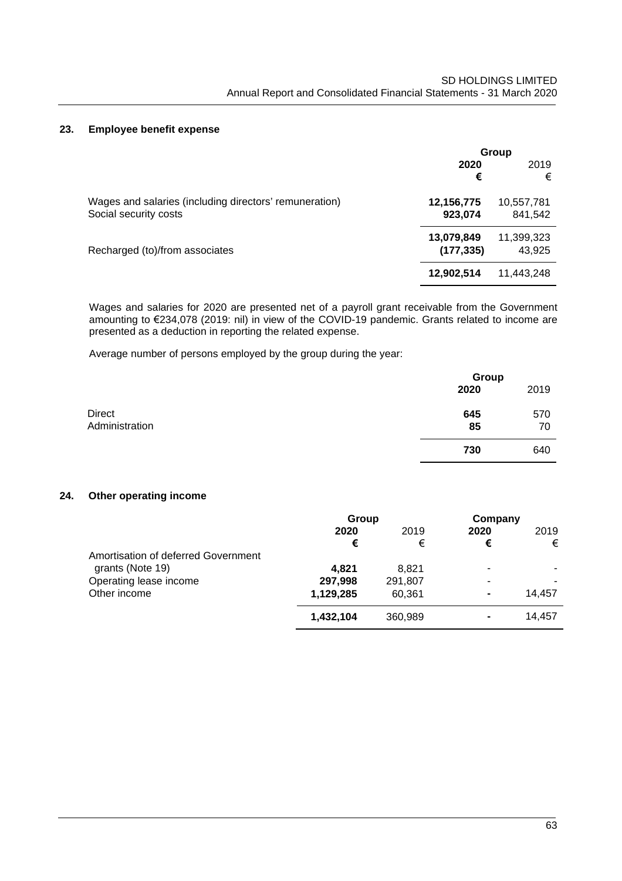## 23. Employee benefit expense

| | Group | |
|---|---|---|
| | **2020** | 2019 |
| | **€** | € |
| Wages and salaries (including directors' remuneration) | **12,156,775** | 10,557,781 |
| Social security costs | **923,074** | 841,542 |
| | **13,079,849** | 11,399,323 |
| Recharged (to)/from associates | **(177,335)** | 43,925 |
| | **12,902,514** | 11,443,248 |

Wages and salaries for 2020 are presented net of a payroll grant receivable from the Government amounting to €234,078 (2019: nil) in view of the COVID-19 pandemic. Grants related to income are presented as a deduction in reporting the related expense.

Average number of persons employed by the group during the year:

| | Group | |
|---|---|---|
| | **2020** | 2019 |
| Direct | **645** | 570 |
| Administration | **85** | 70 |
| | **730** | 640 |

## 24. Other operating income

| | Group | | Company | |
|---|---|---|---|---|
| | **2020** | 2019 | **2020** | 2019 |
| | **€** | € | **€** | € |
| Amortisation of deferred Government grants (Note 19) | **4,821** | 8,821 | - | - |
| Operating lease income | **297,998** | 291,807 | - | - |
| Other income | **1,129,285** | 60,361 | **-** | 14,457 |
| | **1,432,104** | 360,989 | **-** | 14,457 |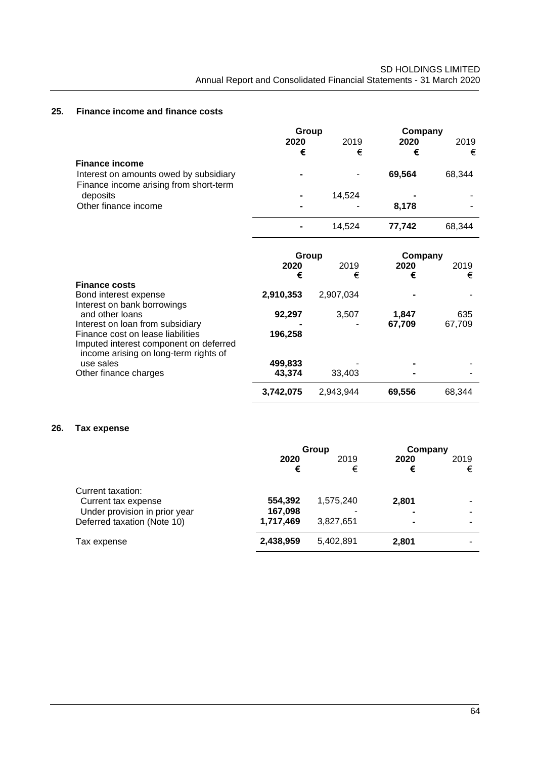## 25. Finance income and finance costs

| | Group | | Company | |
|---|---|---|---|---|
| | **2020** | 2019 | **2020** | 2019 |
| | **€** | € | **€** | € |
| **Finance income** | | | | |
| Interest on amounts owed by subsidiary | **-** | - | **69,564** | 68,344 |
| Finance income arising from short-term deposits | **-** | 14,524 | **-** | - |
| Other finance income | **-** | - | **8,178** | - |
| | **-** | 14,524 | **77,742** | 68,344 |

| | Group | | Company | |
|---|---|---|---|---|
| | **2020** | 2019 | **2020** | 2019 |
| | **€** | € | **€** | € |
| **Finance costs** | | | | |
| Bond interest expense | **2,910,353** | 2,907,034 | **-** | - |
| Interest on bank borrowings and other loans | **92,297** | 3,507 | **1,847** | 635 |
| Interest on loan from subsidiary | **-** | - | **67,709** | 67,709 |
| Finance cost on lease liabilities | **196,258** | | | |
| Imputed interest component on deferred income arising on long-term rights of use sales | **499,833** | - | **-** | - |
| Other finance charges | **43,374** | 33,403 | **-** | - |
| | **3,742,075** | 2,943,944 | **69,556** | 68,344 |

## 26. Tax expense

| | Group | | Company | |
|---|---|---|---|---|
| | **2020** | 2019 | **2020** | 2019 |
| | **€** | € | **€** | € |
| Current taxation: | | | | |
| Current tax expense | **554,392** | 1,575,240 | **2,801** | - |
| Under provision in prior year | **167,098** | - | **-** | - |
| Deferred taxation (Note 10) | **1,717,469** | 3,827,651 | **-** | - |
| Tax expense | **2,438,959** | 5,402,891 | **2,801** | - |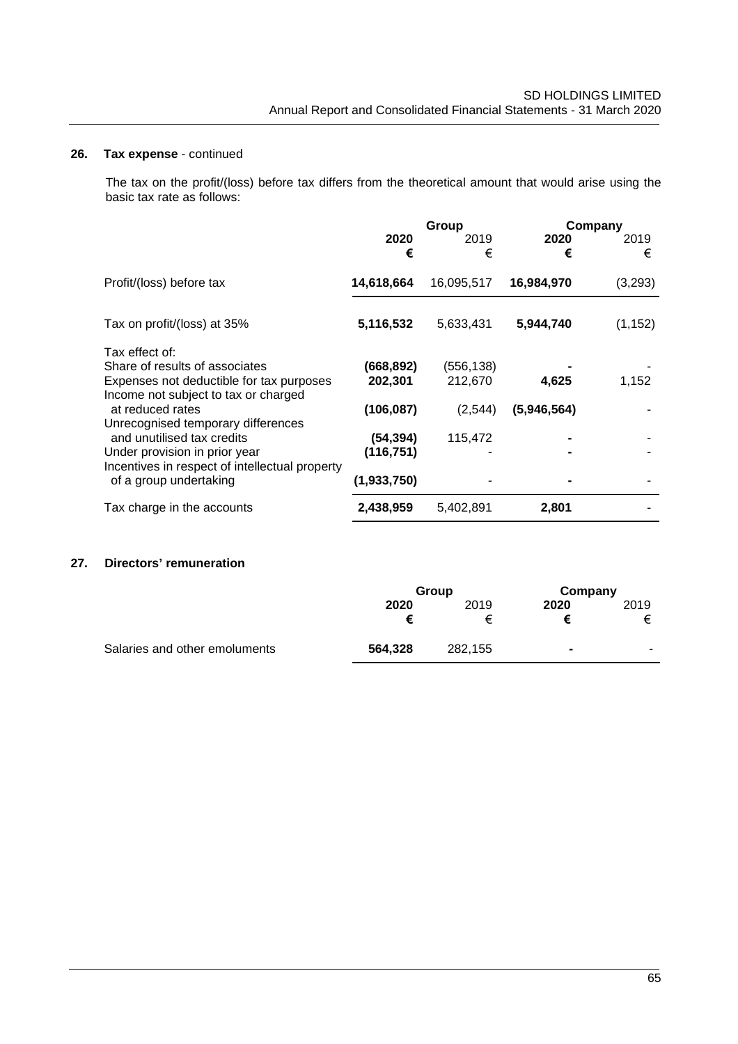## 26. Tax expense - continued

The tax on the profit/(loss) before tax differs from the theoretical amount that would arise using the basic tax rate as follows:

| | Group | | Company | |
|---|---|---|---|---|
| | **2020** | 2019 | **2020** | 2019 |
| | **€** | € | **€** | € |
| Profit/(loss) before tax | **14,618,664** | 16,095,517 | **16,984,970** | (3,293) |
| Tax on profit/(loss) at 35% | **5,116,532** | 5,633,431 | **5,944,740** | (1,152) |
| Tax effect of: | | | | |
| Share of results of associates | **(668,892)** | (556,138) | **-** | - |
| Expenses not deductible for tax purposes | **202,301** | 212,670 | **4,625** | 1,152 |
| Income not subject to tax or charged at reduced rates | **(106,087)** | (2,544) | **(5,946,564)** | - |
| Unrecognised temporary differences and unutilised tax credits | **(54,394)** | 115,472 | **-** | - |
| Under provision in prior year | **(116,751)** | - | **-** | - |
| Incentives in respect of intellectual property of a group undertaking | **(1,933,750)** | - | **-** | - |
| Tax charge in the accounts | **2,438,959** | 5,402,891 | **2,801** | - |

## 27. Directors' remuneration

| | Group | | Company | |
|---|---|---|---|---|
| | **2020** | 2019 | **2020** | 2019 |
| | **€** | € | **€** | € |
| Salaries and other emoluments | **564,328** | 282,155 | **-** | - |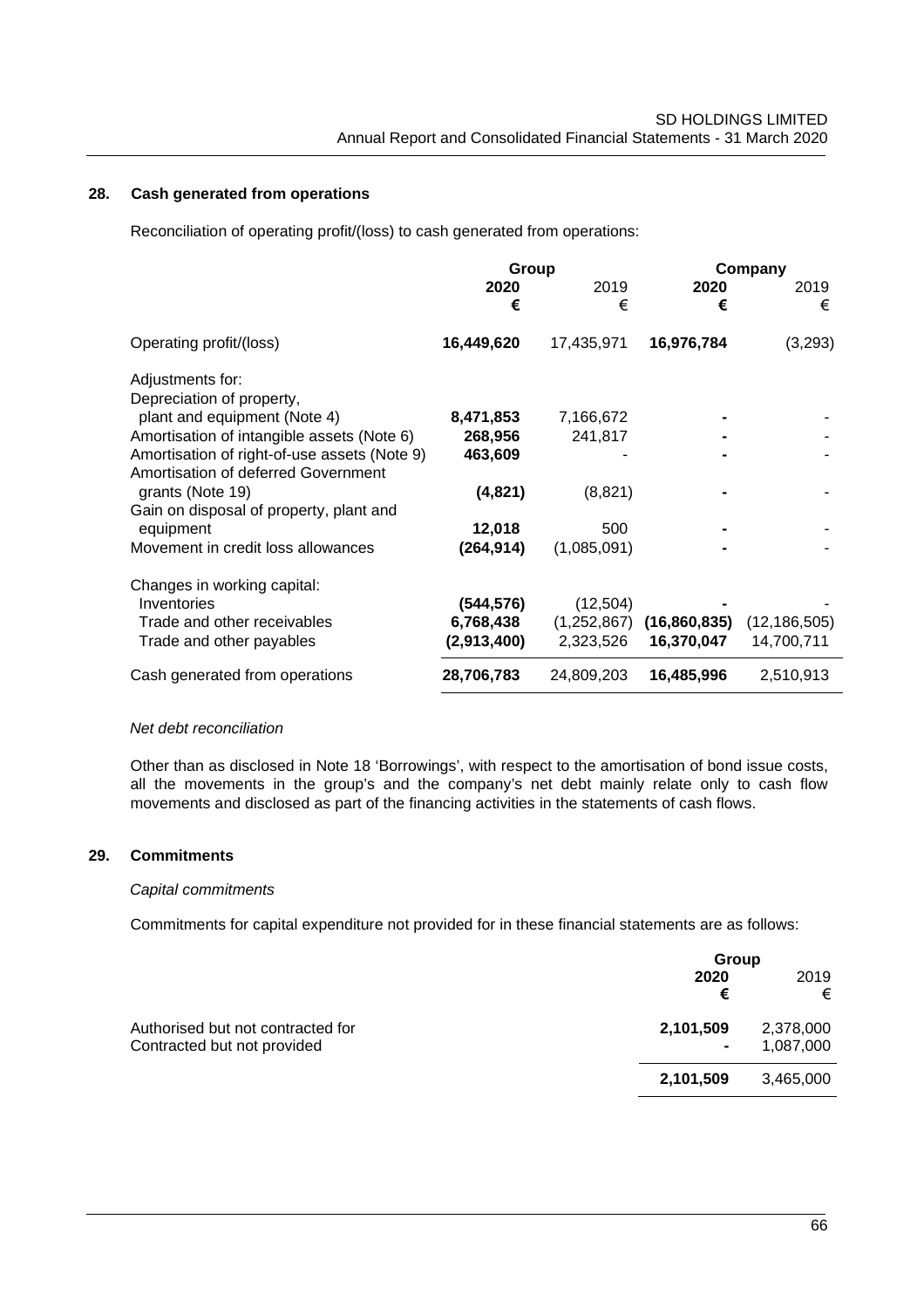## 28. Cash generated from operations

Reconciliation of operating profit/(loss) to cash generated from operations:

| | Group | | Company | |
|---|---|---|---|---|
| | **2020** | 2019 | **2020** | 2019 |
| | **€** | € | **€** | € |
| Operating profit/(loss) | **16,449,620** | 17,435,971 | **16,976,784** | (3,293) |
| Adjustments for: | | | | |
| Depreciation of property, plant and equipment (Note 4) | **8,471,853** | 7,166,672 | **-** | - |
| Amortisation of intangible assets (Note 6) | **268,956** | 241,817 | **-** | - |
| Amortisation of right-of-use assets (Note 9) | **463,609** | - | **-** | - |
| Amortisation of deferred Government grants (Note 19) | **(4,821)** | (8,821) | **-** | - |
| Gain on disposal of property, plant and equipment | **12,018** | 500 | **-** | - |
| Movement in credit loss allowances | **(264,914)** | (1,085,091) | **-** | - |
| Changes in working capital: | | | | |
| Inventories | **(544,576)** | (12,504) | **-** | - |
| Trade and other receivables | **6,768,438** | (1,252,867) | **(16,860,835)** | (12,186,505) |
| Trade and other payables | **(2,913,400)** | 2,323,526 | **16,370,047** | 14,700,711 |
| Cash generated from operations | **28,706,783** | 24,809,203 | **16,485,996** | 2,510,913 |

*Net debt reconciliation*

Other than as disclosed in Note 18 'Borrowings', with respect to the amortisation of bond issue costs, all the movements in the group's and the company's net debt mainly relate only to cash flow movements and disclosed as part of the financing activities in the statements of cash flows.

## 29. Commitments

*Capital commitments*

Commitments for capital expenditure not provided for in these financial statements are as follows:

| | Group | |
|---|---|---|
| | **2020** | 2019 |
| | **€** | € |
| Authorised but not contracted for | **2,101,509** | 2,378,000 |
| Contracted but not provided | **-** | 1,087,000 |
| | **2,101,509** | 3,465,000 |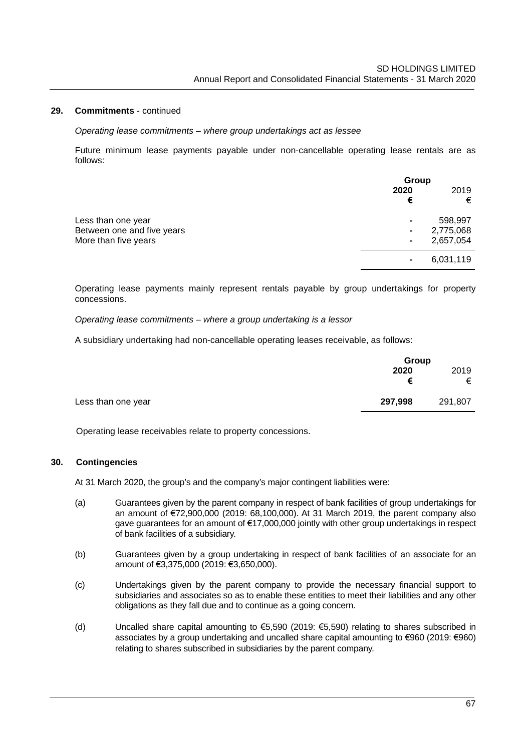**29. Commitments** - continued

*Operating lease commitments – where group undertakings act as lessee*

Future minimum lease payments payable under non-cancellable operating lease rentals are as follows:

| | Group | |
|---|---|---|
| | **2020** | 2019 |
| | **€** | € |
| Less than one year | **-** | 598,997 |
| Between one and five years | **-** | 2,775,068 |
| More than five years | **-** | 2,657,054 |
| | **-** | 6,031,119 |

Operating lease payments mainly represent rentals payable by group undertakings for property concessions.

*Operating lease commitments – where a group undertaking is a lessor*

A subsidiary undertaking had non-cancellable operating leases receivable, as follows:

| | Group | |
|---|---|---|
| | **2020** | 2019 |
| | **€** | € |
| Less than one year | **297,998** | 291,807 |

Operating lease receivables relate to property concessions.

**30. Contingencies**

At 31 March 2020, the group's and the company's major contingent liabilities were:

(a) Guarantees given by the parent company in respect of bank facilities of group undertakings for an amount of €72,900,000 (2019: 68,100,000). At 31 March 2019, the parent company also gave guarantees for an amount of €17,000,000 jointly with other group undertakings in respect of bank facilities of a subsidiary.

(b) Guarantees given by a group undertaking in respect of bank facilities of an associate for an amount of €3,375,000 (2019: €3,650,000).

(c) Undertakings given by the parent company to provide the necessary financial support to subsidiaries and associates so as to enable these entities to meet their liabilities and any other obligations as they fall due and to continue as a going concern.

(d) Uncalled share capital amounting to €5,590 (2019: €5,590) relating to shares subscribed in associates by a group undertaking and uncalled share capital amounting to €960 (2019: €960) relating to shares subscribed in subsidiaries by the parent company.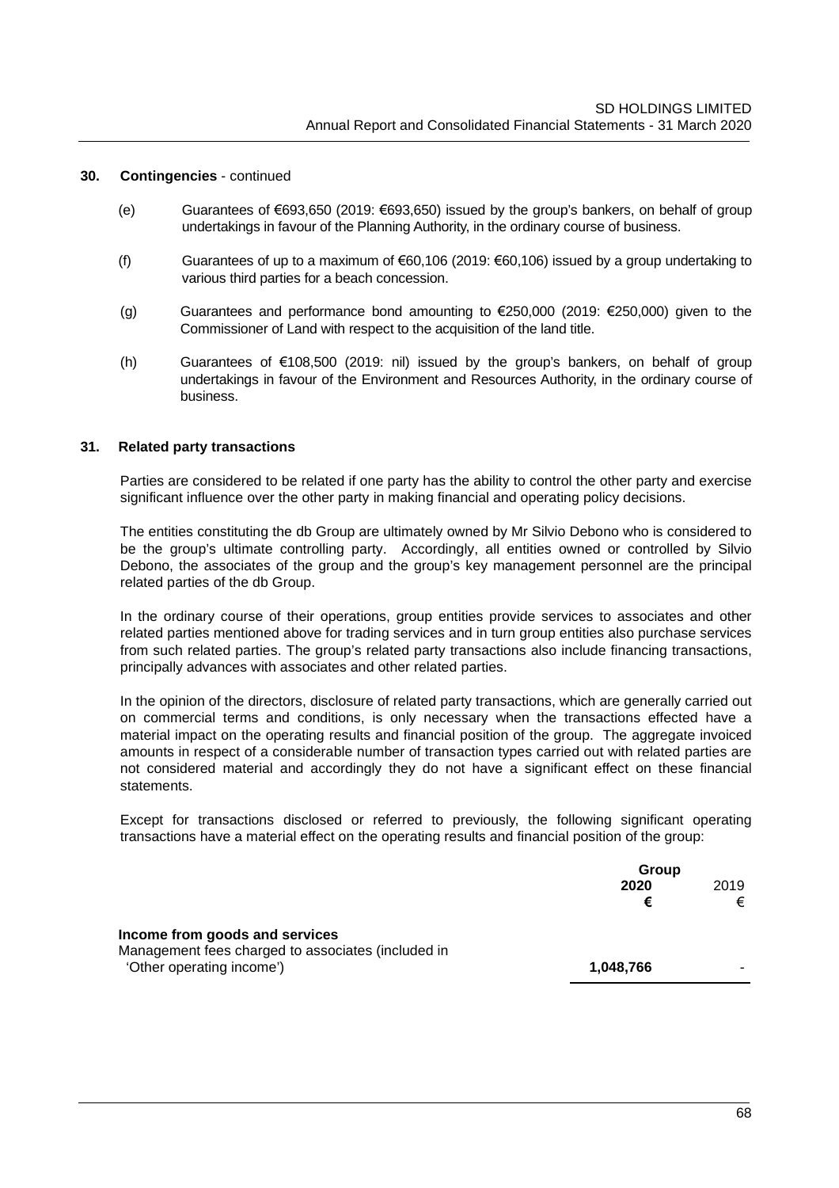### 30. Contingencies - continued

(e) Guarantees of €693,650 (2019: €693,650) issued by the group's bankers, on behalf of group undertakings in favour of the Planning Authority, in the ordinary course of business.

(f) Guarantees of up to a maximum of €60,106 (2019: €60,106) issued by a group undertaking to various third parties for a beach concession.

(g) Guarantees and performance bond amounting to €250,000 (2019: €250,000) given to the Commissioner of Land with respect to the acquisition of the land title.

(h) Guarantees of €108,500 (2019: nil) issued by the group's bankers, on behalf of group undertakings in favour of the Environment and Resources Authority, in the ordinary course of business.

### 31. Related party transactions

Parties are considered to be related if one party has the ability to control the other party and exercise significant influence over the other party in making financial and operating policy decisions.

The entities constituting the db Group are ultimately owned by Mr Silvio Debono who is considered to be the group's ultimate controlling party. Accordingly, all entities owned or controlled by Silvio Debono, the associates of the group and the group's key management personnel are the principal related parties of the db Group.

In the ordinary course of their operations, group entities provide services to associates and other related parties mentioned above for trading services and in turn group entities also purchase services from such related parties. The group's related party transactions also include financing transactions, principally advances with associates and other related parties.

In the opinion of the directors, disclosure of related party transactions, which are generally carried out on commercial terms and conditions, is only necessary when the transactions effected have a material impact on the operating results and financial position of the group. The aggregate invoiced amounts in respect of a considerable number of transaction types carried out with related parties are not considered material and accordingly they do not have a significant effect on these financial statements.

Except for transactions disclosed or referred to previously, the following significant operating transactions have a material effect on the operating results and financial position of the group:

| | Group | |
|---|---|---|
| | **2020** | 2019 |
| | **€** | € |
| **Income from goods and services** | | |
| Management fees charged to associates (included in 'Other operating income') | **1,048,766** | - |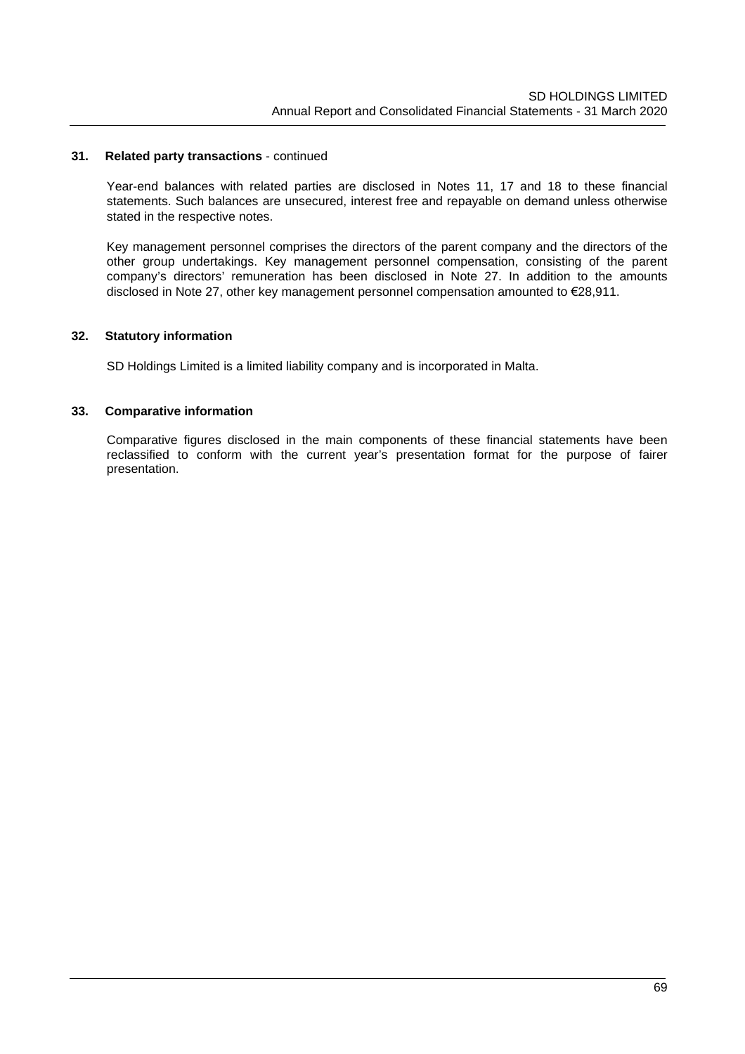## 31. Related party transactions - continued

Year-end balances with related parties are disclosed in Notes 11, 17 and 18 to these financial statements. Such balances are unsecured, interest free and repayable on demand unless otherwise stated in the respective notes.

Key management personnel comprises the directors of the parent company and the directors of the other group undertakings. Key management personnel compensation, consisting of the parent company's directors' remuneration has been disclosed in Note 27. In addition to the amounts disclosed in Note 27, other key management personnel compensation amounted to €28,911.

## 32. Statutory information

SD Holdings Limited is a limited liability company and is incorporated in Malta.

## 33. Comparative information

Comparative figures disclosed in the main components of these financial statements have been reclassified to conform with the current year's presentation format for the purpose of fairer presentation.